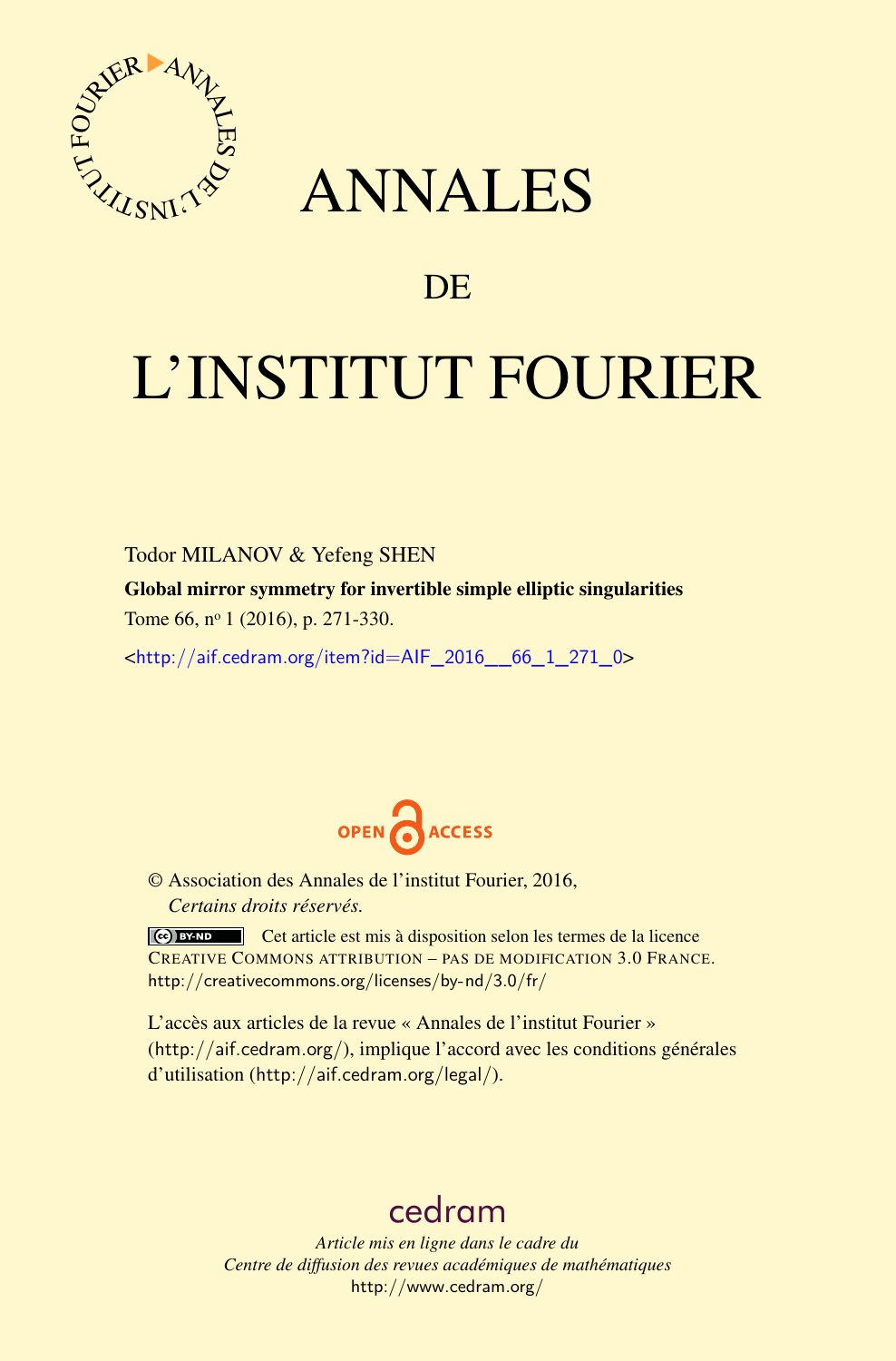# ANNALES

## DE

# L'INSTITUT FOURIER

Todor MILANOV & Yefeng SHEN

**Global mirror symmetry for invertible simple elliptic singularities**

Tome 66, n$^{o}$ 1 (2016), p. 271-330.

<http://aif.cedram.org/item?id=AIF_2016__66_1_271_0>

OPEN ACCESS

© Association des Annales de l'institut Fourier, 2016,
*Certains droits réservés.*

Cet article est mis à disposition selon les termes de la licence CREATIVE COMMONS ATTRIBUTION – PAS DE MODIFICATION 3.0 FRANCE.
http://creativecommons.org/licenses/by-nd/3.0/fr/

L'accès aux articles de la revue « Annales de l'institut Fourier » (http://aif.cedram.org/), implique l'accord avec les conditions générales d'utilisation (http://aif.cedram.org/legal/).

cedram

*Article mis en ligne dans le cadre du*
*Centre de diffusion des revues académiques de mathématiques*
http://www.cedram.org/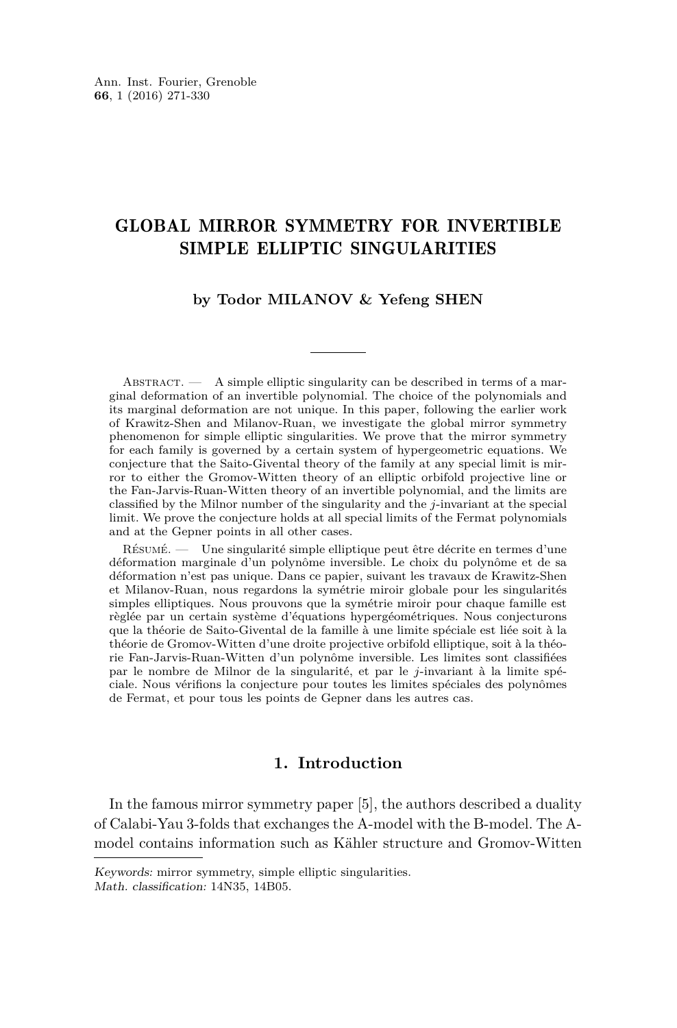# GLOBAL MIRROR SYMMETRY FOR INVERTIBLE SIMPLE ELLIPTIC SINGULARITIES

**by Todor MILANOV & Yefeng SHEN**

Abstract. — A simple elliptic singularity can be described in terms of a marginal deformation of an invertible polynomial. The choice of the polynomials and its marginal deformation are not unique. In this paper, following the earlier work of Krawitz-Shen and Milanov-Ruan, we investigate the global mirror symmetry phenomenon for simple elliptic singularities. We prove that the mirror symmetry for each family is governed by a certain system of hypergeometric equations. We conjecture that the Saito-Givental theory of the family at any special limit is mirror to either the Gromov-Witten theory of an elliptic orbifold projective line or the Fan-Jarvis-Ruan-Witten theory of an invertible polynomial, and the limits are classified by the Milnor number of the singularity and the $j$-invariant at the special limit. We prove the conjecture holds at all special limits of the Fermat polynomials and at the Gepner points in all other cases.

Résumé. — Une singularité simple elliptique peut être décrite en termes d'une déformation marginale d'un polynôme inversible. Le choix du polynôme et de sa déformation n'est pas unique. Dans ce papier, suivant les travaux de Krawitz-Shen et Milanov-Ruan, nous regardons la symétrie miroir globale pour les singularités simples elliptiques. Nous prouvons que la symétrie miroir pour chaque famille est règlée par un certain système d'équations hypergéométriques. Nous conjecturons que la théorie de Saito-Givental de la famille à une limite spéciale est liée soit à la théorie de Gromov-Witten d'une droite projective orbifold elliptique, soit à la théorie Fan-Jarvis-Ruan-Witten d'un polynôme inversible. Les limites sont classifiées par le nombre de Milnor de la singularité, et par le $j$-invariant à la limite spéciale. Nous vérifions la conjecture pour toutes les limites spéciales des polynômes de Fermat, et pour tous les points de Gepner dans les autres cas.

## 1. Introduction

In the famous mirror symmetry paper [5], the authors described a duality of Calabi-Yau 3-folds that exchanges the A-model with the B-model. The A-model contains information such as Kähler structure and Gromov-Witten

*Keywords:* mirror symmetry, simple elliptic singularities.
*Math. classification:* 14N35, 14B05.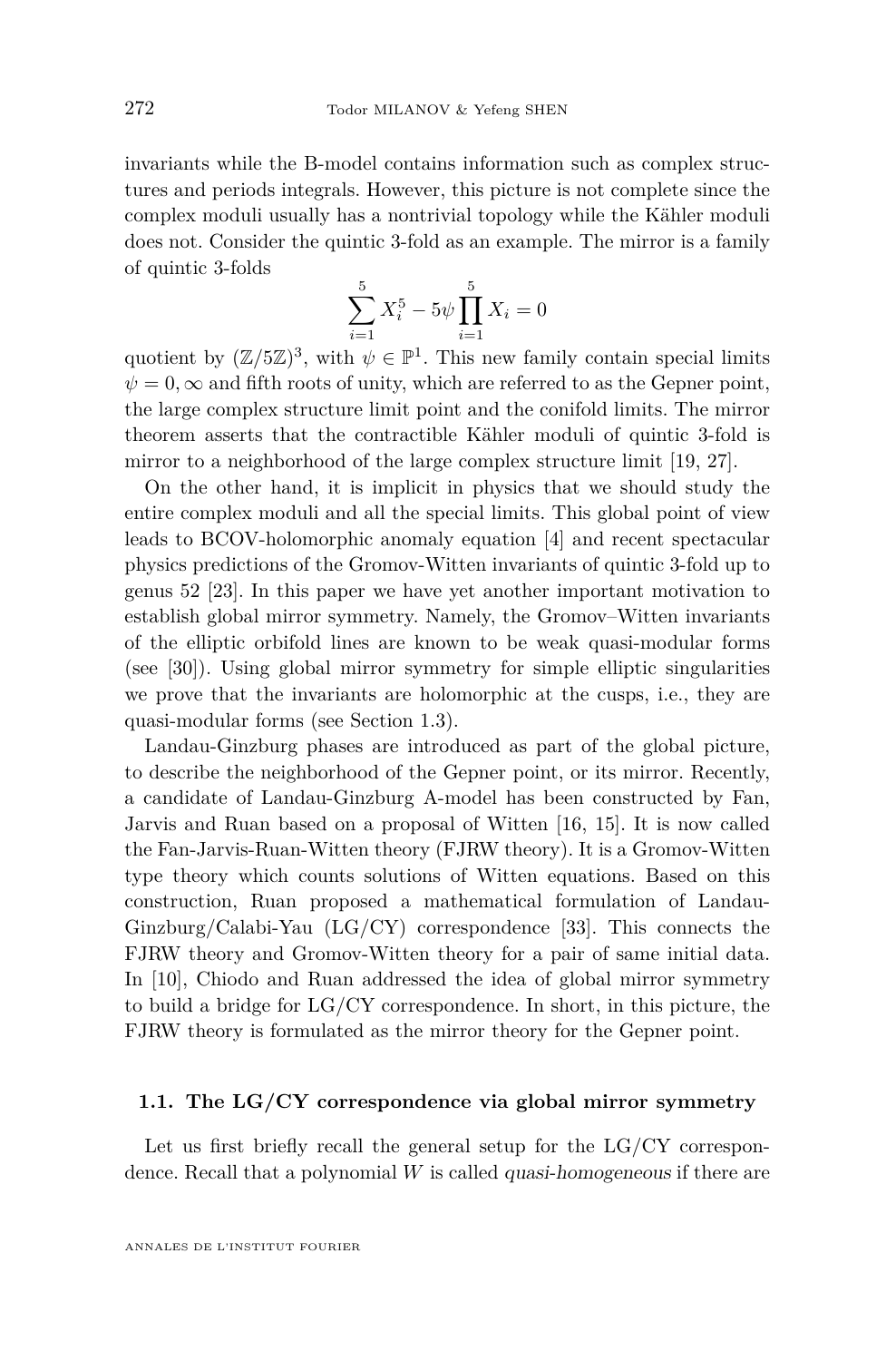invariants while the B-model contains information such as complex structures and periods integrals. However, this picture is not complete since the complex moduli usually has a nontrivial topology while the Kähler moduli does not. Consider the quintic 3-fold as an example. The mirror is a family of quintic 3-folds

$$\sum_{i=1}^{5} X_i^5 - 5\psi \prod_{i=1}^{5} X_i = 0$$

quotient by $(\mathbb{Z}/5\mathbb{Z})^3$, with $\psi \in \mathbb{P}^1$. This new family contain special limits $\psi = 0, \infty$ and fifth roots of unity, which are referred to as the Gepner point, the large complex structure limit point and the conifold limits. The mirror theorem asserts that the contractible Kähler moduli of quintic 3-fold is mirror to a neighborhood of the large complex structure limit [19, 27].

On the other hand, it is implicit in physics that we should study the entire complex moduli and all the special limits. This global point of view leads to BCOV-holomorphic anomaly equation [4] and recent spectacular physics predictions of the Gromov-Witten invariants of quintic 3-fold up to genus 52 [23]. In this paper we have yet another important motivation to establish global mirror symmetry. Namely, the Gromov–Witten invariants of the elliptic orbifold lines are known to be weak quasi-modular forms (see [30]). Using global mirror symmetry for simple elliptic singularities we prove that the invariants are holomorphic at the cusps, i.e., they are quasi-modular forms (see Section 1.3).

Landau-Ginzburg phases are introduced as part of the global picture, to describe the neighborhood of the Gepner point, or its mirror. Recently, a candidate of Landau-Ginzburg A-model has been constructed by Fan, Jarvis and Ruan based on a proposal of Witten [16, 15]. It is now called the Fan-Jarvis-Ruan-Witten theory (FJRW theory). It is a Gromov-Witten type theory which counts solutions of Witten equations. Based on this construction, Ruan proposed a mathematical formulation of Landau-Ginzburg/Calabi-Yau (LG/CY) correspondence [33]. This connects the FJRW theory and Gromov-Witten theory for a pair of same initial data. In [10], Chiodo and Ruan addressed the idea of global mirror symmetry to build a bridge for LG/CY correspondence. In short, in this picture, the FJRW theory is formulated as the mirror theory for the Gepner point.

### 1.1. The LG/CY correspondence via global mirror symmetry

Let us first briefly recall the general setup for the LG/CY correspondence. Recall that a polynomial $W$ is called *quasi-homogeneous* if there are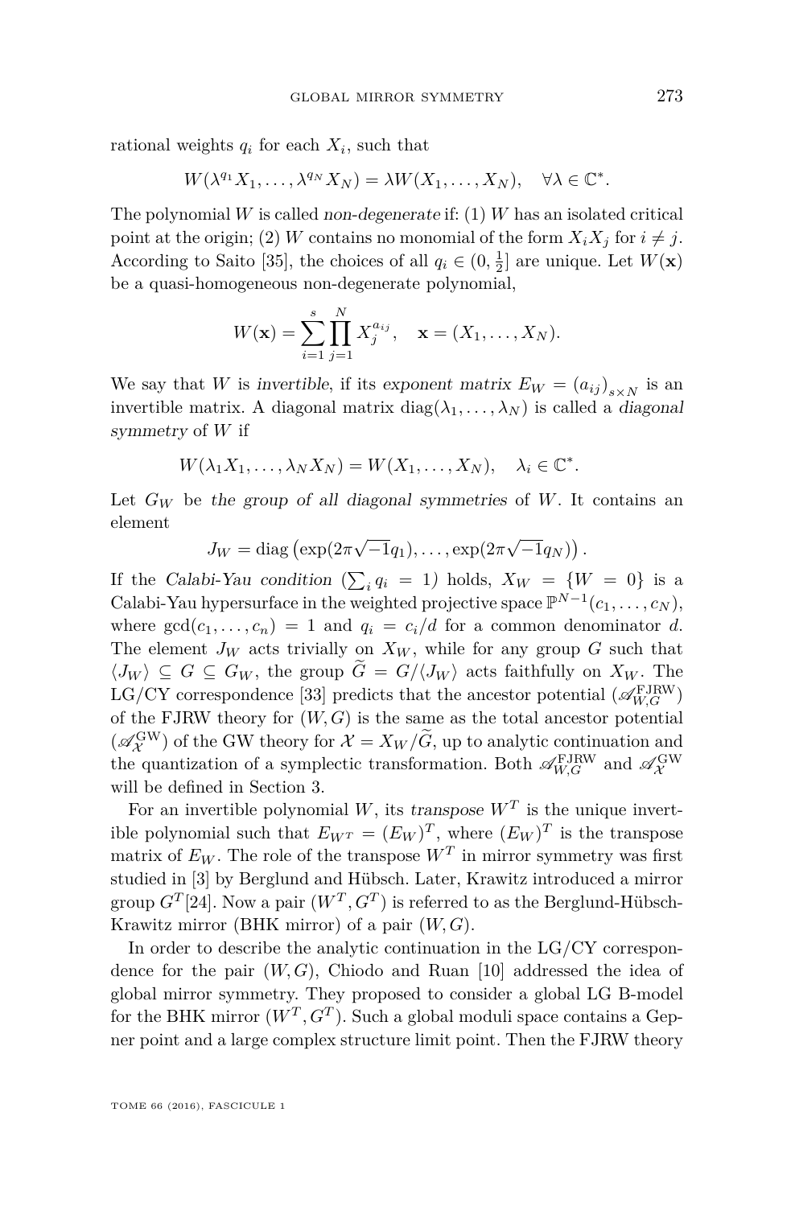rational weights $q_i$ for each $X_i$, such that

$$W(\lambda^{q_1} X_1, \ldots, \lambda^{q_N} X_N) = \lambda W(X_1, \ldots, X_N), \quad \forall \lambda \in \mathbb{C}^*.$$

The polynomial $W$ is called *non-degenerate* if: (1) $W$ has an isolated critical point at the origin; (2) $W$ contains no monomial of the form $X_i X_j$ for $i \neq j$. According to Saito [35], the choices of all $q_i \in (0, \frac{1}{2}]$ are unique. Let $W(\mathbf{x})$ be a quasi-homogeneous non-degenerate polynomial,

$$W(\mathbf{x}) = \sum_{i=1}^{s} \prod_{j=1}^{N} X_j^{a_{ij}}, \quad \mathbf{x} = (X_1, \ldots, X_N).$$

We say that $W$ is *invertible*, if its *exponent matrix* $E_W = (a_{ij})_{s \times N}$ is an invertible matrix. A diagonal matrix $\operatorname{diag}(\lambda_1, \ldots, \lambda_N)$ is called a *diagonal symmetry* of $W$ if

$$W(\lambda_1 X_1, \ldots, \lambda_N X_N) = W(X_1, \ldots, X_N), \quad \lambda_i \in \mathbb{C}^*.$$

Let $G_W$ be *the group of all diagonal symmetries* of $W$. It contains an element

$$J_W = \operatorname{diag}\left(\exp(2\pi\sqrt{-1}q_1), \ldots, \exp(2\pi\sqrt{-1}q_N)\right).$$

If the *Calabi-Yau condition* ($\sum_i q_i = 1$) holds, $X_W = \{W = 0\}$ is a Calabi-Yau hypersurface in the weighted projective space $\mathbb{P}^{N-1}(c_1, \ldots, c_N)$, where $\gcd(c_1, \ldots, c_n) = 1$ and $q_i = c_i/d$ for a common denominator $d$. The element $J_W$ acts trivially on $X_W$, while for any group $G$ such that $\langle J_W \rangle \subseteq G \subseteq G_W$, the group $\widetilde{G} = G/\langle J_W \rangle$ acts faithfully on $X_W$. The LG/CY correspondence [33] predicts that the ancestor potential ($\mathscr{A}_{W,G}^{\mathrm{FJRW}}$) of the FJRW theory for $(W, G)$ is the same as the total ancestor potential ($\mathscr{A}_{\mathcal{X}}^{\mathrm{GW}}$) of the GW theory for $\mathcal{X} = X_W/\widetilde{G}$, up to analytic continuation and the quantization of a symplectic transformation. Both $\mathscr{A}_{W,G}^{\mathrm{FJRW}}$ and $\mathscr{A}_{\mathcal{X}}^{\mathrm{GW}}$ will be defined in Section 3.

For an invertible polynomial $W$, its *transpose* $W^T$ is the unique invertible polynomial such that $E_{W^T} = (E_W)^T$, where $(E_W)^T$ is the transpose matrix of $E_W$. The role of the transpose $W^T$ in mirror symmetry was first studied in [3] by Berglund and Hübsch. Later, Krawitz introduced a mirror group $G^T$[24]. Now a pair $(W^T, G^T)$ is referred to as the Berglund-Hübsch-Krawitz mirror (BHK mirror) of a pair $(W, G)$.

In order to describe the analytic continuation in the LG/CY correspondence for the pair $(W, G)$, Chiodo and Ruan [10] addressed the idea of global mirror symmetry. They proposed to consider a global LG B-model for the BHK mirror $(W^T, G^T)$. Such a global moduli space contains a Gepner point and a large complex structure limit point. Then the FJRW theory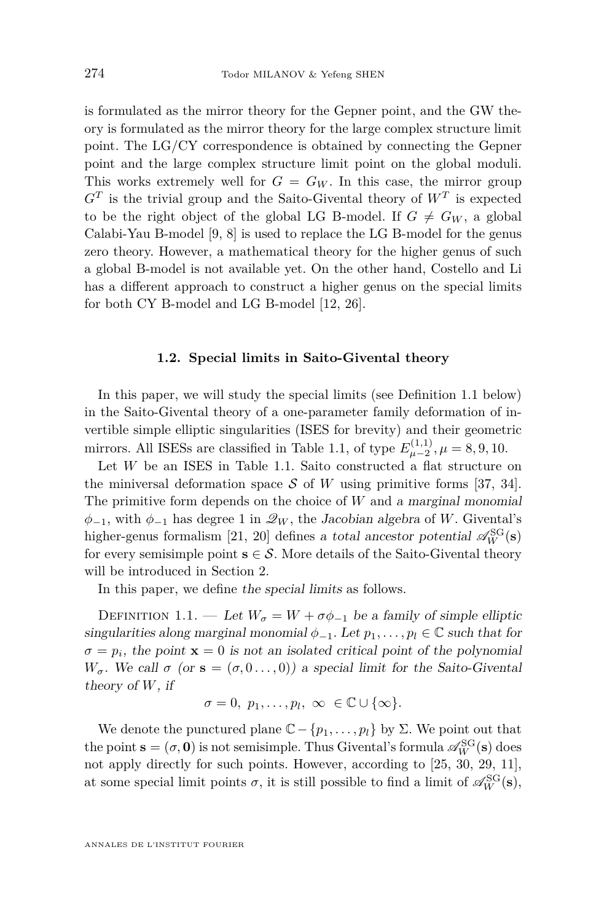is formulated as the mirror theory for the Gepner point, and the GW theory is formulated as the mirror theory for the large complex structure limit point. The LG/CY correspondence is obtained by connecting the Gepner point and the large complex structure limit point on the global moduli. This works extremely well for $G = G_W$. In this case, the mirror group $G^T$ is the trivial group and the Saito-Givental theory of $W^T$ is expected to be the right object of the global LG B-model. If $G \neq G_W$, a global Calabi-Yau B-model [9, 8] is used to replace the LG B-model for the genus zero theory. However, a mathematical theory for the higher genus of such a global B-model is not available yet. On the other hand, Costello and Li has a different approach to construct a higher genus on the special limits for both CY B-model and LG B-model [12, 26].

### 1.2. Special limits in Saito-Givental theory

In this paper, we will study the special limits (see Definition 1.1 below) in the Saito-Givental theory of a one-parameter family deformation of invertible simple elliptic singularities (ISES for brevity) and their geometric mirrors. All ISESs are classified in Table 1.1, of type $E^{(1,1)}_{\mu-2}, \mu = 8, 9, 10$.

Let $W$ be an ISES in Table 1.1. Saito constructed a flat structure on the miniversal deformation space $\mathcal{S}$ of $W$ using primitive forms [37, 34]. The primitive form depends on the choice of $W$ and *a marginal monomial* $\phi_{-1}$, with $\phi_{-1}$ has degree 1 in $\mathscr{Q}_W$, the *Jacobian algebra* of $W$. Givental's higher-genus formalism [21, 20] defines *a total ancestor potential* $\mathscr{A}^{\rm SG}_W(\mathbf{s})$ for every semisimple point $\mathbf{s} \in \mathcal{S}$. More details of the Saito-Givental theory will be introduced in Section 2.

In this paper, we define *the special limits* as follows.

Definition 1.1. — *Let $W_\sigma = W + \sigma\phi_{-1}$ be a family of simple elliptic singularities along marginal monomial $\phi_{-1}$. Let $p_1, \ldots, p_l \in \mathbb{C}$ such that for $\sigma = p_i$, the point $\mathbf{x} = 0$ is not an isolated critical point of the polynomial $W_\sigma$. We call $\sigma$ (or $\mathbf{s} = (\sigma, 0 \ldots, 0)$) a special limit for the Saito-Givental theory of $W$, if*

$$\sigma = 0,\ p_1, \ldots, p_l,\ \infty\ \in \mathbb{C} \cup \{\infty\}.$$

We denote the punctured plane $\mathbb{C} - \{p_1, \ldots, p_l\}$ by $\Sigma$. We point out that the point $\mathbf{s} = (\sigma, \mathbf{0})$ is not semisimple. Thus Givental's formula $\mathscr{A}^{\rm SG}_W(\mathbf{s})$ does not apply directly for such points. However, according to [25, 30, 29, 11], at some special limit points $\sigma$, it is still possible to find a limit of $\mathscr{A}^{\rm SG}_W(\mathbf{s})$,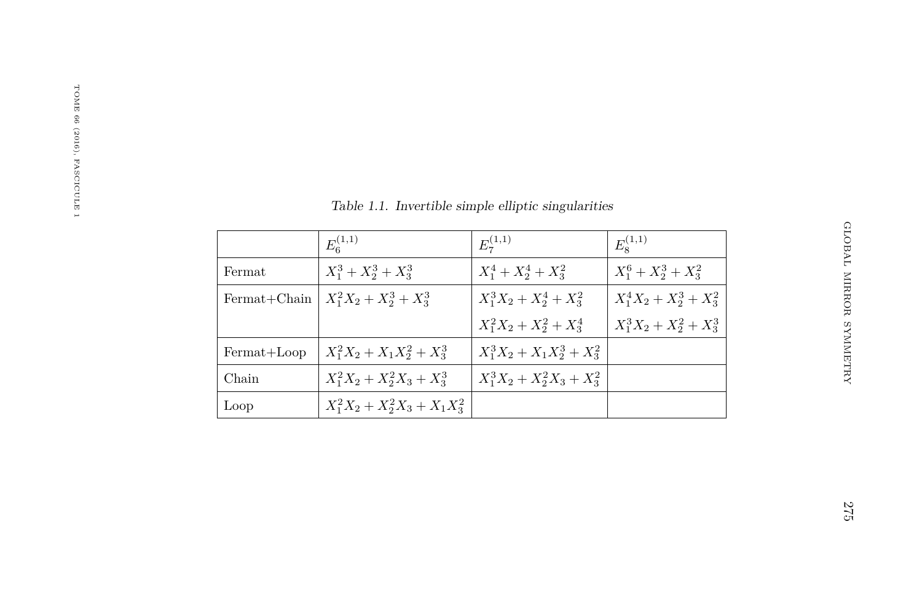*Table 1.1. Invertible simple elliptic singularities*

| | $E_6^{(1,1)}$ | $E_7^{(1,1)}$ | $E_8^{(1,1)}$ |
|---|---|---|---|
| Fermat | $X_1^3 + X_2^3 + X_3^3$ | $X_1^4 + X_2^4 + X_3^2$ | $X_1^6 + X_2^3 + X_3^2$ |
| Fermat+Chain | $X_1^2 X_2 + X_2^3 + X_3^3$ | $X_1^3 X_2 + X_2^4 + X_3^2$ | $X_1^4 X_2 + X_2^3 + X_3^2$ |
| | | $X_1^2 X_2 + X_2^2 + X_3^4$ | $X_1^3 X_2 + X_2^2 + X_3^3$ |
| Fermat+Loop | $X_1^2 X_2 + X_1 X_2^2 + X_3^3$ | $X_1^3 X_2 + X_1 X_2^3 + X_3^2$ | |
| Chain | $X_1^2 X_2 + X_2^2 X_3 + X_3^3$ | $X_1^3 X_2 + X_2^2 X_3 + X_3^2$ | |
| Loop | $X_1^2 X_2 + X_2^2 X_3 + X_1 X_3^2$ | | |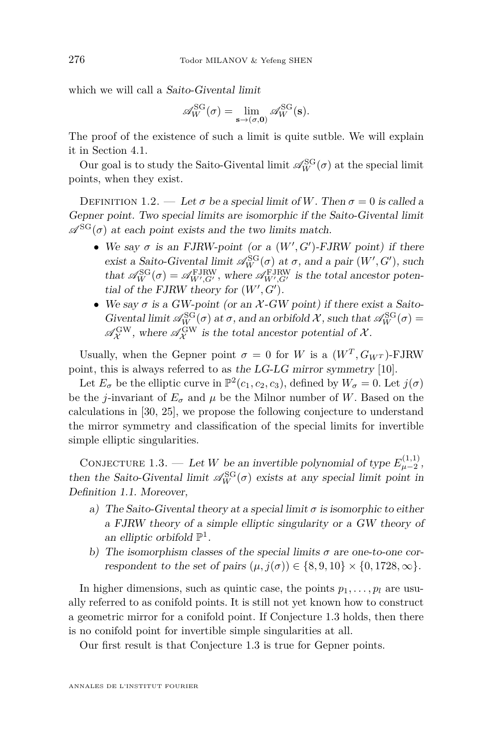which we will call a *Saito-Givental limit*

$$\mathscr{A}_W^{\mathrm{SG}}(\sigma) = \lim_{\mathbf{s}\to(\sigma,\mathbf{0})} \mathscr{A}_W^{\mathrm{SG}}(\mathbf{s}).$$

The proof of the existence of such a limit is quite sutble. We will explain it in Section 4.1.

Our goal is to study the Saito-Givental limit $\mathscr{A}_W^{\mathrm{SG}}(\sigma)$ at the special limit points, when they exist.

Definition 1.2. — *Let $\sigma$ be a special limit of $W$. Then $\sigma = 0$ is called a Gepner point. Two special limits are isomorphic if the Saito-Givental limit $\mathscr{A}^{\mathrm{SG}}(\sigma)$ at each point exists and the two limits match.*

- *We say $\sigma$ is an FJRW-point (or a $(W', G')$-FJRW point) if there exist a Saito-Givental limit $\mathscr{A}_W^{\mathrm{SG}}(\sigma)$ at $\sigma$, and a pair $(W', G')$, such that $\mathscr{A}_W^{\mathrm{SG}}(\sigma) = \mathscr{A}_{W',G'}^{\mathrm{FJRW}}$, where $\mathscr{A}_{W',G'}^{\mathrm{FJRW}}$ is the total ancestor potential of the FJRW theory for $(W', G')$.*
- *We say $\sigma$ is a GW-point (or an $\mathcal{X}$-GW point) if there exist a Saito-Givental limit $\mathscr{A}_W^{\mathrm{SG}}(\sigma)$ at $\sigma$, and an orbifold $\mathcal{X}$, such that $\mathscr{A}_W^{\mathrm{SG}}(\sigma) = \mathscr{A}_{\mathcal{X}}^{\mathrm{GW}}$, where $\mathscr{A}_{\mathcal{X}}^{\mathrm{GW}}$ is the total ancestor potential of $\mathcal{X}$.*

Usually, when the Gepner point $\sigma = 0$ for $W$ is a $(W^T, G_{W^T})$-FJRW point, this is always referred to as *the LG-LG mirror symmetry* [10].

Let $E_\sigma$ be the elliptic curve in $\mathbb{P}^2(c_1, c_2, c_3)$, defined by $W_\sigma = 0$. Let $j(\sigma)$ be the $j$-invariant of $E_\sigma$ and $\mu$ be the Milnor number of $W$. Based on the calculations in [30, 25], we propose the following conjecture to understand the mirror symmetry and classification of the special limits for invertible simple elliptic singularities.

Conjecture 1.3. — *Let $W$ be an invertible polynomial of type $E_{\mu-2}^{(1,1)}$, then the Saito-Givental limit $\mathscr{A}_W^{\mathrm{SG}}(\sigma)$ exists at any special limit point in Definition 1.1. Moreover,*

a) *The Saito-Givental theory at a special limit $\sigma$ is isomorphic to either a FJRW theory of a simple elliptic singularity or a GW theory of an elliptic orbifold $\mathbb{P}^1$.*
b) *The isomorphism classes of the special limits $\sigma$ are one-to-one correspondent to the set of pairs $(\mu, j(\sigma)) \in \{8, 9, 10\} \times \{0, 1728, \infty\}$.*

In higher dimensions, such as quintic case, the points $p_1, \ldots, p_l$ are usually referred to as conifold points. It is still not yet known how to construct a geometric mirror for a conifold point. If Conjecture 1.3 holds, then there is no conifold point for invertible simple singularities at all.

Our first result is that Conjecture 1.3 is true for Gepner points.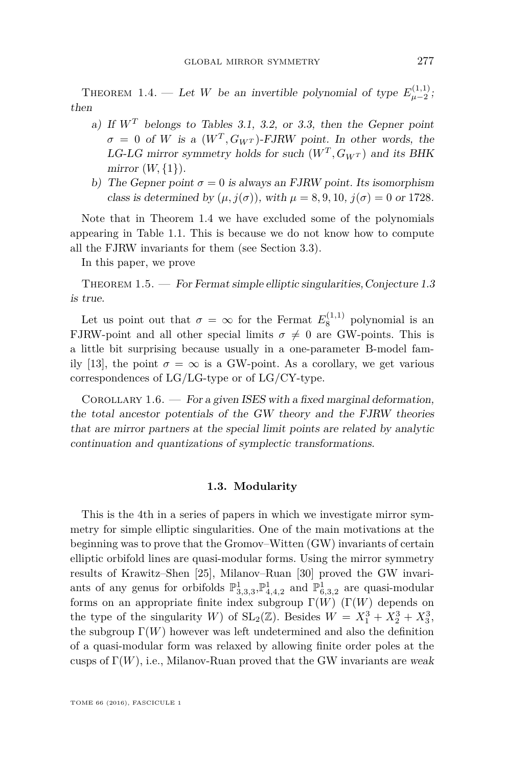Theorem 1.4. — *Let $W$ be an invertible polynomial of type $E^{(1,1)}_{\mu-2}$; then*

a) *If $W^T$ belongs to Tables 3.1, 3.2, or 3.3, then the Gepner point $\sigma = 0$ of $W$ is a $(W^T, G_{W^T})$-FJRW point. In other words, the LG-LG mirror symmetry holds for such $(W^T, G_{W^T})$ and its BHK mirror $(W, \{1\})$.*

b) *The Gepner point $\sigma = 0$ is always an FJRW point. Its isomorphism class is determined by $(\mu, j(\sigma))$, with $\mu = 8, 9, 10$, $j(\sigma) = 0$ or $1728$.*

Note that in Theorem 1.4 we have excluded some of the polynomials appearing in Table 1.1. This is because we do not know how to compute all the FJRW invariants for them (see Section 3.3).

In this paper, we prove

Theorem 1.5. — *For Fermat simple elliptic singularities, Conjecture 1.3 is true.*

Let us point out that $\sigma = \infty$ for the Fermat $E^{(1,1)}_8$ polynomial is an FJRW-point and all other special limits $\sigma \neq 0$ are GW-points. This is a little bit surprising because usually in a one-parameter B-model family [13], the point $\sigma = \infty$ is a GW-point. As a corollary, we get various correspondences of LG/LG-type or of LG/CY-type.

Corollary 1.6. — *For a given ISES with a fixed marginal deformation, the total ancestor potentials of the GW theory and the FJRW theories that are mirror partners at the special limit points are related by analytic continuation and quantizations of symplectic transformations.*

### 1.3. Modularity

This is the 4th in a series of papers in which we investigate mirror symmetry for simple elliptic singularities. One of the main motivations at the beginning was to prove that the Gromov–Witten (GW) invariants of certain elliptic orbifold lines are quasi-modular forms. Using the mirror symmetry results of Krawitz–Shen [25], Milanov–Ruan [30] proved the GW invariants of any genus for orbifolds $\mathbb{P}^1_{3,3,3}$,$\mathbb{P}^1_{4,4,2}$ and $\mathbb{P}^1_{6,3,2}$ are quasi-modular forms on an appropriate finite index subgroup $\Gamma(W)$ ($\Gamma(W)$ depends on the type of the singularity $W$) of $\mathrm{SL}_2(\mathbb{Z})$. Besides $W = X_1^3 + X_2^3 + X_3^3$, the subgroup $\Gamma(W)$ however was left undetermined and also the definition of a quasi-modular form was relaxed by allowing finite order poles at the cusps of $\Gamma(W)$, i.e., Milanov-Ruan proved that the GW invariants are *weak*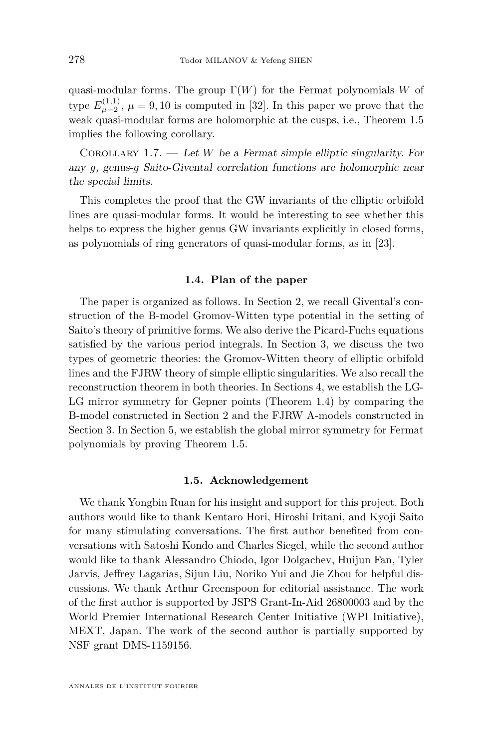quasi-modular forms. The group $\Gamma(W)$ for the Fermat polynomials $W$ of type $E_{\mu-2}^{(1,1)}$, $\mu = 9, 10$ is computed in [32]. In this paper we prove that the weak quasi-modular forms are holomorphic at the cusps, i.e., Theorem 1.5 implies the following corollary.

Corollary 1.7. — *Let $W$ be a Fermat simple elliptic singularity. For any $g$, genus-$g$ Saito-Givental correlation functions are holomorphic near the special limits.*

This completes the proof that the GW invariants of the elliptic orbifold lines are quasi-modular forms. It would be interesting to see whether this helps to express the higher genus GW invariants explicitly in closed forms, as polynomials of ring generators of quasi-modular forms, as in [23].

### 1.4. Plan of the paper

The paper is organized as follows. In Section 2, we recall Givental's construction of the B-model Gromov-Witten type potential in the setting of Saito's theory of primitive forms. We also derive the Picard-Fuchs equations satisfied by the various period integrals. In Section 3, we discuss the two types of geometric theories: the Gromov-Witten theory of elliptic orbifold lines and the FJRW theory of simple elliptic singularities. We also recall the reconstruction theorem in both theories. In Sections 4, we establish the LG-LG mirror symmetry for Gepner points (Theorem 1.4) by comparing the B-model constructed in Section 2 and the FJRW A-models constructed in Section 3. In Section 5, we establish the global mirror symmetry for Fermat polynomials by proving Theorem 1.5.

### 1.5. Acknowledgement

We thank Yongbin Ruan for his insight and support for this project. Both authors would like to thank Kentaro Hori, Hiroshi Iritani, and Kyoji Saito for many stimulating conversations. The first author benefited from conversations with Satoshi Kondo and Charles Siegel, while the second author would like to thank Alessandro Chiodo, Igor Dolgachev, Huijun Fan, Tyler Jarvis, Jeffrey Lagarias, Sijun Liu, Noriko Yui and Jie Zhou for helpful discussions. We thank Arthur Greenspoon for editorial assistance. The work of the first author is supported by JSPS Grant-In-Aid 26800003 and by the World Premier International Research Center Initiative (WPI Initiative), MEXT, Japan. The work of the second author is partially supported by NSF grant DMS-1159156.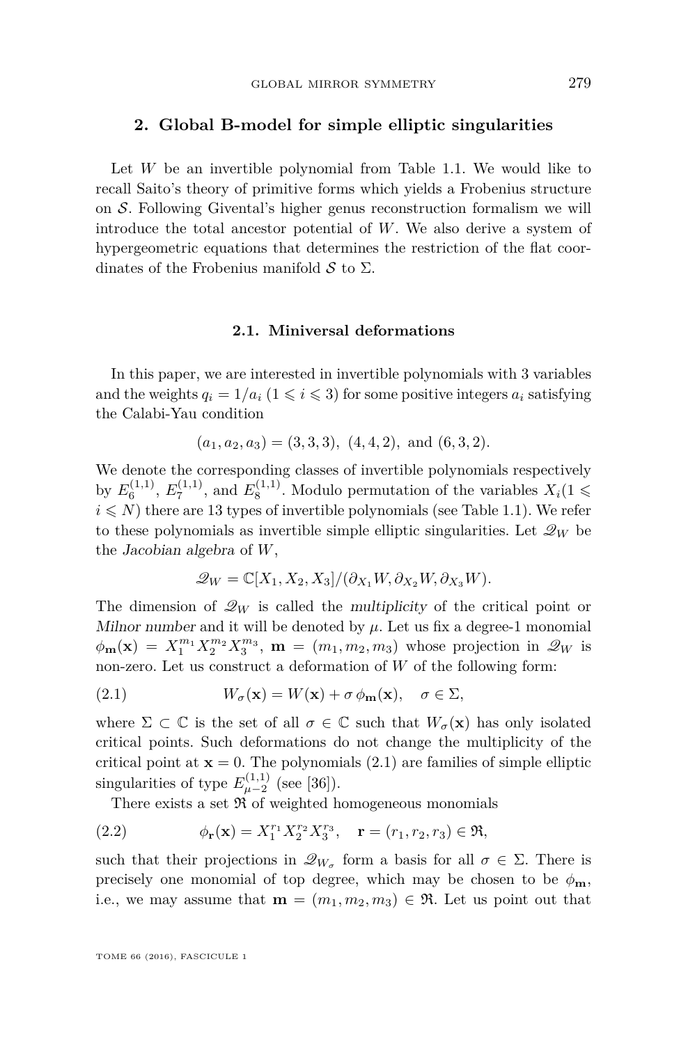## 2. Global B-model for simple elliptic singularities

Let $W$ be an invertible polynomial from Table 1.1. We would like to recall Saito's theory of primitive forms which yields a Frobenius structure on $\mathcal{S}$. Following Givental's higher genus reconstruction formalism we will introduce the total ancestor potential of $W$. We also derive a system of hypergeometric equations that determines the restriction of the flat coordinates of the Frobenius manifold $\mathcal{S}$ to $\Sigma$.

### 2.1. Miniversal deformations

In this paper, we are interested in invertible polynomials with 3 variables and the weights $q_i = 1/a_i$ $(1 \leqslant i \leqslant 3)$ for some positive integers $a_i$ satisfying the Calabi-Yau condition

$$(a_1, a_2, a_3) = (3,3,3),\ (4,4,2),\ \text{and } (6,3,2).$$

We denote the corresponding classes of invertible polynomials respectively by $E_6^{(1,1)}$, $E_7^{(1,1)}$, and $E_8^{(1,1)}$. Modulo permutation of the variables $X_i (1 \leqslant i \leqslant N)$ there are 13 types of invertible polynomials (see Table 1.1). We refer to these polynomials as invertible simple elliptic singularities. Let $\mathcal{Q}_W$ be the *Jacobian algebra* of $W$,

$$\mathcal{Q}_W = \mathbb{C}[X_1, X_2, X_3]/(\partial_{X_1} W, \partial_{X_2} W, \partial_{X_3} W).$$

The dimension of $\mathcal{Q}_W$ is called the *multiplicity* of the critical point or *Milnor number* and it will be denoted by $\mu$. Let us fix a degree-1 monomial $\phi_{\mathbf{m}}(\mathbf{x}) = X_1^{m_1} X_2^{m_2} X_3^{m_3}$, $\mathbf{m} = (m_1, m_2, m_3)$ whose projection in $\mathcal{Q}_W$ is non-zero. Let us construct a deformation of $W$ of the following form:

$$W_\sigma(\mathbf{x}) = W(\mathbf{x}) + \sigma\, \phi_{\mathbf{m}}(\mathbf{x}), \quad \sigma \in \Sigma, \tag{2.1}$$

where $\Sigma \subset \mathbb{C}$ is the set of all $\sigma \in \mathbb{C}$ such that $W_\sigma(\mathbf{x})$ has only isolated critical points. Such deformations do not change the multiplicity of the critical point at $\mathbf{x} = 0$. The polynomials (2.1) are families of simple elliptic singularities of type $E_{\mu-2}^{(1,1)}$ (see [36]).

There exists a set $\mathfrak{R}$ of weighted homogeneous monomials

$$\phi_{\mathbf{r}}(\mathbf{x}) = X_1^{r_1} X_2^{r_2} X_3^{r_3}, \quad \mathbf{r} = (r_1, r_2, r_3) \in \mathfrak{R}, \tag{2.2}$$

such that their projections in $\mathcal{Q}_{W_\sigma}$ form a basis for all $\sigma \in \Sigma$. There is precisely one monomial of top degree, which may be chosen to be $\phi_{\mathbf{m}}$, i.e., we may assume that $\mathbf{m} = (m_1, m_2, m_3) \in \mathfrak{R}$. Let us point out that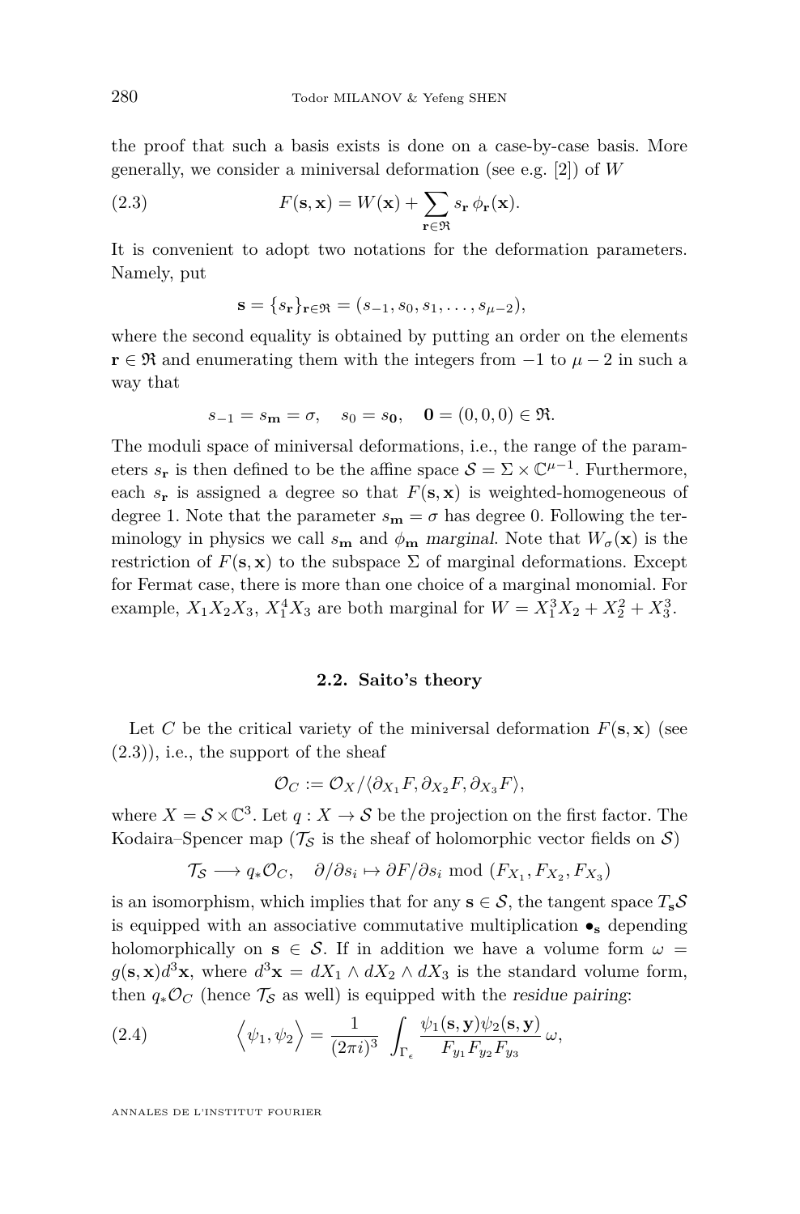the proof that such a basis exists is done on a case-by-case basis. More generally, we consider a miniversal deformation (see e.g. [2]) of $W$

$$F(\mathbf{s},\mathbf{x}) = W(\mathbf{x}) + \sum_{\mathbf{r}\in\mathfrak{R}} s_{\mathbf{r}}\, \phi_{\mathbf{r}}(\mathbf{x}). \tag{2.3}$$

It is convenient to adopt two notations for the deformation parameters. Namely, put

$$\mathbf{s} = \{s_{\mathbf{r}}\}_{\mathbf{r}\in\mathfrak{R}} = (s_{-1}, s_0, s_1, \ldots, s_{\mu-2}),$$

where the second equality is obtained by putting an order on the elements $\mathbf{r}\in\mathfrak{R}$ and enumerating them with the integers from $-1$ to $\mu-2$ in such a way that

$$s_{-1} = s_{\mathbf{m}} = \sigma, \quad s_0 = s_{\mathbf{0}}, \quad \mathbf{0} = (0,0,0)\in\mathfrak{R}.$$

The moduli space of miniversal deformations, i.e., the range of the parameters $s_{\mathbf{r}}$ is then defined to be the affine space $\mathcal{S} = \Sigma\times\mathbb{C}^{\mu-1}$. Furthermore, each $s_{\mathbf{r}}$ is assigned a degree so that $F(\mathbf{s},\mathbf{x})$ is weighted-homogeneous of degree 1. Note that the parameter $s_{\mathbf{m}} = \sigma$ has degree 0. Following the terminology in physics we call $s_{\mathbf{m}}$ and $\phi_{\mathbf{m}}$ *marginal*. Note that $W_\sigma(\mathbf{x})$ is the restriction of $F(\mathbf{s},\mathbf{x})$ to the subspace $\Sigma$ of marginal deformations. Except for Fermat case, there is more than one choice of a marginal monomial. For example, $X_1X_2X_3$, $X_1^4X_3$ are both marginal for $W = X_1^3X_2 + X_2^2 + X_3^3$.

## 2.2. Saito's theory

Let $C$ be the critical variety of the miniversal deformation $F(\mathbf{s},\mathbf{x})$ (see (2.3)), i.e., the support of the sheaf

$$\mathcal{O}_C := \mathcal{O}_X/\langle \partial_{X_1}F, \partial_{X_2}F, \partial_{X_3}F\rangle,$$

where $X = \mathcal{S}\times\mathbb{C}^3$. Let $q : X\to\mathcal{S}$ be the projection on the first factor. The Kodaira–Spencer map ($\mathcal{T}_{\mathcal{S}}$ is the sheaf of holomorphic vector fields on $\mathcal{S}$)

$$\mathcal{T}_{\mathcal{S}} \longrightarrow q_*\mathcal{O}_C, \quad \partial/\partial s_i \mapsto \partial F/\partial s_i \bmod (F_{X_1}, F_{X_2}, F_{X_3})$$

is an isomorphism, which implies that for any $\mathbf{s}\in\mathcal{S}$, the tangent space $T_{\mathbf{s}}\mathcal{S}$ is equipped with an associative commutative multiplication $\bullet_{\mathbf{s}}$ depending holomorphically on $\mathbf{s}\in\mathcal{S}$. If in addition we have a volume form $\omega = g(\mathbf{s},\mathbf{x})d^3\mathbf{x}$, where $d^3\mathbf{x} = dX_1\wedge dX_2\wedge dX_3$ is the standard volume form, then $q_*\mathcal{O}_C$ (hence $\mathcal{T}_{\mathcal{S}}$ as well) is equipped with the *residue pairing*:

$$\Big\langle \psi_1, \psi_2 \Big\rangle = \frac{1}{(2\pi i)^3}\int_{\Gamma_\epsilon} \frac{\psi_1(\mathbf{s},\mathbf{y})\psi_2(\mathbf{s},\mathbf{y})}{F_{y_1}F_{y_2}F_{y_3}}\,\omega, \tag{2.4}$$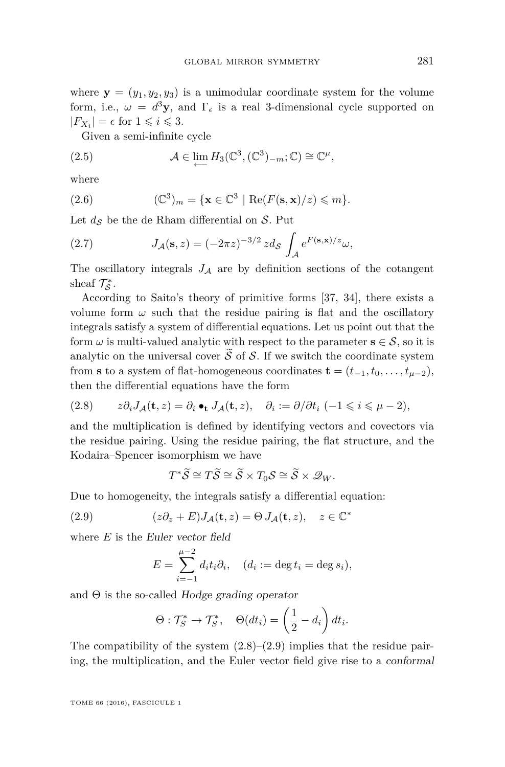where $\mathbf{y} = (y_1, y_2, y_3)$ is a unimodular coordinate system for the volume form, i.e., $\omega = d^3\mathbf{y}$, and $\Gamma_\epsilon$ is a real 3-dimensional cycle supported on $|F_{X_i}| = \epsilon$ for $1 \leqslant i \leqslant 3$.

Given a semi-infinite cycle

$$\mathcal{A} \in \varprojlim H_3(\mathbb{C}^3, (\mathbb{C}^3)_{-m}; \mathbb{C}) \cong \mathbb{C}^\mu, \tag{2.5}$$

where

$$(\mathbb{C}^3)_m = \{\mathbf{x} \in \mathbb{C}^3 \mid \mathrm{Re}(F(\mathbf{s}, \mathbf{x})/z) \leqslant m\}. \tag{2.6}$$

Let $d_\mathcal{S}$ be the de Rham differential on $\mathcal{S}$. Put

$$J_\mathcal{A}(\mathbf{s}, z) = (-2\pi z)^{-3/2}\, z d_\mathcal{S} \int_\mathcal{A} e^{F(\mathbf{s},\mathbf{x})/z} \omega, \tag{2.7}$$

The oscillatory integrals $J_\mathcal{A}$ are by definition sections of the cotangent sheaf $\mathcal{T}^*_\mathcal{S}$.

According to Saito's theory of primitive forms [37, 34], there exists a volume form $\omega$ such that the residue pairing is flat and the oscillatory integrals satisfy a system of differential equations. Let us point out that the form $\omega$ is multi-valued analytic with respect to the parameter $\mathbf{s} \in \mathcal{S}$, so it is analytic on the universal cover $\widetilde{\mathcal{S}}$ of $\mathcal{S}$. If we switch the coordinate system from $\mathbf{s}$ to a system of flat-homogeneous coordinates $\mathbf{t} = (t_{-1}, t_0, \ldots, t_{\mu-2})$, then the differential equations have the form

$$z\partial_i J_\mathcal{A}(\mathbf{t}, z) = \partial_i \bullet_\mathbf{t} J_\mathcal{A}(\mathbf{t}, z), \quad \partial_i := \partial/\partial t_i \ (-1 \leqslant i \leqslant \mu - 2), \tag{2.8}$$

and the multiplication is defined by identifying vectors and covectors via the residue pairing. Using the residue pairing, the flat structure, and the Kodaira–Spencer isomorphism we have

$$T^*\widetilde{\mathcal{S}} \cong T\widetilde{\mathcal{S}} \cong \widetilde{\mathcal{S}} \times T_0\mathcal{S} \cong \widetilde{\mathcal{S}} \times \mathscr{Q}_W.$$

Due to homogeneity, the integrals satisfy a differential equation:

$$(z\partial_z + E)J_\mathcal{A}(\mathbf{t}, z) = \Theta\, J_\mathcal{A}(\mathbf{t}, z), \quad z \in \mathbb{C}^* \tag{2.9}$$

where $E$ is the *Euler vector field*

$$E = \sum_{i=-1}^{\mu-2} d_i t_i \partial_i, \quad (d_i := \deg t_i = \deg s_i),$$

and $\Theta$ is the so-called *Hodge grading operator*

$$\Theta : \mathcal{T}^*_S \to \mathcal{T}^*_S, \quad \Theta(dt_i) = \left(\frac{1}{2} - d_i\right) dt_i.$$

The compatibility of the system (2.8)–(2.9) implies that the residue pairing, the multiplication, and the Euler vector field give rise to a *conformal*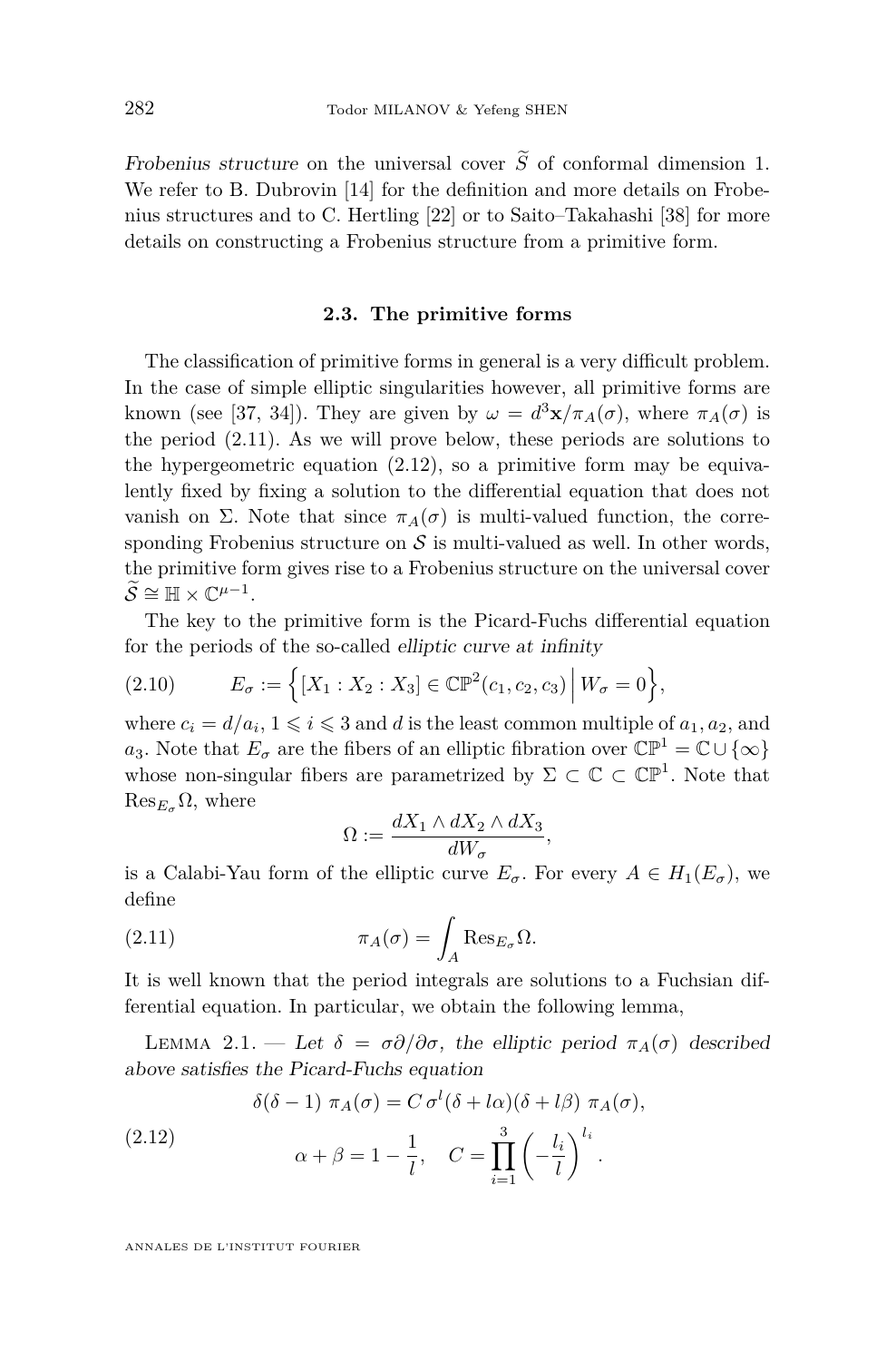*Frobenius structure* on the universal cover $\widetilde{S}$ of conformal dimension 1. We refer to B. Dubrovin [14] for the definition and more details on Frobenius structures and to C. Hertling [22] or to Saito–Takahashi [38] for more details on constructing a Frobenius structure from a primitive form.

### 2.3. The primitive forms

The classification of primitive forms in general is a very difficult problem. In the case of simple elliptic singularities however, all primitive forms are known (see [37, 34]). They are given by $\omega = d^3\mathbf{x}/\pi_A(\sigma)$, where $\pi_A(\sigma)$ is the period (2.11). As we will prove below, these periods are solutions to the hypergeometric equation (2.12), so a primitive form may be equivalently fixed by fixing a solution to the differential equation that does not vanish on $\Sigma$. Note that since $\pi_A(\sigma)$ is multi-valued function, the corresponding Frobenius structure on $\mathcal{S}$ is multi-valued as well. In other words, the primitive form gives rise to a Frobenius structure on the universal cover $\widetilde{\mathcal{S}} \cong \mathbb{H} \times \mathbb{C}^{\mu-1}$.

The key to the primitive form is the Picard-Fuchs differential equation for the periods of the so-called *elliptic curve at infinity*

$$E_\sigma := \Big\{[X_1 : X_2 : X_3] \in \mathbb{CP}^2(c_1, c_2, c_3) \,\Big|\, W_\sigma = 0\Big\}, \tag{2.10}$$

where $c_i = d/a_i$, $1 \leqslant i \leqslant 3$ and $d$ is the least common multiple of $a_1, a_2$, and $a_3$. Note that $E_\sigma$ are the fibers of an elliptic fibration over $\mathbb{CP}^1 = \mathbb{C} \cup \{\infty\}$ whose non-singular fibers are parametrized by $\Sigma \subset \mathbb{C} \subset \mathbb{CP}^1$. Note that $\mathrm{Res}_{E_\sigma} \Omega$, where

$$\Omega := \frac{dX_1 \wedge dX_2 \wedge dX_3}{dW_\sigma},$$

is a Calabi-Yau form of the elliptic curve $E_\sigma$. For every $A \in H_1(E_\sigma)$, we define

$$\pi_A(\sigma) = \int_A \mathrm{Res}_{E_\sigma} \Omega. \tag{2.11}$$

It is well known that the period integrals are solutions to a Fuchsian differential equation. In particular, we obtain the following lemma,

Lemma 2.1. — *Let $\delta = \sigma\partial/\partial\sigma$, the elliptic period $\pi_A(\sigma)$ described above satisfies the Picard-Fuchs equation*

$$\begin{gathered} \delta(\delta-1)\; \pi_A(\sigma) = C\, \sigma^l (\delta + l\alpha)(\delta + l\beta)\; \pi_A(\sigma), \\ \alpha + \beta = 1 - \frac{1}{l}, \quad C = \prod_{i=1}^{3} \left(-\frac{l_i}{l}\right)^{l_i}. \end{gathered} \tag{2.12}$$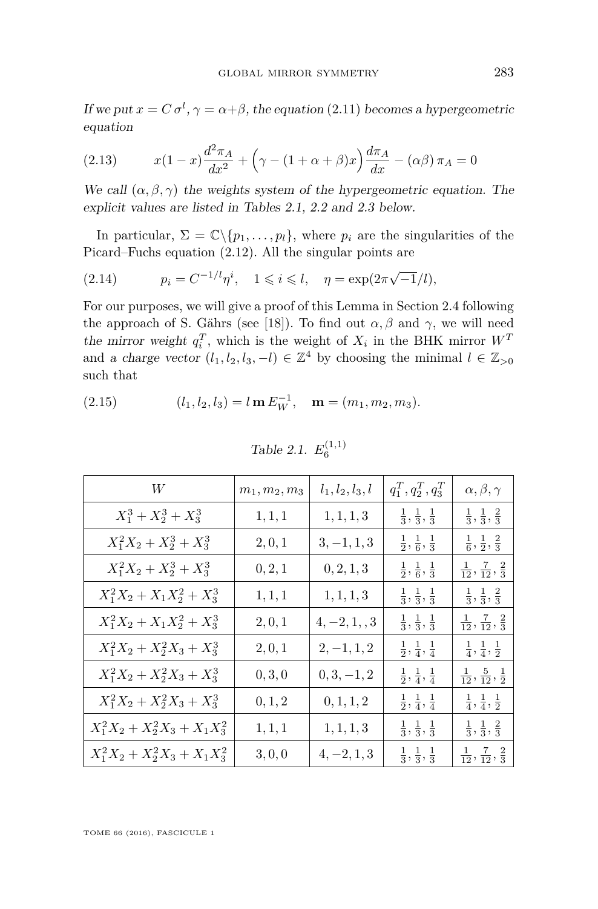*If we put $x = C\,\sigma^l$, $\gamma = \alpha+\beta$, the equation* (2.11) *becomes a hypergeometric equation*

$$x(1-x)\frac{d^2\pi_A}{dx^2} + \Big(\gamma - (1+\alpha+\beta)x\Big)\frac{d\pi_A}{dx} - (\alpha\beta)\,\pi_A = 0 \tag{2.13}$$

*We call $(\alpha, \beta, \gamma)$ the weights system of the hypergeometric equation. The explicit values are listed in Tables 2.1, 2.2 and 2.3 below.*

In particular, $\Sigma = \mathbb{C}\backslash\{p_1, \ldots, p_l\}$, where $p_i$ are the singularities of the Picard–Fuchs equation (2.12). All the singular points are

$$p_i = C^{-1/l}\eta^i, \quad 1 \leqslant i \leqslant l, \quad \eta = \exp(2\pi\sqrt{-1}/l), \tag{2.14}$$

For our purposes, we will give a proof of this Lemma in Section 2.4 following the approach of S. Gährs (see [18]). To find out $\alpha, \beta$ and $\gamma$, we will need *the mirror weight* $q_i^T$, which is the weight of $X_i$ in the BHK mirror $W^T$ and a *charge vector* $(l_1, l_2, l_3, -l) \in \mathbb{Z}^4$ by choosing the minimal $l \in \mathbb{Z}_{>0}$ such that

$$(l_1, l_2, l_3) = l\,\mathbf{m}\,E_W^{-1}, \quad \mathbf{m} = (m_1, m_2, m_3). \tag{2.15}$$

*Table 2.1.* $E_6^{(1,1)}$

| $W$ | $m_1, m_2, m_3$ | $l_1, l_2, l_3, l$ | $q_1^T, q_2^T, q_3^T$ | $\alpha, \beta, \gamma$ |
|---|---|---|---|---|
| $X_1^3 + X_2^3 + X_3^3$ | $1, 1, 1$ | $1, 1, 1, 3$ | $\frac{1}{3}, \frac{1}{3}, \frac{1}{3}$ | $\frac{1}{3}, \frac{1}{3}, \frac{2}{3}$ |
| $X_1^2X_2 + X_2^3 + X_3^3$ | $2, 0, 1$ | $3, -1, 1, 3$ | $\frac{1}{2}, \frac{1}{6}, \frac{1}{3}$ | $\frac{1}{6}, \frac{1}{2}, \frac{2}{3}$ |
| $X_1^2X_2 + X_2^3 + X_3^3$ | $0, 2, 1$ | $0, 2, 1, 3$ | $\frac{1}{2}, \frac{1}{6}, \frac{1}{3}$ | $\frac{1}{12}, \frac{7}{12}, \frac{2}{3}$ |
| $X_1^2X_2 + X_1X_2^2 + X_3^3$ | $1, 1, 1$ | $1, 1, 1, 3$ | $\frac{1}{3}, \frac{1}{3}, \frac{1}{3}$ | $\frac{1}{3}, \frac{1}{3}, \frac{2}{3}$ |
| $X_1^2X_2 + X_1X_2^2 + X_3^3$ | $2, 0, 1$ | $4, -2, 1, , 3$ | $\frac{1}{3}, \frac{1}{3}, \frac{1}{3}$ | $\frac{1}{12}, \frac{7}{12}, \frac{2}{3}$ |
| $X_1^2X_2 + X_2^2X_3 + X_3^3$ | $2, 0, 1$ | $2, -1, 1, 2$ | $\frac{1}{2}, \frac{1}{4}, \frac{1}{4}$ | $\frac{1}{4}, \frac{1}{4}, \frac{1}{2}$ |
| $X_1^2X_2 + X_2^2X_3 + X_3^3$ | $0, 3, 0$ | $0, 3, -1, 2$ | $\frac{1}{2}, \frac{1}{4}, \frac{1}{4}$ | $\frac{1}{12}, \frac{5}{12}, \frac{1}{2}$ |
| $X_1^2X_2 + X_2^2X_3 + X_3^3$ | $0, 1, 2$ | $0, 1, 1, 2$ | $\frac{1}{2}, \frac{1}{4}, \frac{1}{4}$ | $\frac{1}{4}, \frac{1}{4}, \frac{1}{2}$ |
| $X_1^2X_2 + X_2^2X_3 + X_1X_3^2$ | $1, 1, 1$ | $1, 1, 1, 3$ | $\frac{1}{3}, \frac{1}{3}, \frac{1}{3}$ | $\frac{1}{3}, \frac{1}{3}, \frac{2}{3}$ |
| $X_1^2X_2 + X_2^2X_3 + X_1X_3^2$ | $3, 0, 0$ | $4, -2, 1, 3$ | $\frac{1}{3}, \frac{1}{3}, \frac{1}{3}$ | $\frac{1}{12}, \frac{7}{12}, \frac{2}{3}$ |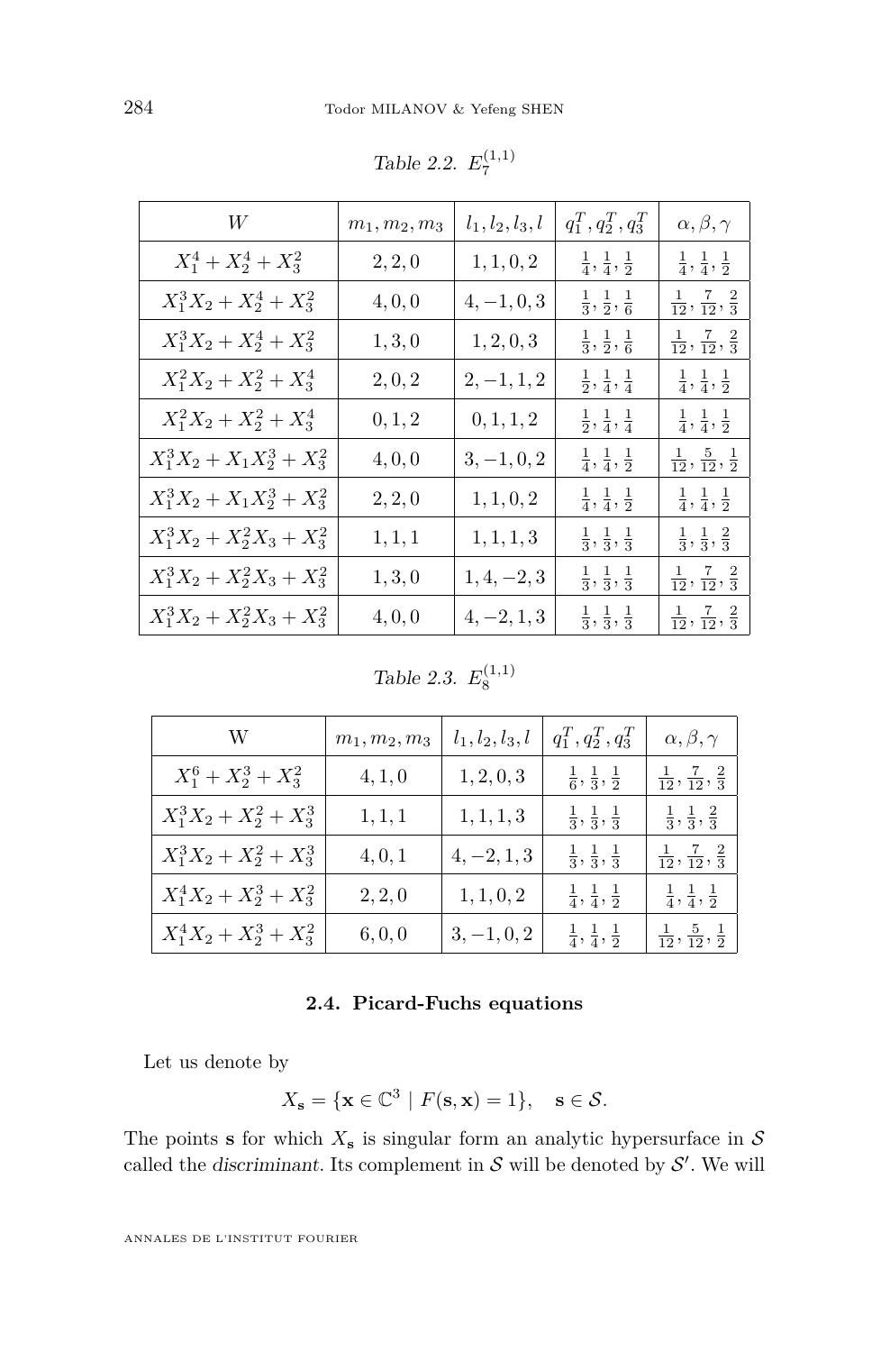*Table 2.2.* $E_7^{(1,1)}$

| $W$ | $m_1, m_2, m_3$ | $l_1, l_2, l_3, l$ | $q_1^T, q_2^T, q_3^T$ | $\alpha, \beta, \gamma$ |
|---|---|---|---|---|
| $X_1^4 + X_2^4 + X_3^2$ | $2, 2, 0$ | $1, 1, 0, 2$ | $\frac{1}{4}, \frac{1}{4}, \frac{1}{2}$ | $\frac{1}{4}, \frac{1}{4}, \frac{1}{2}$ |
| $X_1^3 X_2 + X_2^4 + X_3^2$ | $4, 0, 0$ | $4, -1, 0, 3$ | $\frac{1}{3}, \frac{1}{2}, \frac{1}{6}$ | $\frac{1}{12}, \frac{7}{12}, \frac{2}{3}$ |
| $X_1^3 X_2 + X_2^4 + X_3^2$ | $1, 3, 0$ | $1, 2, 0, 3$ | $\frac{1}{3}, \frac{1}{2}, \frac{1}{6}$ | $\frac{1}{12}, \frac{7}{12}, \frac{2}{3}$ |
| $X_1^2 X_2 + X_2^2 + X_3^4$ | $2, 0, 2$ | $2, -1, 1, 2$ | $\frac{1}{2}, \frac{1}{4}, \frac{1}{4}$ | $\frac{1}{4}, \frac{1}{4}, \frac{1}{2}$ |
| $X_1^2 X_2 + X_2^2 + X_3^4$ | $0, 1, 2$ | $0, 1, 1, 2$ | $\frac{1}{2}, \frac{1}{4}, \frac{1}{4}$ | $\frac{1}{4}, \frac{1}{4}, \frac{1}{2}$ |
| $X_1^3 X_2 + X_1 X_2^3 + X_3^2$ | $4, 0, 0$ | $3, -1, 0, 2$ | $\frac{1}{4}, \frac{1}{4}, \frac{1}{2}$ | $\frac{1}{12}, \frac{5}{12}, \frac{1}{2}$ |
| $X_1^3 X_2 + X_1 X_2^3 + X_3^2$ | $2, 2, 0$ | $1, 1, 0, 2$ | $\frac{1}{4}, \frac{1}{4}, \frac{1}{2}$ | $\frac{1}{4}, \frac{1}{4}, \frac{1}{2}$ |
| $X_1^3 X_2 + X_2^2 X_3 + X_3^2$ | $1, 1, 1$ | $1, 1, 1, 3$ | $\frac{1}{3}, \frac{1}{3}, \frac{1}{3}$ | $\frac{1}{3}, \frac{1}{3}, \frac{2}{3}$ |
| $X_1^3 X_2 + X_2^2 X_3 + X_3^2$ | $1, 3, 0$ | $1, 4, -2, 3$ | $\frac{1}{3}, \frac{1}{3}, \frac{1}{3}$ | $\frac{1}{12}, \frac{7}{12}, \frac{2}{3}$ |
| $X_1^3 X_2 + X_2^2 X_3 + X_3^2$ | $4, 0, 0$ | $4, -2, 1, 3$ | $\frac{1}{3}, \frac{1}{3}, \frac{1}{3}$ | $\frac{1}{12}, \frac{7}{12}, \frac{2}{3}$ |

*Table 2.3.* $E_8^{(1,1)}$

| W | $m_1, m_2, m_3$ | $l_1, l_2, l_3, l$ | $q_1^T, q_2^T, q_3^T$ | $\alpha, \beta, \gamma$ |
|---|---|---|---|---|
| $X_1^6 + X_2^3 + X_3^2$ | $4, 1, 0$ | $1, 2, 0, 3$ | $\frac{1}{6}, \frac{1}{3}, \frac{1}{2}$ | $\frac{1}{12}, \frac{7}{12}, \frac{2}{3}$ |
| $X_1^3 X_2 + X_2^2 + X_3^3$ | $1, 1, 1$ | $1, 1, 1, 3$ | $\frac{1}{3}, \frac{1}{3}, \frac{1}{3}$ | $\frac{1}{3}, \frac{1}{3}, \frac{2}{3}$ |
| $X_1^3 X_2 + X_2^2 + X_3^3$ | $4, 0, 1$ | $4, -2, 1, 3$ | $\frac{1}{3}, \frac{1}{3}, \frac{1}{3}$ | $\frac{1}{12}, \frac{7}{12}, \frac{2}{3}$ |
| $X_1^4 X_2 + X_2^3 + X_3^2$ | $2, 2, 0$ | $1, 1, 0, 2$ | $\frac{1}{4}, \frac{1}{4}, \frac{1}{2}$ | $\frac{1}{4}, \frac{1}{4}, \frac{1}{2}$ |
| $X_1^4 X_2 + X_2^3 + X_3^2$ | $6, 0, 0$ | $3, -1, 0, 2$ | $\frac{1}{4}, \frac{1}{4}, \frac{1}{2}$ | $\frac{1}{12}, \frac{5}{12}, \frac{1}{2}$ |

### 2.4. Picard-Fuchs equations

Let us denote by

$$X_{\mathbf{s}} = \{\mathbf{x} \in \mathbb{C}^3 \mid F(\mathbf{s}, \mathbf{x}) = 1\}, \quad \mathbf{s} \in \mathcal{S}.$$

The points $\mathbf{s}$ for which $X_{\mathbf{s}}$ is singular form an analytic hypersurface in $\mathcal{S}$ called the *discriminant*. Its complement in $\mathcal{S}$ will be denoted by $\mathcal{S}'$. We will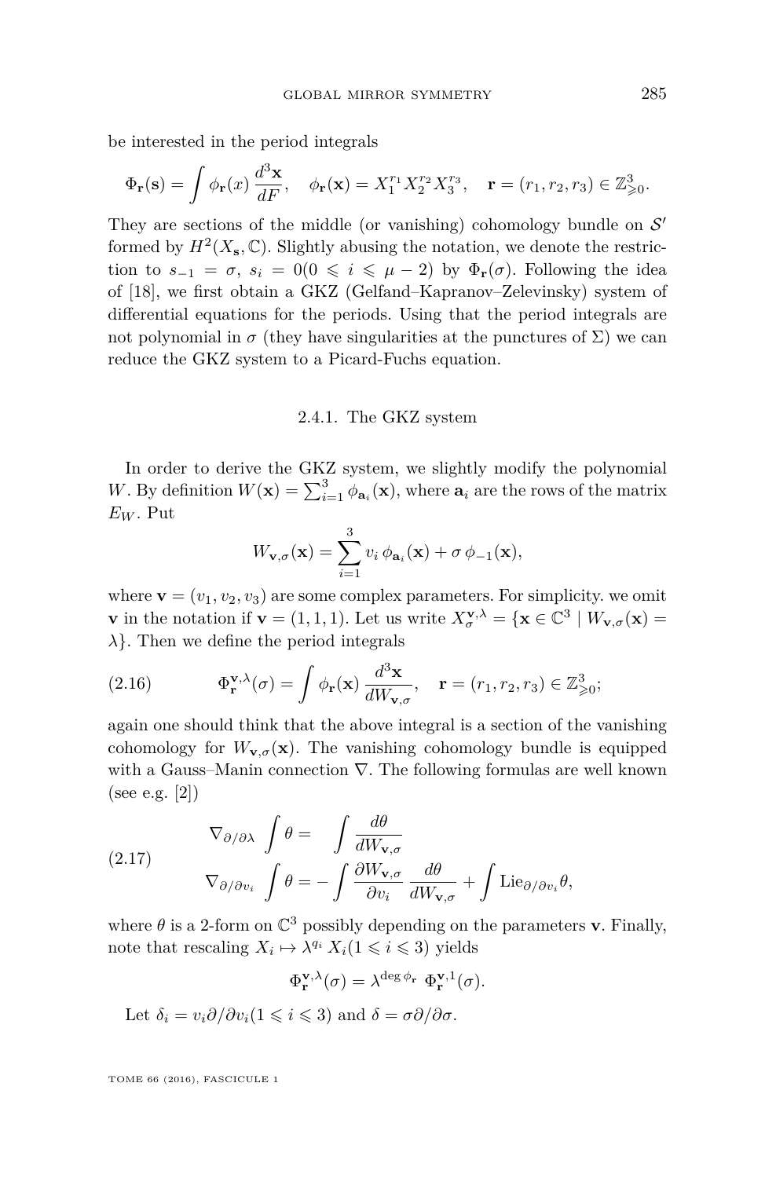be interested in the period integrals

$$\Phi_{\mathbf{r}}(\mathbf{s}) = \int \phi_{\mathbf{r}}(x)\,\frac{d^3\mathbf{x}}{dF}, \quad \phi_{\mathbf{r}}(\mathbf{x}) = X_1^{r_1} X_2^{r_2} X_3^{r_3}, \quad \mathbf{r} = (r_1, r_2, r_3) \in \mathbb{Z}^3_{\geqslant 0}.$$

They are sections of the middle (or vanishing) cohomology bundle on $\mathcal{S}'$ formed by $H^2(X_{\mathbf{s}}, \mathbb{C})$. Slightly abusing the notation, we denote the restriction to $s_{-1} = \sigma$, $s_i = 0 (0 \leqslant i \leqslant \mu - 2)$ by $\Phi_{\mathbf{r}}(\sigma)$. Following the idea of [18], we first obtain a GKZ (Gelfand–Kapranov–Zelevinsky) system of differential equations for the periods. Using that the period integrals are not polynomial in $\sigma$ (they have singularities at the punctures of $\Sigma$) we can reduce the GKZ system to a Picard-Fuchs equation.

### 2.4.1. The GKZ system

In order to derive the GKZ system, we slightly modify the polynomial $W$. By definition $W(\mathbf{x}) = \sum_{i=1}^{3} \phi_{\mathbf{a}_i}(\mathbf{x})$, where $\mathbf{a}_i$ are the rows of the matrix $E_W$. Put

$$W_{\mathbf{v},\sigma}(\mathbf{x}) = \sum_{i=1}^{3} v_i\, \phi_{\mathbf{a}_i}(\mathbf{x}) + \sigma\, \phi_{-1}(\mathbf{x}),$$

where $\mathbf{v} = (v_1, v_2, v_3)$ are some complex parameters. For simplicity. we omit $\mathbf{v}$ in the notation if $\mathbf{v} = (1,1,1)$. Let us write $X_\sigma^{\mathbf{v},\lambda} = \{\mathbf{x} \in \mathbb{C}^3 \mid W_{\mathbf{v},\sigma}(\mathbf{x}) = \lambda\}$. Then we define the period integrals

$$\Phi_{\mathbf{r}}^{\mathbf{v},\lambda}(\sigma) = \int \phi_{\mathbf{r}}(\mathbf{x})\,\frac{d^3\mathbf{x}}{dW_{\mathbf{v},\sigma}}, \quad \mathbf{r} = (r_1, r_2, r_3) \in \mathbb{Z}^3_{\geqslant 0}; \tag{2.16}$$

again one should think that the above integral is a section of the vanishing cohomology for $W_{\mathbf{v},\sigma}(\mathbf{x})$. The vanishing cohomology bundle is equipped with a Gauss–Manin connection $\nabla$. The following formulas are well known (see e.g. [2])

$$\begin{aligned} \nabla_{\partial/\partial\lambda} \int \theta &= \int \frac{d\theta}{dW_{\mathbf{v},\sigma}} \\ \nabla_{\partial/\partial v_i} \int \theta &= -\int \frac{\partial W_{\mathbf{v},\sigma}}{\partial v_i}\,\frac{d\theta}{dW_{\mathbf{v},\sigma}} + \int \mathrm{Lie}_{\partial/\partial v_i}\theta, \end{aligned} \tag{2.17}$$

where $\theta$ is a 2-form on $\mathbb{C}^3$ possibly depending on the parameters $\mathbf{v}$. Finally, note that rescaling $X_i \mapsto \lambda^{q_i} X_i (1 \leqslant i \leqslant 3)$ yields

$$\Phi_{\mathbf{r}}^{\mathbf{v},\lambda}(\sigma) = \lambda^{\deg \phi_{\mathbf{r}}}\, \Phi_{\mathbf{r}}^{\mathbf{v},1}(\sigma).$$

Let $\delta_i = v_i \partial/\partial v_i (1 \leqslant i \leqslant 3)$ and $\delta = \sigma\partial/\partial\sigma$.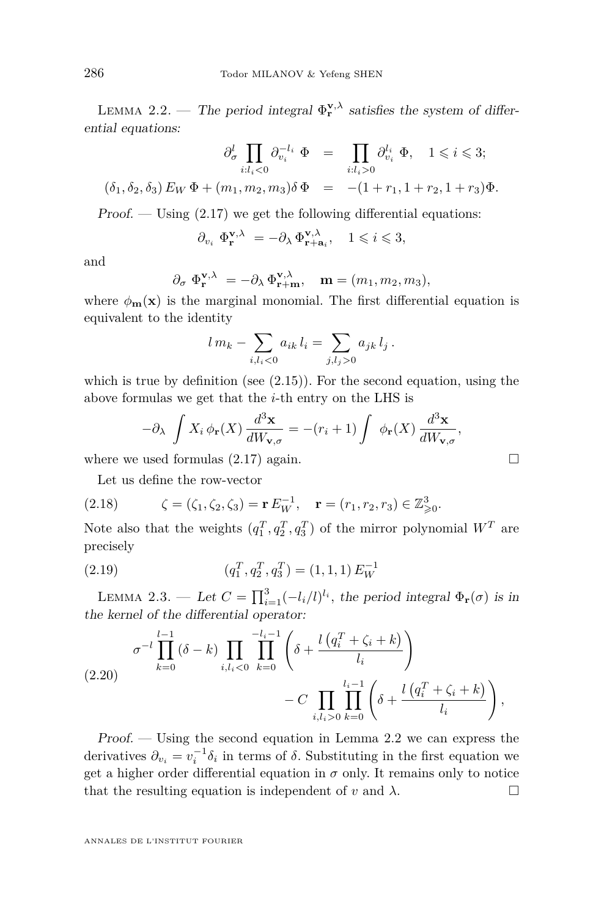Lemma 2.2. — *The period integral $\Phi_{\mathbf{r}}^{\mathbf{v},\lambda}$ satisfies the system of differential equations:*

$$
\begin{aligned}
\partial_\sigma^l \prod_{i:l_i<0} \partial_{v_i}^{-l_i}\ \Phi &= \prod_{i:l_i>0} \partial_{v_i}^{l_i}\ \Phi, \quad 1 \leqslant i \leqslant 3;\\
(\delta_1,\delta_2,\delta_3)\, E_W\, \Phi + (m_1,m_2,m_3)\delta\, \Phi &= -(1+r_1, 1+r_2, 1+r_3)\Phi.
\end{aligned}
$$

*Proof.* — Using (2.17) we get the following differential equations:

$$
\partial_{v_i}\ \Phi_{\mathbf{r}}^{\mathbf{v},\lambda} = -\partial_\lambda\, \Phi_{\mathbf{r}+\mathbf{a}_i}^{\mathbf{v},\lambda}, \quad 1 \leqslant i \leqslant 3,
$$

and

$$
\partial_\sigma\ \Phi_{\mathbf{r}}^{\mathbf{v},\lambda} = -\partial_\lambda\, \Phi_{\mathbf{r}+\mathbf{m}}^{\mathbf{v},\lambda}, \quad \mathbf{m} = (m_1,m_2,m_3),
$$

where $\phi_{\mathbf{m}}(\mathbf{x})$ is the marginal monomial. The first differential equation is equivalent to the identity

$$
l\, m_k - \sum_{i,l_i<0} a_{ik}\, l_i = \sum_{j,l_j>0} a_{jk}\, l_j\,.
$$

which is true by definition (see (2.15)). For the second equation, using the above formulas we get that the $i$-th entry on the LHS is

$$
-\partial_\lambda \int X_i\, \phi_{\mathbf{r}}(X)\, \frac{d^3\mathbf{x}}{dW_{\mathbf{v},\sigma}} = -(r_i+1)\int\ \phi_{\mathbf{r}}(X)\, \frac{d^3\mathbf{x}}{dW_{\mathbf{v},\sigma}},
$$

where we used formulas (2.17) again. $\square$

Let us define the row-vector

$$
\zeta = (\zeta_1,\zeta_2,\zeta_3) = \mathbf{r}\, E_W^{-1}, \quad \mathbf{r} = (r_1,r_2,r_3) \in \mathbb{Z}^3_{\geqslant 0}. \tag{2.18}
$$

Note also that the weights $(q_1^T, q_2^T, q_3^T)$ of the mirror polynomial $W^T$ are precisely

$$
(q_1^T, q_2^T, q_3^T) = (1,1,1)\, E_W^{-1} \tag{2.19}
$$

Lemma 2.3. — *Let $C = \prod_{i=1}^3 (-l_i/l)^{l_i}$, the period integral $\Phi_{\mathbf{r}}(\sigma)$ is in the kernel of the differential operator:*

$$
\begin{aligned}
\sigma^{-l} \prod_{k=0}^{l-1} (\delta - k) \prod_{i,l_i<0} \prod_{k=0}^{-l_i-1} \left(\delta + \frac{l\left(q_i^T + \zeta_i + k\right)}{l_i}\right)&\\
- C \prod_{i,l_i>0} \prod_{k=0}^{l_i-1} \left(\delta + \frac{l\left(q_i^T + \zeta_i + k\right)}{l_i}\right)&,
\end{aligned} \tag{2.20}
$$

*Proof.* — Using the second equation in Lemma 2.2 we can express the derivatives $\partial_{v_i} = v_i^{-1}\delta_i$ in terms of $\delta$. Substituting in the first equation we get a higher order differential equation in $\sigma$ only. It remains only to notice that the resulting equation is independent of $v$ and $\lambda$. $\square$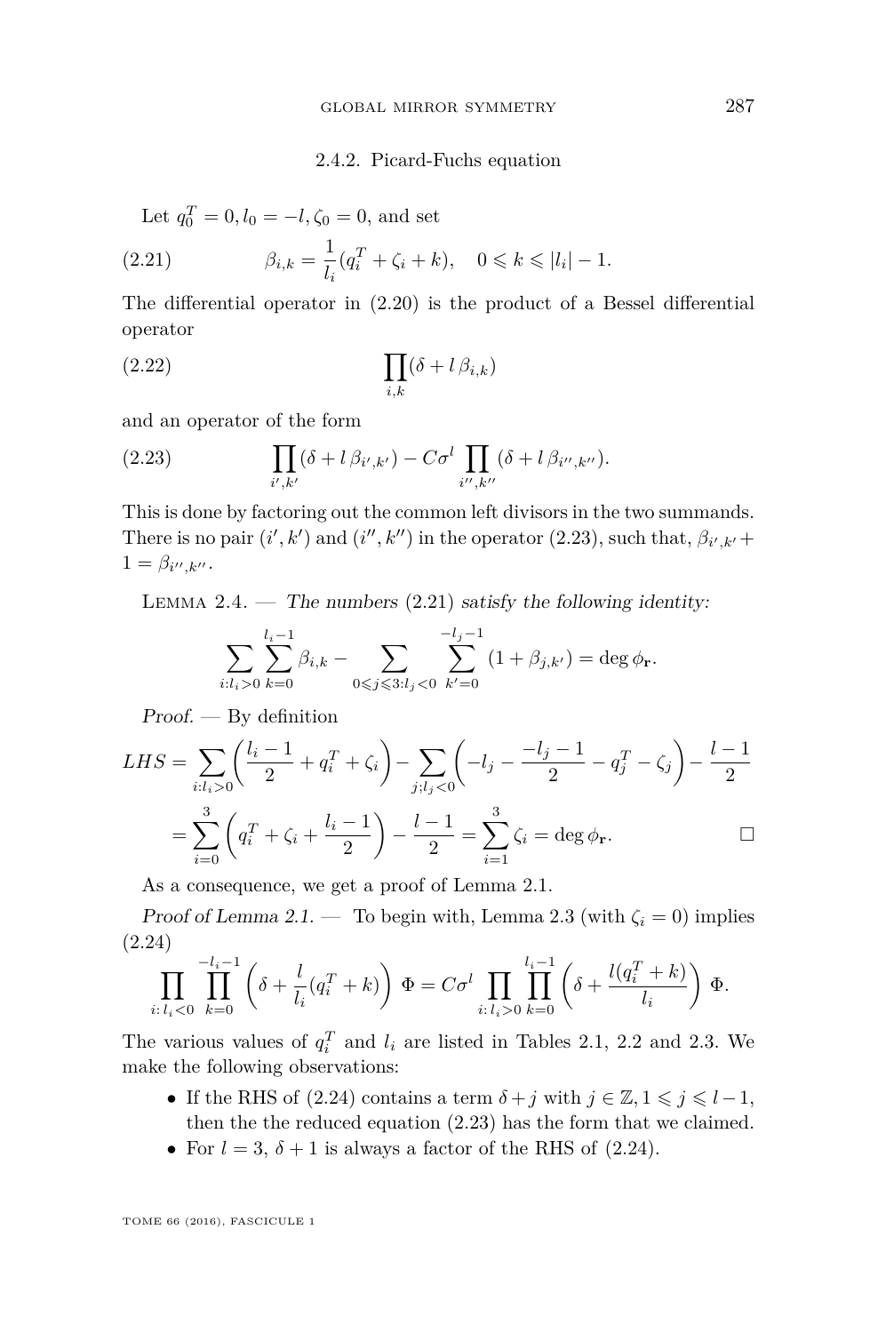#### 2.4.2. Picard-Fuchs equation

Let $q_0^T = 0, l_0 = -l, \zeta_0 = 0$, and set

$$\beta_{i,k} = \frac{1}{l_i}(q_i^T + \zeta_i + k), \quad 0 \leqslant k \leqslant |l_i| - 1. \tag{2.21}$$

The differential operator in (2.20) is the product of a Bessel differential operator

$$\prod_{i,k}(\delta + l\,\beta_{i,k}) \tag{2.22}$$

and an operator of the form

$$\prod_{i',k'}(\delta + l\,\beta_{i',k'}) - C\sigma^l \prod_{i'',k''}(\delta + l\,\beta_{i'',k''}). \tag{2.23}$$

This is done by factoring out the common left divisors in the two summands. There is no pair $(i',k')$ and $(i'',k'')$ in the operator (2.23), such that, $\beta_{i',k'} + 1 = \beta_{i'',k''}$.

Lemma 2.4. — *The numbers* (2.21) *satisfy the following identity:*

$$\sum_{i:l_i>0}\sum_{k=0}^{l_i-1}\beta_{i,k} - \sum_{0\leqslant j\leqslant 3:l_j<0}\sum_{k'=0}^{-l_j-1}(1+\beta_{j,k'}) = \deg\phi_{\mathbf{r}}.$$

*Proof.* — By definition

$$\begin{aligned}
LHS &= \sum_{i:l_i>0}\left(\frac{l_i-1}{2} + q_i^T + \zeta_i\right) - \sum_{j;l_j<0}\left(-l_j - \frac{-l_j-1}{2} - q_j^T - \zeta_j\right) - \frac{l-1}{2} \\
&= \sum_{i=0}^{3}\left(q_i^T + \zeta_i + \frac{l_i-1}{2}\right) - \frac{l-1}{2} = \sum_{i=1}^{3}\zeta_i = \deg\phi_{\mathbf{r}}. \qquad \square
\end{aligned}$$

As a consequence, we get a proof of Lemma 2.1.

*Proof of Lemma 2.1.* — To begin with, Lemma 2.3 (with $\zeta_i = 0$) implies

$$\prod_{i:\,l_i<0}\prod_{k=0}^{-l_i-1}\left(\delta + \frac{l}{l_i}(q_i^T + k)\right)\Phi = C\sigma^l \prod_{i:\,l_i>0}\prod_{k=0}^{l_i-1}\left(\delta + \frac{l(q_i^T+k)}{l_i}\right)\Phi. \tag{2.24}$$

The various values of $q_i^T$ and $l_i$ are listed in Tables 2.1, 2.2 and 2.3. We make the following observations:

- If the RHS of (2.24) contains a term $\delta + j$ with $j \in \mathbb{Z}, 1 \leqslant j \leqslant l-1$, then the the reduced equation (2.23) has the form that we claimed.
- For $l = 3$, $\delta + 1$ is always a factor of the RHS of (2.24).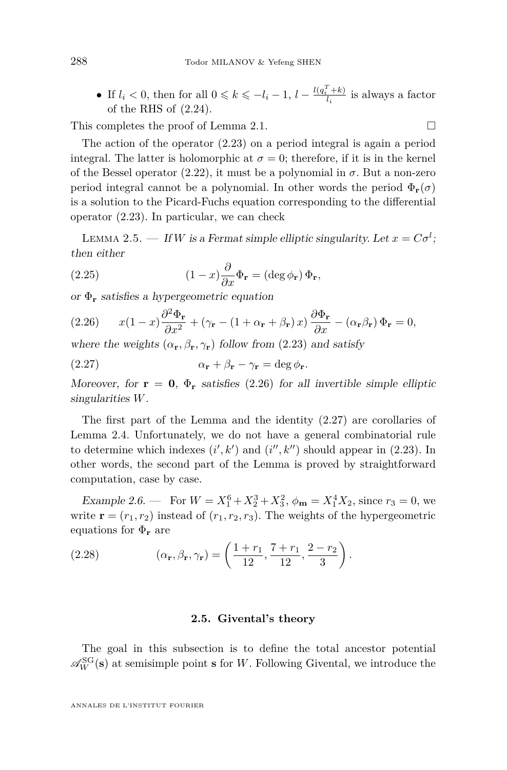- If $l_i < 0$, then for all $0 \leqslant k \leqslant -l_i - 1$, $l - \frac{l(q_i^T + k)}{l_i}$ is always a factor of the RHS of (2.24).

This completes the proof of Lemma 2.1. $\square$

The action of the operator (2.23) on a period integral is again a period integral. The latter is holomorphic at $\sigma = 0$; therefore, if it is in the kernel of the Bessel operator (2.22), it must be a polynomial in $\sigma$. But a non-zero period integral cannot be a polynomial. In other words the period $\Phi_{\mathbf{r}}(\sigma)$ is a solution to the Picard-Fuchs equation corresponding to the differential operator (2.23). In particular, we can check

Lemma 2.5. — *If $W$ is a Fermat simple elliptic singularity. Let $x = C\sigma^l$; then either*

$$(1-x)\frac{\partial}{\partial x}\Phi_{\mathbf{r}} = (\deg \phi_{\mathbf{r}})\,\Phi_{\mathbf{r}}, \tag{2.25}$$

*or $\Phi_{\mathbf{r}}$ satisfies a hypergeometric equation*

$$x(1-x)\frac{\partial^2 \Phi_{\mathbf{r}}}{\partial x^2} + \left(\gamma_{\mathbf{r}} - (1 + \alpha_{\mathbf{r}} + \beta_{\mathbf{r}})\,x\right)\frac{\partial \Phi_{\mathbf{r}}}{\partial x} - (\alpha_{\mathbf{r}}\beta_{\mathbf{r}})\,\Phi_{\mathbf{r}} = 0, \tag{2.26}$$

*where the weights $(\alpha_{\mathbf{r}}, \beta_{\mathbf{r}}, \gamma_{\mathbf{r}})$ follow from (2.23) and satisfy*

$$\alpha_{\mathbf{r}} + \beta_{\mathbf{r}} - \gamma_{\mathbf{r}} = \deg \phi_{\mathbf{r}}. \tag{2.27}$$

*Moreover, for $\mathbf{r} = \mathbf{0}$, $\Phi_{\mathbf{r}}$ satisfies (2.26) for all invertible simple elliptic singularities $W$.*

The first part of the Lemma and the identity (2.27) are corollaries of Lemma 2.4. Unfortunately, we do not have a general combinatorial rule to determine which indexes $(i', k')$ and $(i'', k'')$ should appear in (2.23). In other words, the second part of the Lemma is proved by straightforward computation, case by case.

*Example 2.6.* — For $W = X_1^6 + X_2^3 + X_3^2$, $\phi_{\mathbf{m}} = X_1^4 X_2$, since $r_3 = 0$, we write $\mathbf{r} = (r_1, r_2)$ instead of $(r_1, r_2, r_3)$. The weights of the hypergeometric equations for $\Phi_{\mathbf{r}}$ are

$$(\alpha_{\mathbf{r}}, \beta_{\mathbf{r}}, \gamma_{\mathbf{r}}) = \left(\frac{1 + r_1}{12}, \frac{7 + r_1}{12}, \frac{2 - r_2}{3}\right). \tag{2.28}$$

### 2.5. Givental's theory

The goal in this subsection is to define the total ancestor potential $\mathscr{A}_W^{\mathrm{SG}}(\mathbf{s})$ at semisimple point $\mathbf{s}$ for $W$. Following Givental, we introduce the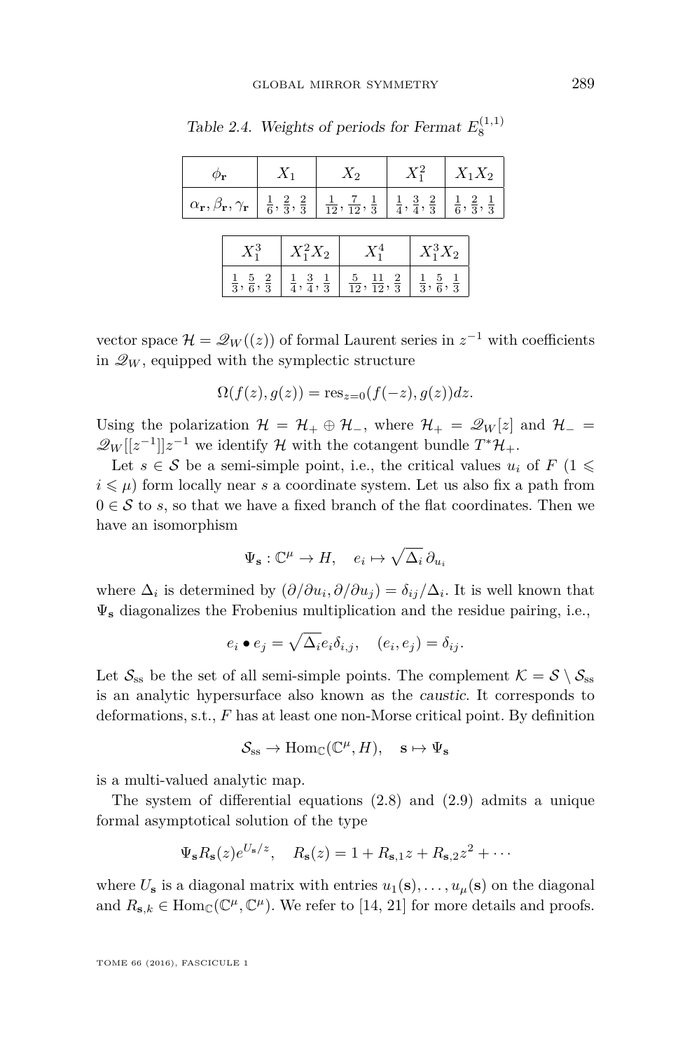*Table 2.4. Weights of periods for Fermat $E_8^{(1,1)}$*

| $\phi_{\mathbf{r}}$ | $X_1$ | $X_2$ | $X_1^2$ | $X_1X_2$ | $X_1^3$ | $X_1^2X_2$ | $X_1^4$ | $X_1^3X_2$ |
|---|---|---|---|---|---|---|---|---|
| $\alpha_{\mathbf{r}}, \beta_{\mathbf{r}}, \gamma_{\mathbf{r}}$ | $\frac{1}{6}, \frac{2}{3}, \frac{2}{3}$ | $\frac{1}{12}, \frac{7}{12}, \frac{1}{3}$ | $\frac{1}{4}, \frac{3}{4}, \frac{2}{3}$ | $\frac{1}{6}, \frac{2}{3}, \frac{1}{3}$ | $\frac{1}{3}, \frac{5}{6}, \frac{2}{3}$ | $\frac{1}{4}, \frac{3}{4}, \frac{1}{3}$ | $\frac{5}{12}, \frac{11}{12}, \frac{2}{3}$ | $\frac{1}{3}, \frac{5}{6}, \frac{1}{3}$ |

vector space $\mathcal{H} = \mathscr{Q}_W((z))$ of formal Laurent series in $z^{-1}$ with coefficients in $\mathscr{Q}_W$, equipped with the symplectic structure

$$\Omega(f(z), g(z)) = \mathrm{res}_{z=0}(f(-z), g(z))dz.$$

Using the polarization $\mathcal{H} = \mathcal{H}_+ \oplus \mathcal{H}_-$, where $\mathcal{H}_+ = \mathscr{Q}_W[z]$ and $\mathcal{H}_- = \mathscr{Q}_W[[z^{-1}]]z^{-1}$ we identify $\mathcal{H}$ with the cotangent bundle $T^*\mathcal{H}_+$.

Let $s \in \mathcal{S}$ be a semi-simple point, i.e., the critical values $u_i$ of $F$ ($1 \leqslant i \leqslant \mu$) form locally near $s$ a coordinate system. Let us also fix a path from $0 \in \mathcal{S}$ to $s$, so that we have a fixed branch of the flat coordinates. Then we have an isomorphism

$$\Psi_{\mathbf{s}} : \mathbb{C}^\mu \to H, \quad e_i \mapsto \sqrt{\Delta_i}\, \partial_{u_i}$$

where $\Delta_i$ is determined by $(\partial/\partial u_i, \partial/\partial u_j) = \delta_{ij}/\Delta_i$. It is well known that $\Psi_{\mathbf{s}}$ diagonalizes the Frobenius multiplication and the residue pairing, i.e.,

$$e_i \bullet e_j = \sqrt{\Delta_i} e_i \delta_{i,j}, \quad (e_i, e_j) = \delta_{ij}.$$

Let $\mathcal{S}_{\mathrm{ss}}$ be the set of all semi-simple points. The complement $\mathcal{K} = \mathcal{S} \setminus \mathcal{S}_{\mathrm{ss}}$ is an analytic hypersurface also known as the *caustic*. It corresponds to deformations, s.t., $F$ has at least one non-Morse critical point. By definition

$$\mathcal{S}_{\mathrm{ss}} \to \mathrm{Hom}_{\mathbb{C}}(\mathbb{C}^\mu, H), \quad \mathbf{s} \mapsto \Psi_{\mathbf{s}}$$

is a multi-valued analytic map.

The system of differential equations (2.8) and (2.9) admits a unique formal asymptotical solution of the type

$$\Psi_{\mathbf{s}} R_{\mathbf{s}}(z) e^{U_{\mathbf{s}}/z}, \quad R_{\mathbf{s}}(z) = 1 + R_{\mathbf{s},1} z + R_{\mathbf{s},2} z^2 + \cdots$$

where $U_{\mathbf{s}}$ is a diagonal matrix with entries $u_1(\mathbf{s}), \ldots, u_\mu(\mathbf{s})$ on the diagonal and $R_{\mathbf{s},k} \in \mathrm{Hom}_{\mathbb{C}}(\mathbb{C}^\mu, \mathbb{C}^\mu)$. We refer to [14, 21] for more details and proofs.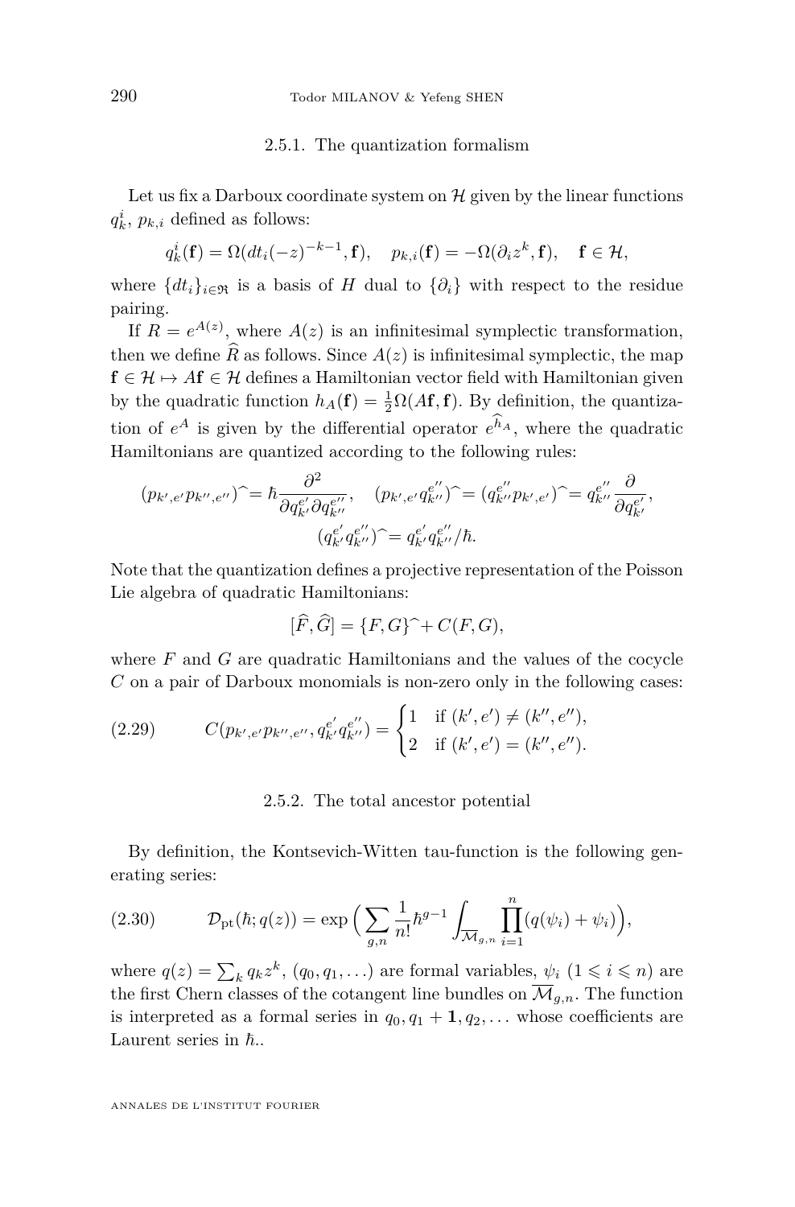### 2.5.1. The quantization formalism

Let us fix a Darboux coordinate system on $\mathcal{H}$ given by the linear functions $q_k^i$, $p_{k,i}$ defined as follows:

$$q_k^i(\mathbf{f}) = \Omega(dt_i(-z)^{-k-1}, \mathbf{f}), \quad p_{k,i}(\mathbf{f}) = -\Omega(\partial_i z^k, \mathbf{f}), \quad \mathbf{f} \in \mathcal{H},$$

where $\{dt_i\}_{i\in\mathfrak{R}}$ is a basis of $H$ dual to $\{\partial_i\}$ with respect to the residue pairing.

If $R = e^{A(z)}$, where $A(z)$ is an infinitesimal symplectic transformation, then we define $\widehat{R}$ as follows. Since $A(z)$ is infinitesimal symplectic, the map $\mathbf{f} \in \mathcal{H} \mapsto A\mathbf{f} \in \mathcal{H}$ defines a Hamiltonian vector field with Hamiltonian given by the quadratic function $h_A(\mathbf{f}) = \frac{1}{2}\Omega(A\mathbf{f}, \mathbf{f})$. By definition, the quantization of $e^A$ is given by the differential operator $e^{\widehat{h}_A}$, where the quadratic Hamiltonians are quantized according to the following rules:

$$(p_{k',e'}p_{k'',e''})\widehat{\ } = \hbar \frac{\partial^2}{\partial q_{k'}^{e'} \partial q_{k''}^{e''}}, \quad (p_{k',e'}q_{k''}^{e''})\widehat{\ } = (q_{k''}^{e''}p_{k',e'})\widehat{\ } = q_{k''}^{e''}\frac{\partial}{\partial q_{k'}^{e'}},$$
$$(q_{k'}^{e'}q_{k''}^{e''})\widehat{\ } = q_{k'}^{e'}q_{k''}^{e''}/\hbar.$$

Note that the quantization defines a projective representation of the Poisson Lie algebra of quadratic Hamiltonians:

$$[\widehat{F}, \widehat{G}] = \{F, G\}\widehat{\ } + C(F, G),$$

where $F$ and $G$ are quadratic Hamiltonians and the values of the cocycle $C$ on a pair of Darboux monomials is non-zero only in the following cases:

$$C(p_{k',e'}p_{k'',e''}, q_{k'}^{e'}q_{k''}^{e''}) = \begin{cases} 1 & \text{if } (k', e') \neq (k'', e''), \\ 2 & \text{if } (k', e') = (k'', e''). \end{cases} \tag{2.29}$$

### 2.5.2. The total ancestor potential

By definition, the Kontsevich-Witten tau-function is the following generating series:

$$\mathcal{D}_{\mathrm{pt}}(\hbar; q(z)) = \exp\Big(\sum_{g,n} \frac{1}{n!}\hbar^{g-1}\int_{\overline{\mathcal{M}}_{g,n}} \prod_{i=1}^{n}(q(\psi_i) + \psi_i)\Big), \tag{2.30}$$

where $q(z) = \sum_k q_k z^k$, $(q_0, q_1, \ldots)$ are formal variables, $\psi_i$ $(1 \leqslant i \leqslant n)$ are the first Chern classes of the cotangent line bundles on $\overline{\mathcal{M}}_{g,n}$. The function is interpreted as a formal series in $q_0, q_1 + \mathbf{1}, q_2, \ldots$ whose coefficients are Laurent series in $\hbar$..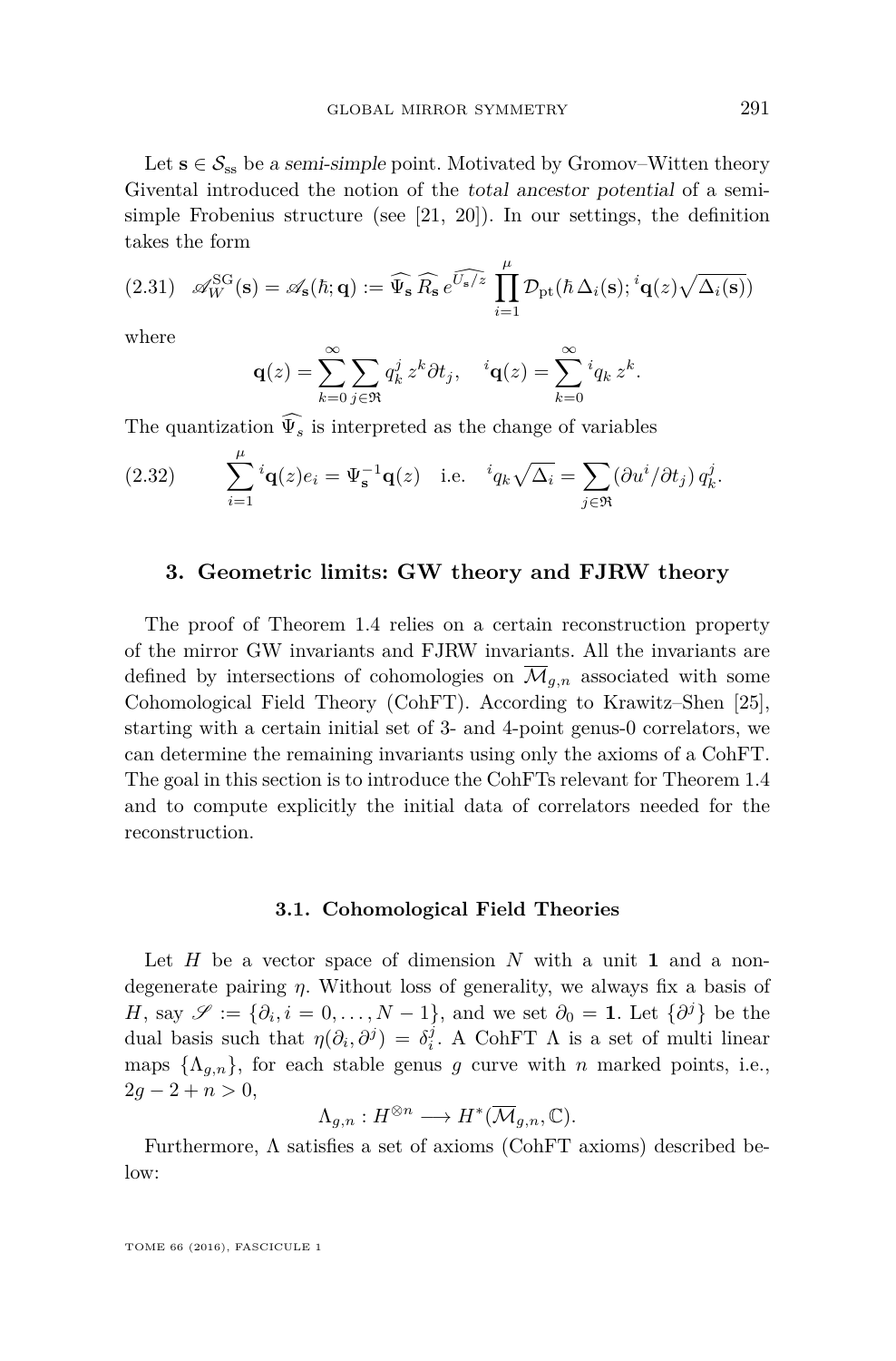Let $\mathbf{s} \in \mathcal{S}_{\rm ss}$ be *a semi-simple* point. Motivated by Gromov–Witten theory Givental introduced the notion of the *total ancestor potential* of a semi-simple Frobenius structure (see [21, 20]). In our settings, the definition takes the form

$$\mathscr{A}_W^{\rm SG}(\mathbf{s}) = \mathscr{A}_{\mathbf{s}}(\hbar; \mathbf{q}) := \widehat{\Psi_{\mathbf{s}}}\, \widehat{R_{\mathbf{s}}}\, e^{\widehat{U_{\mathbf{s}}/z}} \prod_{i=1}^{\mu} \mathcal{D}_{\rm pt}(\hbar\, \Delta_i(\mathbf{s}); {}^{i}\mathbf{q}(z)\sqrt{\Delta_i(\mathbf{s})}) \tag{2.31}$$

where

$$\mathbf{q}(z) = \sum_{k=0}^{\infty} \sum_{j \in \mathfrak{R}} q_k^j\, z^k \partial t_j, \quad {}^{i}\mathbf{q}(z) = \sum_{k=0}^{\infty} {}^{i}q_k\, z^k.$$

The quantization $\widehat{\Psi_s}$ is interpreted as the change of variables

$$\sum_{i=1}^{\mu} {}^{i}\mathbf{q}(z) e_i = \Psi_{\mathbf{s}}^{-1} \mathbf{q}(z) \quad \text{i.e.} \quad {}^{i}q_k \sqrt{\Delta_i} = \sum_{j \in \mathfrak{R}} (\partial u^i / \partial t_j)\, q_k^j. \tag{2.32}$$

## 3. Geometric limits: GW theory and FJRW theory

The proof of Theorem 1.4 relies on a certain reconstruction property of the mirror GW invariants and FJRW invariants. All the invariants are defined by intersections of cohomologies on $\overline{\mathcal{M}}_{g,n}$ associated with some Cohomological Field Theory (CohFT). According to Krawitz–Shen [25], starting with a certain initial set of 3- and 4-point genus-0 correlators, we can determine the remaining invariants using only the axioms of a CohFT. The goal in this section is to introduce the CohFTs relevant for Theorem 1.4 and to compute explicitly the initial data of correlators needed for the reconstruction.

### 3.1. Cohomological Field Theories

Let $H$ be a vector space of dimension $N$ with a unit $\mathbf{1}$ and a non-degenerate pairing $\eta$. Without loss of generality, we always fix a basis of $H$, say $\mathscr{S} := \{\partial_i, i = 0, \ldots, N-1\}$, and we set $\partial_0 = \mathbf{1}$. Let $\{\partial^j\}$ be the dual basis such that $\eta(\partial_i, \partial^j) = \delta_i^j$. A CohFT $\Lambda$ is a set of multi linear maps $\{\Lambda_{g,n}\}$, for each stable genus $g$ curve with $n$ marked points, i.e., $2g - 2 + n > 0$,

$$\Lambda_{g,n} : H^{\otimes n} \longrightarrow H^*(\overline{\mathcal{M}}_{g,n}, \mathbb{C}).$$

Furthermore, $\Lambda$ satisfies a set of axioms (CohFT axioms) described below: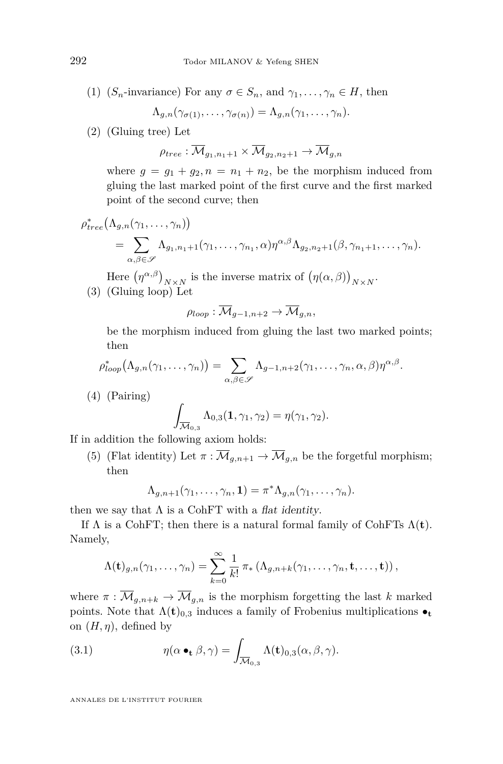(1) ($S_n$-invariance) For any $\sigma \in S_n$, and $\gamma_1, \ldots, \gamma_n \in H$, then

$$\Lambda_{g,n}(\gamma_{\sigma(1)}, \ldots, \gamma_{\sigma(n)}) = \Lambda_{g,n}(\gamma_1, \ldots, \gamma_n).$$

(2) (Gluing tree) Let

$$\rho_{tree} : \overline{\mathcal{M}}_{g_1, n_1+1} \times \overline{\mathcal{M}}_{g_2, n_2+1} \to \overline{\mathcal{M}}_{g,n}$$

where $g = g_1 + g_2, n = n_1 + n_2$, be the morphism induced from gluing the last marked point of the first curve and the first marked point of the second curve; then

$$\rho_{tree}^*\big(\Lambda_{g,n}(\gamma_1, \ldots, \gamma_n)\big) = \sum_{\alpha, \beta \in \mathscr{S}} \Lambda_{g_1, n_1+1}(\gamma_1, \ldots, \gamma_{n_1}, \alpha)\eta^{\alpha,\beta}\Lambda_{g_2, n_2+1}(\beta, \gamma_{n_1+1}, \ldots, \gamma_n).$$

Here $\left(\eta^{\alpha,\beta}\right)_{N\times N}$ is the inverse matrix of $\big(\eta(\alpha, \beta)\big)_{N\times N}$.

(3) (Gluing loop) Let

$$\rho_{loop} : \overline{\mathcal{M}}_{g-1, n+2} \to \overline{\mathcal{M}}_{g,n},$$

be the morphism induced from gluing the last two marked points; then

$$\rho_{loop}^*\big(\Lambda_{g,n}(\gamma_1, \ldots, \gamma_n)\big) = \sum_{\alpha, \beta \in \mathscr{S}} \Lambda_{g-1, n+2}(\gamma_1, \ldots, \gamma_n, \alpha, \beta)\eta^{\alpha,\beta}.$$

(4) (Pairing)

$$\int_{\overline{\mathcal{M}}_{0,3}} \Lambda_{0,3}(\mathbf{1}, \gamma_1, \gamma_2) = \eta(\gamma_1, \gamma_2).$$

If in addition the following axiom holds:

(5) (Flat identity) Let $\pi : \overline{\mathcal{M}}_{g,n+1} \to \overline{\mathcal{M}}_{g,n}$ be the forgetful morphism; then

$$\Lambda_{g,n+1}(\gamma_1, \ldots, \gamma_n, \mathbf{1}) = \pi^*\Lambda_{g,n}(\gamma_1, \ldots, \gamma_n).$$

then we say that $\Lambda$ is a CohFT with a *flat identity*.

If $\Lambda$ is a CohFT; then there is a natural formal family of CohFTs $\Lambda(\mathbf{t})$. Namely,

$$\Lambda(\mathbf{t})_{g,n}(\gamma_1, \ldots, \gamma_n) = \sum_{k=0}^{\infty} \frac{1}{k!}\, \pi_* \left(\Lambda_{g,n+k}(\gamma_1, \ldots, \gamma_n, \mathbf{t}, \ldots, \mathbf{t})\right),$$

where $\pi : \overline{\mathcal{M}}_{g,n+k} \to \overline{\mathcal{M}}_{g,n}$ is the morphism forgetting the last $k$ marked points. Note that $\Lambda(\mathbf{t})_{0,3}$ induces a family of Frobenius multiplications $\bullet_{\mathbf{t}}$ on $(H, \eta)$, defined by

$$\eta(\alpha \bullet_{\mathbf{t}} \beta, \gamma) = \int_{\overline{\mathcal{M}}_{0,3}} \Lambda(\mathbf{t})_{0,3}(\alpha, \beta, \gamma). \tag{3.1}$$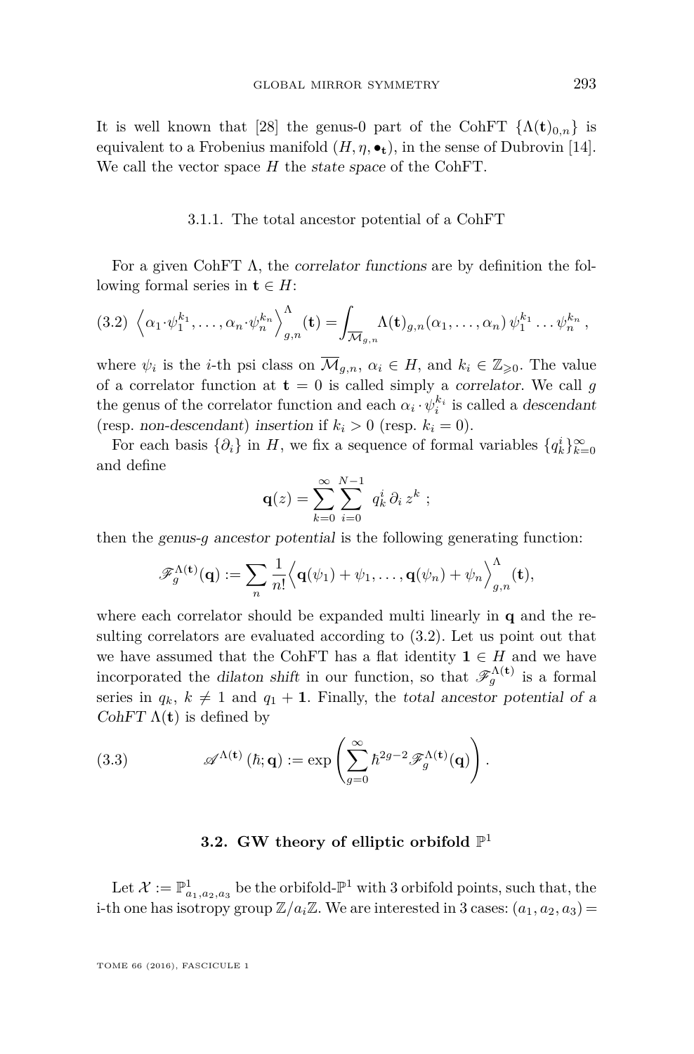It is well known that [28] the genus-0 part of the CohFT $\{\Lambda(\mathbf{t})_{0,n}\}$ is equivalent to a Frobenius manifold $(H, \eta, \bullet_{\mathbf{t}})$, in the sense of Dubrovin [14]. We call the vector space $H$ the *state space* of the CohFT.

#### 3.1.1. The total ancestor potential of a CohFT

For a given CohFT $\Lambda$, the *correlator functions* are by definition the following formal series in $\mathbf{t} \in H$:

$$\left\langle \alpha_1 \cdot \psi_1^{k_1}, \ldots, \alpha_n \cdot \psi_n^{k_n} \right\rangle_{g,n}^{\Lambda}(\mathbf{t}) = \int_{\overline{\mathcal{M}}_{g,n}} \Lambda(\mathbf{t})_{g,n}(\alpha_1, \ldots, \alpha_n)\, \psi_1^{k_1} \ldots \psi_n^{k_n}\,, \tag{3.2}$$

where $\psi_i$ is the $i$-th psi class on $\overline{\mathcal{M}}_{g,n}$, $\alpha_i \in H$, and $k_i \in \mathbb{Z}_{\geqslant 0}$. The value of a correlator function at $\mathbf{t} = 0$ is called simply a *correlator*. We call $g$ the genus of the correlator function and each $\alpha_i \cdot \psi_i^{k_i}$ is called a *descendant* (resp. *non-descendant*) *insertion* if $k_i > 0$ (resp. $k_i = 0$).

For each basis $\{\partial_i\}$ in $H$, we fix a sequence of formal variables $\{q_k^i\}_{k=0}^{\infty}$ and define

$$\mathbf{q}(z) = \sum_{k=0}^{\infty} \sum_{i=0}^{N-1} q_k^i\, \partial_i\, z^k\ ;$$

then the *genus-$g$ ancestor potential* is the following generating function:

$$\mathscr{F}_g^{\Lambda(\mathbf{t})}(\mathbf{q}) := \sum_n \frac{1}{n!} \Big\langle \mathbf{q}(\psi_1) + \psi_1, \ldots, \mathbf{q}(\psi_n) + \psi_n \Big\rangle_{g,n}^{\Lambda}(\mathbf{t}),$$

where each correlator should be expanded multi linearly in $\mathbf{q}$ and the resulting correlators are evaluated according to (3.2). Let us point out that we have assumed that the CohFT has a flat identity $\mathbf{1} \in H$ and we have incorporated the *dilaton shift* in our function, so that $\mathscr{F}_g^{\Lambda(\mathbf{t})}$ is a formal series in $q_k$, $k \neq 1$ and $q_1 + \mathbf{1}$. Finally, the *total ancestor potential of a CohFT* $\Lambda(\mathbf{t})$ is defined by

$$\mathscr{A}^{\Lambda(\mathbf{t})}\,(\hbar; \mathbf{q}) := \exp\left( \sum_{g=0}^{\infty} \hbar^{2g-2} \mathscr{F}_g^{\Lambda(\mathbf{t})}(\mathbf{q}) \right). \tag{3.3}$$

### 3.2. GW theory of elliptic orbifold $\mathbb{P}^1$

Let $\mathcal{X} := \mathbb{P}^1_{a_1,a_2,a_3}$ be the orbifold-$\mathbb{P}^1$ with 3 orbifold points, such that, the i-th one has isotropy group $\mathbb{Z}/a_i\mathbb{Z}$. We are interested in 3 cases: $(a_1, a_2, a_3) =$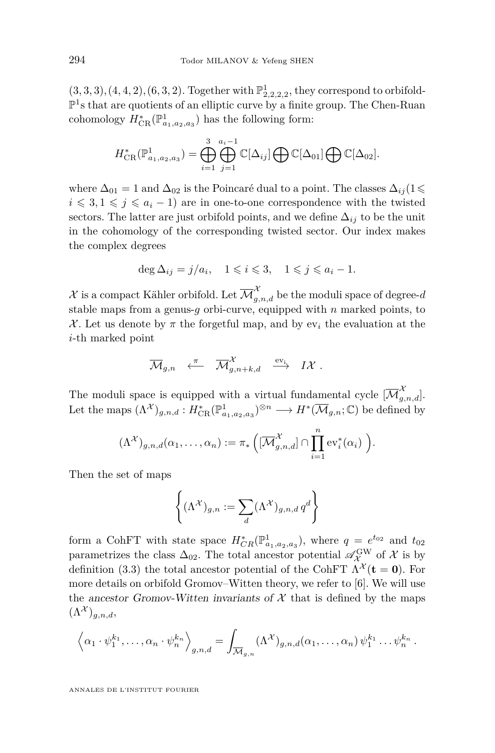$(3,3,3),(4,4,2),(6,3,2)$. Together with $\mathbb{P}^1_{2,2,2,2}$, they correspond to orbifold-$\mathbb{P}^1$s that are quotients of an elliptic curve by a finite group. The Chen-Ruan cohomology $H^*_{\mathrm{CR}}(\mathbb{P}^1_{a_1,a_2,a_3})$ has the following form:

$$H^*_{\mathrm{CR}}(\mathbb{P}^1_{a_1,a_2,a_3}) = \bigoplus_{i=1}^{3}\bigoplus_{j=1}^{a_i-1}\mathbb{C}[\Delta_{ij}]\bigoplus\mathbb{C}[\Delta_{01}]\bigoplus\mathbb{C}[\Delta_{02}].$$

where $\Delta_{01}=1$ and $\Delta_{02}$ is the Poincaré dual to a point. The classes $\Delta_{ij}(1\leqslant i\leqslant 3, 1\leqslant j\leqslant a_i-1)$ are in one-to-one correspondence with the twisted sectors. The latter are just orbifold points, and we define $\Delta_{ij}$ to be the unit in the cohomology of the corresponding twisted sector. Our index makes the complex degrees

$$\deg\Delta_{ij} = j/a_i, \quad 1\leqslant i\leqslant 3, \quad 1\leqslant j\leqslant a_i-1.$$

$\mathcal{X}$ is a compact Kähler orbifold. Let $\overline{\mathcal{M}}^{\mathcal{X}}_{g,n,d}$ be the moduli space of degree-$d$ stable maps from a genus-$g$ orbi-curve, equipped with $n$ marked points, to $\mathcal{X}$. Let us denote by $\pi$ the forgetful map, and by $\mathrm{ev}_i$ the evaluation at the $i$-th marked point

$$\overline{\mathcal{M}}_{g,n} \xleftarrow{\ \pi\ } \overline{\mathcal{M}}^{\mathcal{X}}_{g,n+k,d} \xrightarrow{\ \mathrm{ev}_i\ } I\mathcal{X}\ .$$

The moduli space is equipped with a virtual fundamental cycle $[\overline{\mathcal{M}}^{\mathcal{X}}_{g,n,d}]$. Let the maps $(\Lambda^{\mathcal{X}})_{g,n,d} : H^*_{\mathrm{CR}}(\mathbb{P}^1_{a_1,a_2,a_3})^{\otimes n}\longrightarrow H^*(\overline{\mathcal{M}}_{g,n};\mathbb{C})$ be defined by

$$(\Lambda^{\mathcal{X}})_{g,n,d}(\alpha_1,\ldots,\alpha_n) := \pi_*\Big([\overline{\mathcal{M}}^{\mathcal{X}}_{g,n,d}]\cap\prod_{i=1}^{n}\mathrm{ev}_i^*(\alpha_i)\ \Big).$$

Then the set of maps

$$\left\{(\Lambda^{\mathcal{X}})_{g,n} := \sum_d (\Lambda^{\mathcal{X}})_{g,n,d}\, q^d\right\}$$

form a CohFT with state space $H^*_{CR}(\mathbb{P}^1_{a_1,a_2,a_3})$, where $q=e^{t_{02}}$ and $t_{02}$ parametrizes the class $\Delta_{02}$. The total ancestor potential $\mathscr{A}^{\mathrm{GW}}_{\mathcal{X}}$ of $\mathcal{X}$ is by definition (3.3) the total ancestor potential of the CohFT $\Lambda^{\mathcal{X}}(\mathbf{t}=\mathbf{0})$. For more details on orbifold Gromov–Witten theory, we refer to [6]. We will use the *ancestor Gromov-Witten invariants of* $\mathcal{X}$ that is defined by the maps $(\Lambda^{\mathcal{X}})_{g,n,d}$,

$$\Big\langle \alpha_1\cdot\psi_1^{k_1},\ldots,\alpha_n\cdot\psi_n^{k_n}\Big\rangle_{g,n,d} = \int_{\overline{\mathcal{M}}_{g,n}}(\Lambda^{\mathcal{X}})_{g,n,d}(\alpha_1,\ldots,\alpha_n)\,\psi_1^{k_1}\ldots\psi_n^{k_n}\,.$$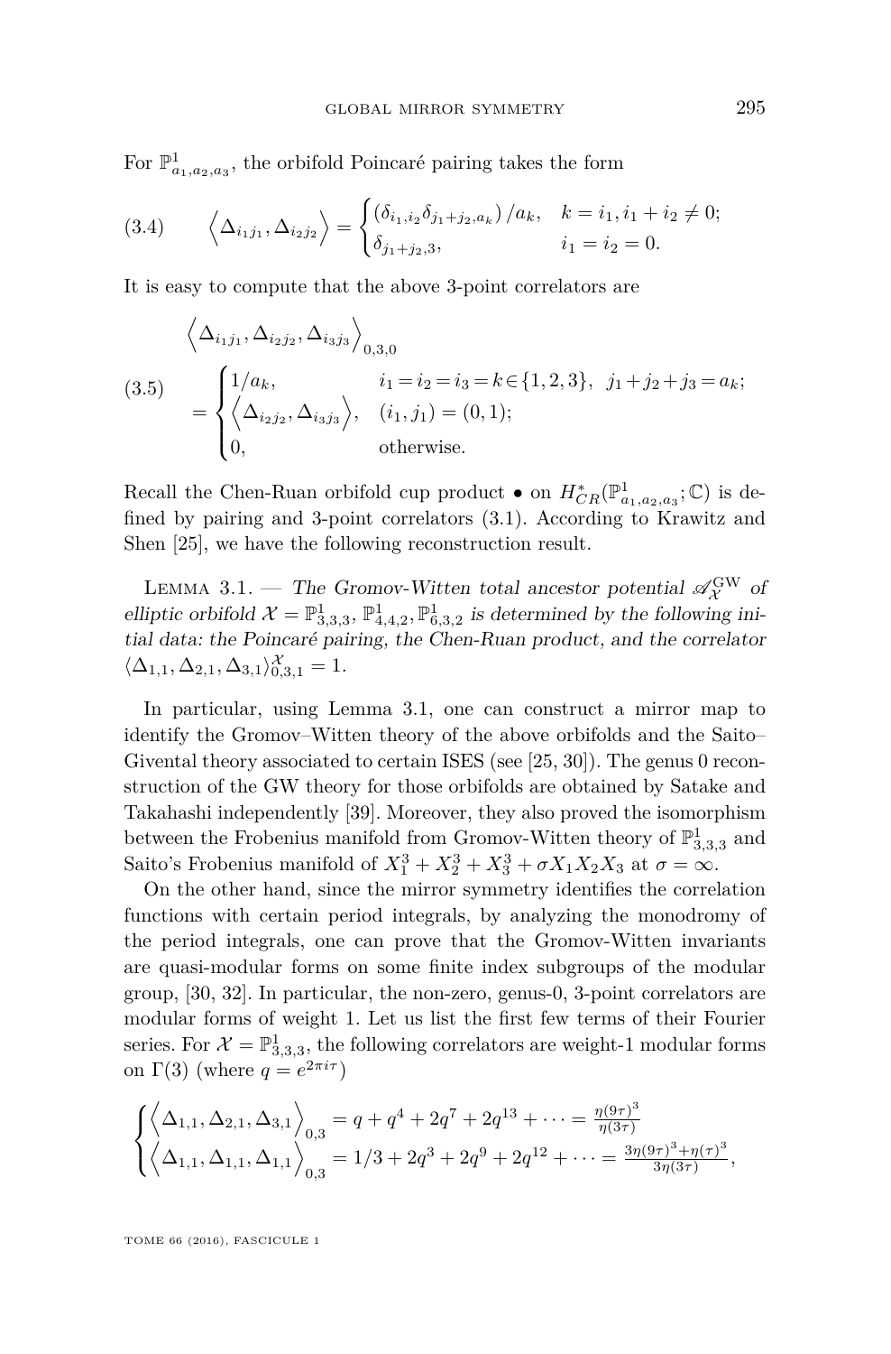For $\mathbb{P}^1_{a_1,a_2,a_3}$, the orbifold Poincaré pairing takes the form

$$\left\langle \Delta_{i_1 j_1}, \Delta_{i_2 j_2} \right\rangle = \begin{cases} \left(\delta_{i_1,i_2}\delta_{j_1+j_2,a_k}\right)/a_k, & k = i_1, i_1+i_2 \neq 0; \\ \delta_{j_1+j_2,3}, & i_1 = i_2 = 0. \end{cases} \tag{3.4}$$

It is easy to compute that the above 3-point correlators are

$$\begin{aligned} &\left\langle \Delta_{i_1 j_1}, \Delta_{i_2 j_2}, \Delta_{i_3 j_3} \right\rangle_{0,3,0} \\ &= \begin{cases} 1/a_k, & i_1 = i_2 = i_3 = k \in \{1,2,3\}, \ \ j_1+j_2+j_3 = a_k; \\ \left\langle \Delta_{i_2 j_2}, \Delta_{i_3 j_3} \right\rangle, & (i_1, j_1) = (0,1); \\ 0, & \text{otherwise.} \end{cases} \end{aligned} \tag{3.5}$$

Recall the Chen-Ruan orbifold cup product $\bullet$ on $H^*_{CR}(\mathbb{P}^1_{a_1,a_2,a_3};\mathbb{C})$ is defined by pairing and 3-point correlators (3.1). According to Krawitz and Shen [25], we have the following reconstruction result.

Lemma 3.1. — *The Gromov-Witten total ancestor potential $\mathscr{A}^{\mathrm{GW}}_{\mathcal{X}}$ of elliptic orbifold $\mathcal{X} = \mathbb{P}^1_{3,3,3}, \mathbb{P}^1_{4,4,2}, \mathbb{P}^1_{6,3,2}$ is determined by the following initial data: the Poincaré pairing, the Chen-Ruan product, and the correlator $\langle \Delta_{1,1}, \Delta_{2,1}, \Delta_{3,1} \rangle^{\mathcal{X}}_{0,3,1} = 1$.*

In particular, using Lemma 3.1, one can construct a mirror map to identify the Gromov–Witten theory of the above orbifolds and the Saito–Givental theory associated to certain ISES (see [25, 30]). The genus 0 reconstruction of the GW theory for those orbifolds are obtained by Satake and Takahashi independently [39]. Moreover, they also proved the isomorphism between the Frobenius manifold from Gromov-Witten theory of $\mathbb{P}^1_{3,3,3}$ and Saito's Frobenius manifold of $X_1^3 + X_2^3 + X_3^3 + \sigma X_1 X_2 X_3$ at $\sigma = \infty$.

On the other hand, since the mirror symmetry identifies the correlation functions with certain period integrals, by analyzing the monodromy of the period integrals, one can prove that the Gromov-Witten invariants are quasi-modular forms on some finite index subgroups of the modular group, [30, 32]. In particular, the non-zero, genus-0, 3-point correlators are modular forms of weight 1. Let us list the first few terms of their Fourier series. For $\mathcal{X} = \mathbb{P}^1_{3,3,3}$, the following correlators are weight-1 modular forms on $\Gamma(3)$ (where $q = e^{2\pi i \tau}$)

$$\begin{cases} \left\langle \Delta_{1,1}, \Delta_{2,1}, \Delta_{3,1} \right\rangle_{0,3} = q + q^4 + 2q^7 + 2q^{13} + \cdots = \frac{\eta(9\tau)^3}{\eta(3\tau)} \\ \left\langle \Delta_{1,1}, \Delta_{1,1}, \Delta_{1,1} \right\rangle_{0,3} = 1/3 + 2q^3 + 2q^9 + 2q^{12} + \cdots = \frac{3\eta(9\tau)^3 + \eta(\tau)^3}{3\eta(3\tau)}, \end{cases}$$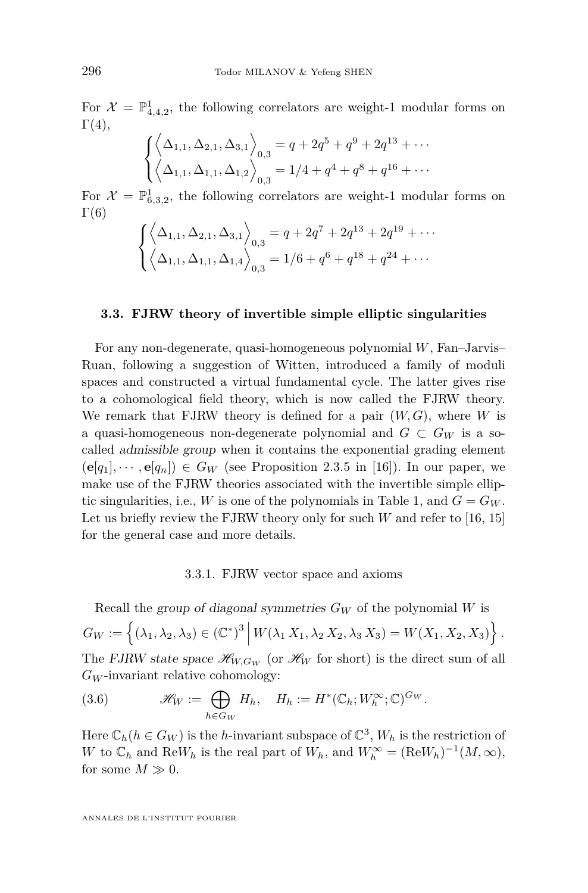For $\mathcal{X} = \mathbb{P}^1_{4,4,2}$, the following correlators are weight-1 modular forms on $\Gamma(4)$,

$$\begin{cases} \left\langle \Delta_{1,1}, \Delta_{2,1}, \Delta_{3,1} \right\rangle_{0,3} = q + 2q^5 + q^9 + 2q^{13} + \cdots \\ \left\langle \Delta_{1,1}, \Delta_{1,1}, \Delta_{1,2} \right\rangle_{0,3} = 1/4 + q^4 + q^8 + q^{16} + \cdots \end{cases}$$

For $\mathcal{X} = \mathbb{P}^1_{6,3,2}$, the following correlators are weight-1 modular forms on $\Gamma(6)$

$$\begin{cases} \left\langle \Delta_{1,1}, \Delta_{2,1}, \Delta_{3,1} \right\rangle_{0,3} = q + 2q^7 + 2q^{13} + 2q^{19} + \cdots \\ \left\langle \Delta_{1,1}, \Delta_{1,1}, \Delta_{1,4} \right\rangle_{0,3} = 1/6 + q^6 + q^{18} + q^{24} + \cdots \end{cases}$$

### 3.3. FJRW theory of invertible simple elliptic singularities

For any non-degenerate, quasi-homogeneous polynomial $W$, Fan–Jarvis–Ruan, following a suggestion of Witten, introduced a family of moduli spaces and constructed a virtual fundamental cycle. The latter gives rise to a cohomological field theory, which is now called the FJRW theory. We remark that FJRW theory is defined for a pair $(W, G)$, where $W$ is a quasi-homogeneous non-degenerate polynomial and $G \subset G_W$ is a so-called *admissible group* when it contains the exponential grading element $(\mathbf{e}[q_1], \cdots, \mathbf{e}[q_n]) \in G_W$ (see Proposition 2.3.5 in [16]). In our paper, we make use of the FJRW theories associated with the invertible simple elliptic singularities, i.e., $W$ is one of the polynomials in Table 1, and $G = G_W$. Let us briefly review the FJRW theory only for such $W$ and refer to [16, 15] for the general case and more details.

#### 3.3.1. FJRW vector space and axioms

Recall the *group of diagonal symmetries* $G_W$ of the polynomial $W$ is

$$G_W := \left\{ (\lambda_1, \lambda_2, \lambda_3) \in (\mathbb{C}^*)^3 \,\middle|\, W(\lambda_1 X_1, \lambda_2 X_2, \lambda_3 X_3) = W(X_1, X_2, X_3) \right\}.$$

The *FJRW state space* $\mathscr{H}_{W,G_W}$ (or $\mathscr{H}_W$ for short) is the direct sum of all $G_W$-invariant relative cohomology:

$$\mathscr{H}_W := \bigoplus_{h \in G_W} H_h, \quad H_h := H^*(\mathbb{C}_h; W_h^\infty; \mathbb{C})^{G_W}. \tag{3.6}$$

Here $\mathbb{C}_h (h \in G_W)$ is the $h$-invariant subspace of $\mathbb{C}^3$, $W_h$ is the restriction of $W$ to $\mathbb{C}_h$ and $\mathrm{Re}W_h$ is the real part of $W_h$, and $W_h^\infty = (\mathrm{Re}W_h)^{-1}(M, \infty)$, for some $M \gg 0$.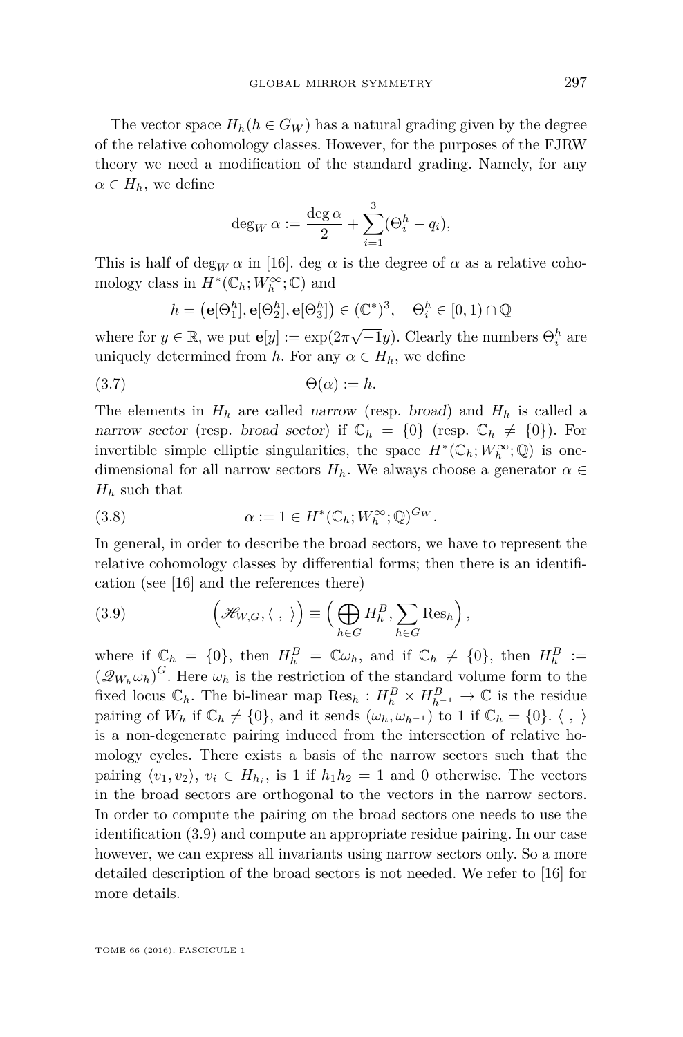The vector space $H_h (h \in G_W)$ has a natural grading given by the degree of the relative cohomology classes. However, for the purposes of the FJRW theory we need a modification of the standard grading. Namely, for any $\alpha \in H_h$, we define

$$\deg_W \alpha := \frac{\deg \alpha}{2} + \sum_{i=1}^{3} (\Theta_i^h - q_i),$$

This is half of $\deg_W \alpha$ in [16]. deg $\alpha$ is the degree of $\alpha$ as a relative cohomology class in $H^*(\mathbb{C}_h; W_h^\infty; \mathbb{C})$ and

$$h = \left(\mathbf{e}[\Theta_1^h], \mathbf{e}[\Theta_2^h], \mathbf{e}[\Theta_3^h]\right) \in (\mathbb{C}^*)^3, \quad \Theta_i^h \in [0,1) \cap \mathbb{Q}$$

where for $y \in \mathbb{R}$, we put $\mathbf{e}[y] := \exp(2\pi\sqrt{-1}y)$. Clearly the numbers $\Theta_i^h$ are uniquely determined from $h$. For any $\alpha \in H_h$, we define

$$\Theta(\alpha) := h. \tag{3.7}$$

The elements in $H_h$ are called *narrow* (resp. *broad*) and $H_h$ is called a *narrow sector* (resp. *broad sector*) if $\mathbb{C}_h = \{0\}$ (resp. $\mathbb{C}_h \neq \{0\}$). For invertible simple elliptic singularities, the space $H^*(\mathbb{C}_h; W_h^\infty; \mathbb{Q})$ is one-dimensional for all narrow sectors $H_h$. We always choose a generator $\alpha \in H_h$ such that

$$\alpha := 1 \in H^*(\mathbb{C}_h; W_h^\infty; \mathbb{Q})^{G_W}. \tag{3.8}$$

In general, in order to describe the broad sectors, we have to represent the relative cohomology classes by differential forms; then there is an identification (see [16] and the references there)

$$\Big(\mathscr{H}_{W,G}, \langle\ ,\ \rangle\Big) \equiv \Big(\bigoplus_{h \in G} H_h^B, \sum_{h \in G} \mathrm{Res}_h\Big), \tag{3.9}$$

where if $\mathbb{C}_h = \{0\}$, then $H_h^B = \mathbb{C}\omega_h$, and if $\mathbb{C}_h \neq \{0\}$, then $H_h^B := \left(\mathscr{Q}_{W_h}\omega_h\right)^G$. Here $\omega_h$ is the restriction of the standard volume form to the fixed locus $\mathbb{C}_h$. The bi-linear map $\mathrm{Res}_h : H_h^B \times H_{h^{-1}}^B \to \mathbb{C}$ is the residue pairing of $W_h$ if $\mathbb{C}_h \neq \{0\}$, and it sends $(\omega_h, \omega_{h^{-1}})$ to 1 if $\mathbb{C}_h = \{0\}$. $\langle\ ,\ \rangle$ is a non-degenerate pairing induced from the intersection of relative homology cycles. There exists a basis of the narrow sectors such that the pairing $\langle v_1, v_2\rangle$, $v_i \in H_{h_i}$, is 1 if $h_1 h_2 = 1$ and 0 otherwise. The vectors in the broad sectors are orthogonal to the vectors in the narrow sectors. In order to compute the pairing on the broad sectors one needs to use the identification (3.9) and compute an appropriate residue pairing. In our case however, we can express all invariants using narrow sectors only. So a more detailed description of the broad sectors is not needed. We refer to [16] for more details.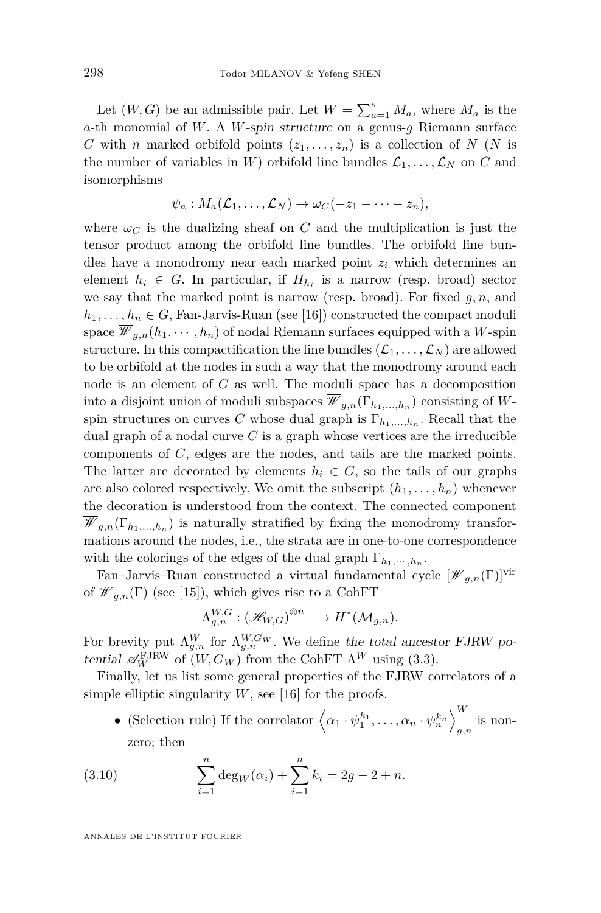Let $(W, G)$ be an admissible pair. Let $W = \sum_{a=1}^{s} M_a$, where $M_a$ is the $a$-th monomial of $W$. A *$W$-spin structure* on a genus-$g$ Riemann surface $C$ with $n$ marked orbifold points $(z_1, \ldots, z_n)$ is a collection of $N$ ($N$ is the number of variables in $W$) orbifold line bundles $\mathcal{L}_1, \ldots, \mathcal{L}_N$ on $C$ and isomorphisms

$$\psi_a : M_a(\mathcal{L}_1, \ldots, \mathcal{L}_N) \to \omega_C(-z_1 - \cdots - z_n),$$

where $\omega_C$ is the dualizing sheaf on $C$ and the multiplication is just the tensor product among the orbifold line bundles. The orbifold line bundles have a monodromy near each marked point $z_i$ which determines an element $h_i \in G$. In particular, if $H_{h_i}$ is a narrow (resp. broad) sector we say that the marked point is narrow (resp. broad). For fixed $g, n$, and $h_1, \ldots, h_n \in G$, Fan-Jarvis-Ruan (see [16]) constructed the compact moduli space $\overline{\mathscr{W}}_{g,n}(h_1, \cdots, h_n)$ of nodal Riemann surfaces equipped with a $W$-spin structure. In this compactification the line bundles $(\mathcal{L}_1, \ldots, \mathcal{L}_N)$ are allowed to be orbifold at the nodes in such a way that the monodromy around each node is an element of $G$ as well. The moduli space has a decomposition into a disjoint union of moduli subspaces $\overline{\mathscr{W}}_{g,n}(\Gamma_{h_1,\ldots,h_n})$ consisting of $W$-spin structures on curves $C$ whose dual graph is $\Gamma_{h_1,\ldots,h_n}$. Recall that the dual graph of a nodal curve $C$ is a graph whose vertices are the irreducible components of $C$, edges are the nodes, and tails are the marked points. The latter are decorated by elements $h_i \in G$, so the tails of our graphs are also colored respectively. We omit the subscript $(h_1, \ldots, h_n)$ whenever the decoration is understood from the context. The connected component $\overline{\mathscr{W}}_{g,n}(\Gamma_{h_1,\ldots,h_n})$ is naturally stratified by fixing the monodromy transformations around the nodes, i.e., the strata are in one-to-one correspondence with the colorings of the edges of the dual graph $\Gamma_{h_1,\cdots,h_n}$.

Fan–Jarvis–Ruan constructed a virtual fundamental cycle $[\overline{\mathscr{W}}_{g,n}(\Gamma)]^{\mathrm{vir}}$ of $\overline{\mathscr{W}}_{g,n}(\Gamma)$ (see [15]), which gives rise to a CohFT

$$\Lambda_{g,n}^{W,G} : (\mathscr{H}_{W,G})^{\otimes n} \longrightarrow H^*(\overline{\mathcal{M}}_{g,n}).$$

For brevity put $\Lambda_{g,n}^{W}$ for $\Lambda_{g,n}^{W,G_W}$. We define *the total ancestor FJRW potential* $\mathscr{A}_W^{\mathrm{FJRW}}$ of $(W, G_W)$ from the CohFT $\Lambda^W$ using (3.3).

Finally, let us list some general properties of the FJRW correlators of a simple elliptic singularity $W$, see [16] for the proofs.

- (Selection rule) If the correlator $\left\langle \alpha_1 \cdot \psi_1^{k_1}, \ldots, \alpha_n \cdot \psi_n^{k_n} \right\rangle_{g,n}^{W}$ is nonzero; then

$$\sum_{i=1}^{n} \deg_W(\alpha_i) + \sum_{i=1}^{n} k_i = 2g - 2 + n. \tag{3.10}$$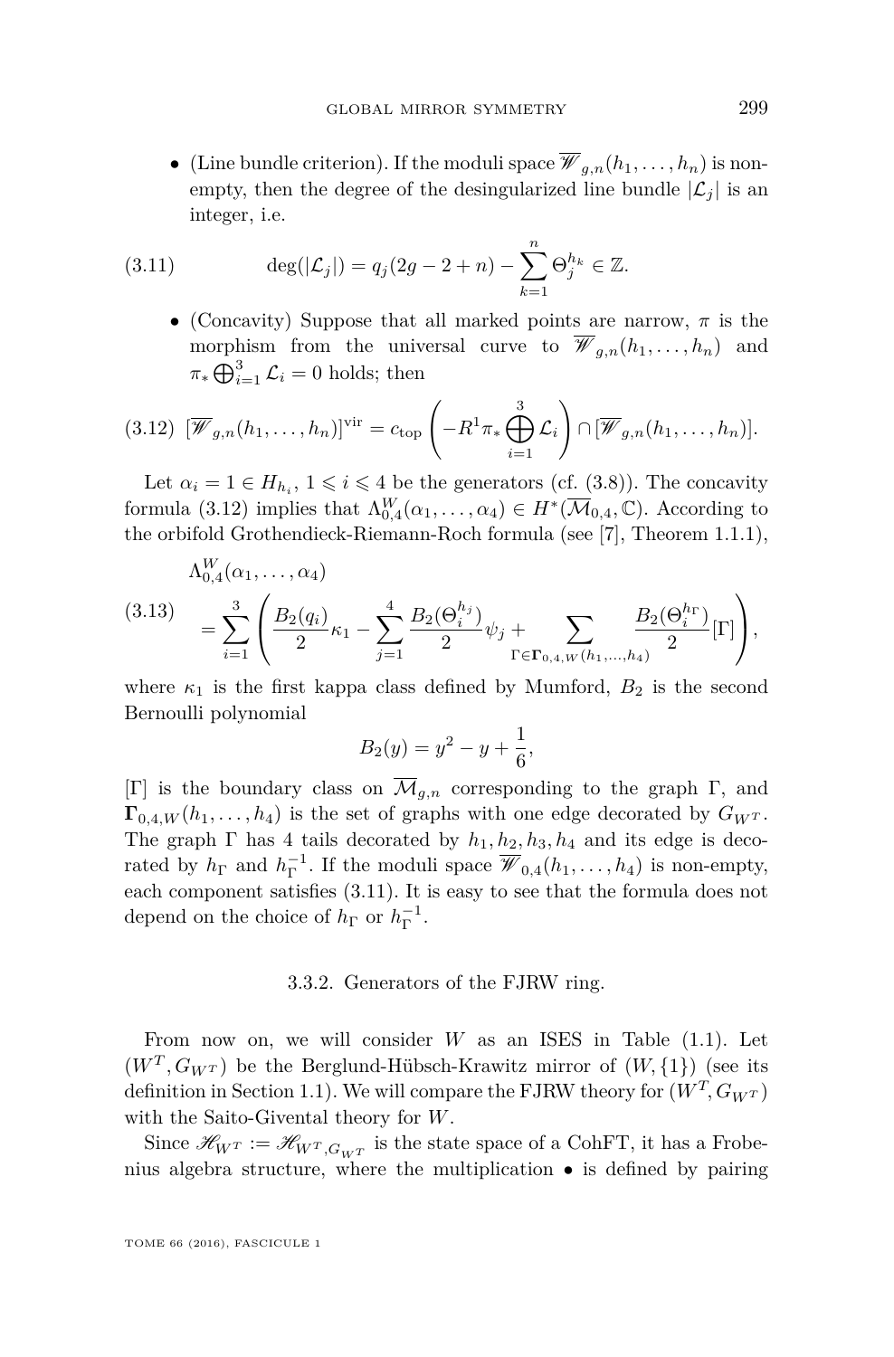- (Line bundle criterion). If the moduli space $\overline{\mathscr{W}}_{g,n}(h_1,\ldots,h_n)$ is non-empty, then the degree of the desingularized line bundle $|\mathcal{L}_j|$ is an integer, i.e.

$$\deg(|\mathcal{L}_j|) = q_j(2g-2+n) - \sum_{k=1}^{n} \Theta_j^{h_k} \in \mathbb{Z}. \tag{3.11}$$

- (Concavity) Suppose that all marked points are narrow, $\pi$ is the morphism from the universal curve to $\overline{\mathscr{W}}_{g,n}(h_1,\ldots,h_n)$ and $\pi_* \bigoplus_{i=1}^{3} \mathcal{L}_i = 0$ holds; then

$$[\overline{\mathscr{W}}_{g,n}(h_1,\ldots,h_n)]^{\mathrm{vir}} = c_{\mathrm{top}}\left(-R^1\pi_* \bigoplus_{i=1}^{3} \mathcal{L}_i\right) \cap [\overline{\mathscr{W}}_{g,n}(h_1,\ldots,h_n)]. \tag{3.12}$$

Let $\alpha_i = 1 \in H_{h_i}$, $1 \leqslant i \leqslant 4$ be the generators (cf. (3.8)). The concavity formula (3.12) implies that $\Lambda_{0,4}^{W}(\alpha_1,\ldots,\alpha_4) \in H^*(\overline{\mathcal{M}}_{0,4},\mathbb{C})$. According to the orbifold Grothendieck-Riemann-Roch formula (see [7], Theorem 1.1.1),

$$\begin{aligned} &\Lambda_{0,4}^{W}(\alpha_1,\ldots,\alpha_4) \\ &\quad = \sum_{i=1}^{3}\left(\frac{B_2(q_i)}{2}\kappa_1 - \sum_{j=1}^{4}\frac{B_2(\Theta_i^{h_j})}{2}\psi_j + \sum_{\Gamma \in \mathbf{\Gamma}_{0,4,W}(h_1,\ldots,h_4)} \frac{B_2(\Theta_i^{h_\Gamma})}{2}[\Gamma]\right), \end{aligned} \tag{3.13}$$

where $\kappa_1$ is the first kappa class defined by Mumford, $B_2$ is the second Bernoulli polynomial

$$B_2(y) = y^2 - y + \frac{1}{6},$$

$[\Gamma]$ is the boundary class on $\overline{\mathcal{M}}_{g,n}$ corresponding to the graph $\Gamma$, and $\mathbf{\Gamma}_{0,4,W}(h_1,\ldots,h_4)$ is the set of graphs with one edge decorated by $G_{W^T}$. The graph $\Gamma$ has 4 tails decorated by $h_1,h_2,h_3,h_4$ and its edge is decorated by $h_\Gamma$ and $h_\Gamma^{-1}$. If the moduli space $\overline{\mathscr{W}}_{0,4}(h_1,\ldots,h_4)$ is non-empty, each component satisfies (3.11). It is easy to see that the formula does not depend on the choice of $h_\Gamma$ or $h_\Gamma^{-1}$.

### 3.3.2. Generators of the FJRW ring.

From now on, we will consider $W$ as an ISES in Table (1.1). Let $(W^T, G_{W^T})$ be the Berglund-Hübsch-Krawitz mirror of $(W,\{1\})$ (see its definition in Section 1.1). We will compare the FJRW theory for $(W^T, G_{W^T})$ with the Saito-Givental theory for $W$.

Since $\mathscr{H}_{W^T} := \mathscr{H}_{W^T,G_{W^T}}$ is the state space of a CohFT, it has a Frobenius algebra structure, where the multiplication $\bullet$ is defined by pairing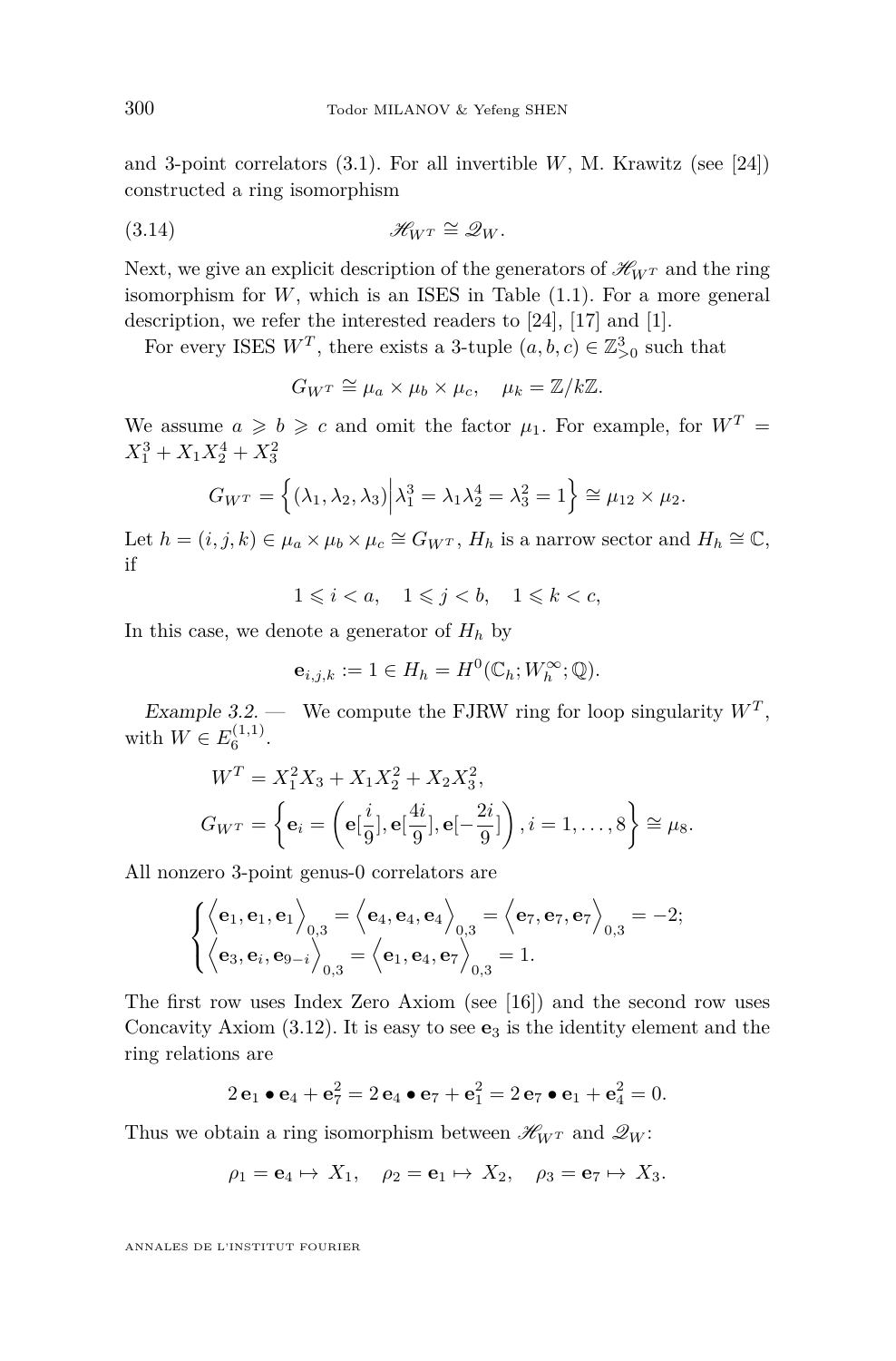and 3-point correlators (3.1). For all invertible $W$, M. Krawitz (see [24]) constructed a ring isomorphism

$$\mathscr{H}_{W^T} \cong \mathscr{Q}_W. \tag{3.14}$$

Next, we give an explicit description of the generators of $\mathscr{H}_{W^T}$ and the ring isomorphism for $W$, which is an ISES in Table (1.1). For a more general description, we refer the interested readers to [24], [17] and [1].

For every ISES $W^T$, there exists a 3-tuple $(a,b,c) \in \mathbb{Z}^3_{>0}$ such that

$$G_{W^T} \cong \mu_a \times \mu_b \times \mu_c, \quad \mu_k = \mathbb{Z}/k\mathbb{Z}.$$

We assume $a \geqslant b \geqslant c$ and omit the factor $\mu_1$. For example, for $W^T = X_1^3 + X_1X_2^4 + X_3^2$

$$G_{W^T} = \left\{(\lambda_1, \lambda_2, \lambda_3) \Big| \lambda_1^3 = \lambda_1\lambda_2^4 = \lambda_3^2 = 1\right\} \cong \mu_{12} \times \mu_2.$$

Let $h = (i,j,k) \in \mu_a \times \mu_b \times \mu_c \cong G_{W^T}$, $H_h$ is a narrow sector and $H_h \cong \mathbb{C}$, if

$$1 \leqslant i < a, \quad 1 \leqslant j < b, \quad 1 \leqslant k < c,$$

In this case, we denote a generator of $H_h$ by

$$\mathbf{e}_{i,j,k} := 1 \in H_h = H^0(\mathbb{C}_h; W_h^\infty; \mathbb{Q}).$$

*Example 3.2.* — We compute the FJRW ring for loop singularity $W^T$, with $W \in E_6^{(1,1)}$.

$$\begin{aligned} W^T &= X_1^2X_3 + X_1X_2^2 + X_2X_3^2, \\ G_{W^T} &= \left\{\mathbf{e}_i = \left(\mathbf{e}[\frac{i}{9}], \mathbf{e}[\frac{4i}{9}], \mathbf{e}[-\frac{2i}{9}]\right), i = 1, \ldots, 8\right\} \cong \mu_8. \end{aligned}$$

All nonzero 3-point genus-0 correlators are

$$\begin{cases} \left\langle \mathbf{e}_1, \mathbf{e}_1, \mathbf{e}_1 \right\rangle_{0,3} = \left\langle \mathbf{e}_4, \mathbf{e}_4, \mathbf{e}_4 \right\rangle_{0,3} = \left\langle \mathbf{e}_7, \mathbf{e}_7, \mathbf{e}_7 \right\rangle_{0,3} = -2; \\ \left\langle \mathbf{e}_3, \mathbf{e}_i, \mathbf{e}_{9-i} \right\rangle_{0,3} = \left\langle \mathbf{e}_1, \mathbf{e}_4, \mathbf{e}_7 \right\rangle_{0,3} = 1. \end{cases}$$

The first row uses Index Zero Axiom (see [16]) and the second row uses Concavity Axiom (3.12). It is easy to see $\mathbf{e}_3$ is the identity element and the ring relations are

$$2\,\mathbf{e}_1 \bullet \mathbf{e}_4 + \mathbf{e}_7^2 = 2\,\mathbf{e}_4 \bullet \mathbf{e}_7 + \mathbf{e}_1^2 = 2\,\mathbf{e}_7 \bullet \mathbf{e}_1 + \mathbf{e}_4^2 = 0.$$

Thus we obtain a ring isomorphism between $\mathscr{H}_{W^T}$ and $\mathscr{Q}_W$:

$$\rho_1 = \mathbf{e}_4 \mapsto X_1, \quad \rho_2 = \mathbf{e}_1 \mapsto X_2, \quad \rho_3 = \mathbf{e}_7 \mapsto X_3.$$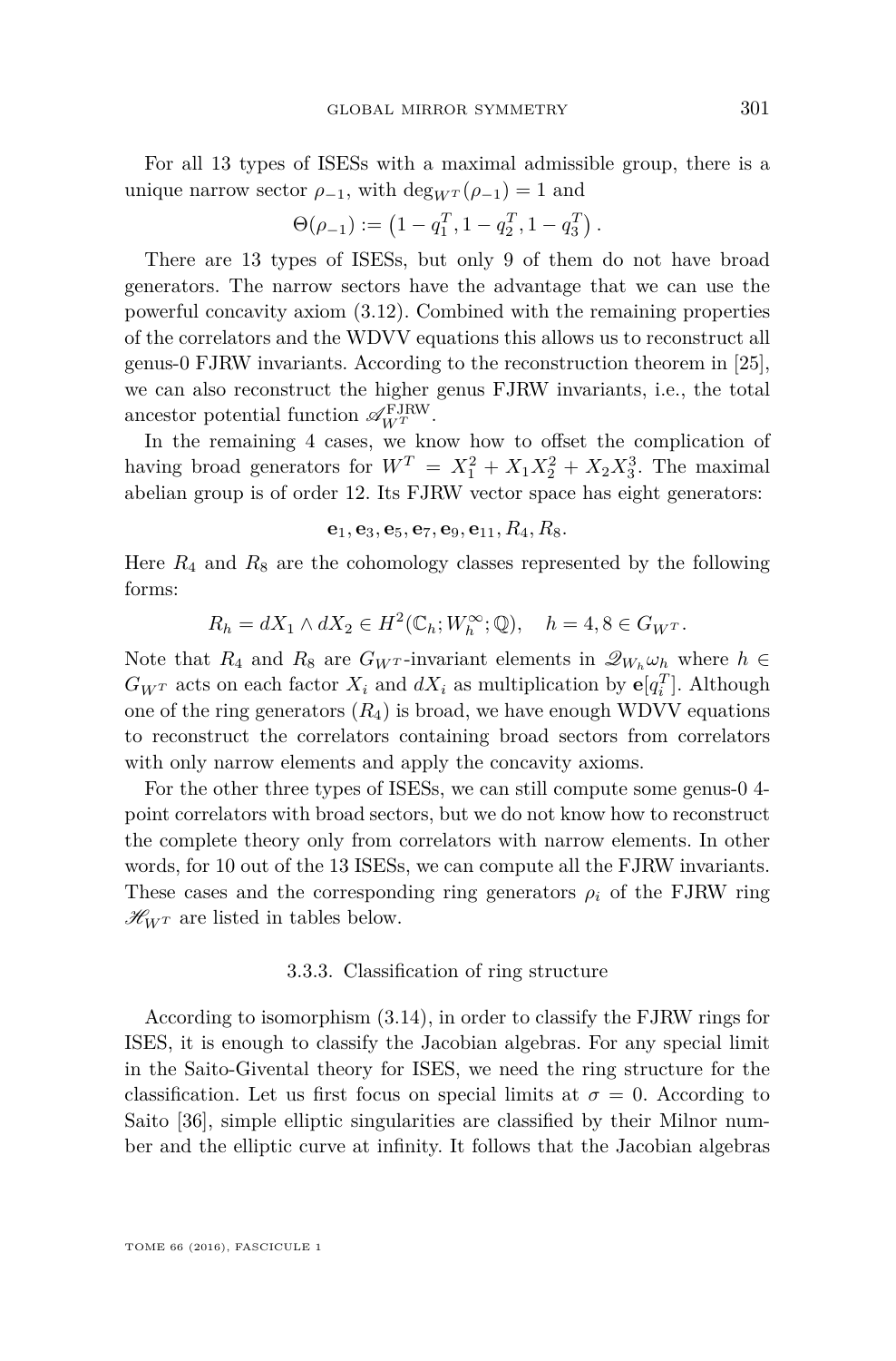For all 13 types of ISESs with a maximal admissible group, there is a unique narrow sector $\rho_{-1}$, with $\deg_{W^T}(\rho_{-1}) = 1$ and

$$\Theta(\rho_{-1}) := \left(1 - q_1^T, 1 - q_2^T, 1 - q_3^T\right).$$

There are 13 types of ISESs, but only 9 of them do not have broad generators. The narrow sectors have the advantage that we can use the powerful concavity axiom (3.12). Combined with the remaining properties of the correlators and the WDVV equations this allows us to reconstruct all genus-0 FJRW invariants. According to the reconstruction theorem in [25], we can also reconstruct the higher genus FJRW invariants, i.e., the total ancestor potential function $\mathscr{A}_{W^T}^{\mathrm{FJRW}}$.

In the remaining 4 cases, we know how to offset the complication of having broad generators for $W^T = X_1^2 + X_1X_2^2 + X_2X_3^3$. The maximal abelian group is of order 12. Its FJRW vector space has eight generators:

$$\mathbf{e}_1, \mathbf{e}_3, \mathbf{e}_5, \mathbf{e}_7, \mathbf{e}_9, \mathbf{e}_{11}, R_4, R_8.$$

Here $R_4$ and $R_8$ are the cohomology classes represented by the following forms:

$$R_h = dX_1 \wedge dX_2 \in H^2(\mathbb{C}_h; W_h^{\infty}; \mathbb{Q}), \quad h = 4, 8 \in G_{W^T}.$$

Note that $R_4$ and $R_8$ are $G_{W^T}$-invariant elements in $\mathscr{Q}_{W_h}\omega_h$ where $h \in G_{W^T}$ acts on each factor $X_i$ and $dX_i$ as multiplication by $\mathbf{e}[q_i^T]$. Although one of the ring generators ($R_4$) is broad, we have enough WDVV equations to reconstruct the correlators containing broad sectors from correlators with only narrow elements and apply the concavity axioms.

For the other three types of ISESs, we can still compute some genus-0 4-point correlators with broad sectors, but we do not know how to reconstruct the complete theory only from correlators with narrow elements. In other words, for 10 out of the 13 ISESs, we can compute all the FJRW invariants. These cases and the corresponding ring generators $\rho_i$ of the FJRW ring $\mathscr{H}_{W^T}$ are listed in tables below.

### 3.3.3. Classification of ring structure

According to isomorphism (3.14), in order to classify the FJRW rings for ISES, it is enough to classify the Jacobian algebras. For any special limit in the Saito-Givental theory for ISES, we need the ring structure for the classification. Let us first focus on special limits at $\sigma = 0$. According to Saito [36], simple elliptic singularities are classified by their Milnor number and the elliptic curve at infinity. It follows that the Jacobian algebras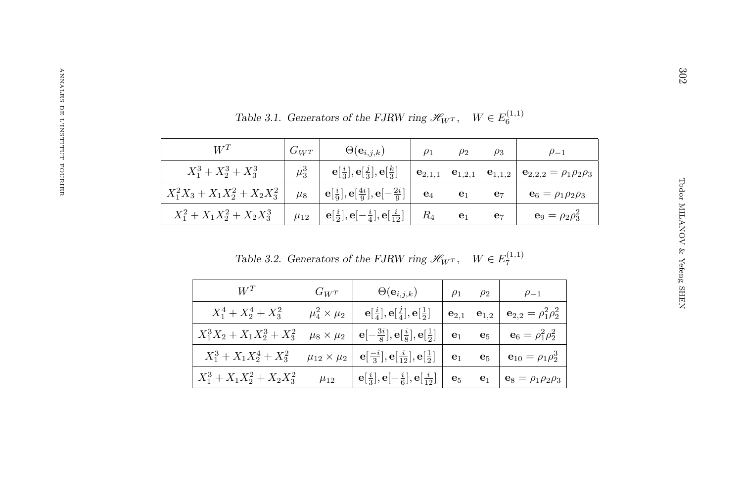*Table 3.1. Generators of the FJRW ring $\mathscr{H}_{W^T}$, $\quad W \in E_6^{(1,1)}$*

| $W^T$ | $G_{W^T}$ | $\Theta(\mathbf{e}_{i,j,k})$ | $\rho_1$ | $\rho_2$ | $\rho_3$ | $\rho_{-1}$ |
|---|---|---|---|---|---|---|
| $X_1^3 + X_2^3 + X_3^3$ | $\mu_3^3$ | $\mathbf{e}[\frac{i}{3}], \mathbf{e}[\frac{j}{3}], \mathbf{e}[\frac{k}{3}]$ | $\mathbf{e}_{2,1,1}$ | $\mathbf{e}_{1,2,1}$ | $\mathbf{e}_{1,1,2}$ | $\mathbf{e}_{2,2,2} = \rho_1\rho_2\rho_3$ |
| $X_1^2X_3 + X_1X_2^2 + X_2X_3^2$ | $\mu_8$ | $\mathbf{e}[\frac{i}{9}], \mathbf{e}[\frac{4i}{9}], \mathbf{e}[-\frac{2i}{9}]$ | $\mathbf{e}_4$ | $\mathbf{e}_1$ | $\mathbf{e}_7$ | $\mathbf{e}_6 = \rho_1\rho_2\rho_3$ |
| $X_1^2 + X_1X_2^2 + X_2X_3^3$ | $\mu_{12}$ | $\mathbf{e}[\frac{i}{2}], \mathbf{e}[-\frac{i}{4}], \mathbf{e}[\frac{i}{12}]$ | $R_4$ | $\mathbf{e}_1$ | $\mathbf{e}_7$ | $\mathbf{e}_9 = \rho_2\rho_3^2$ |

*Table 3.2. Generators of the FJRW ring $\mathscr{H}_{W^T}$, $\quad W \in E_7^{(1,1)}$*

| $W^T$ | $G_{W^T}$ | $\Theta(\mathbf{e}_{i,j,k})$ | $\rho_1$ | $\rho_2$ | $\rho_{-1}$ |
|---|---|---|---|---|---|
| $X_1^4 + X_2^4 + X_3^2$ | $\mu_4^2 \times \mu_2$ | $\mathbf{e}[\frac{i}{4}], \mathbf{e}[\frac{j}{4}], \mathbf{e}[\frac{1}{2}]$ | $\mathbf{e}_{2,1}$ | $\mathbf{e}_{1,2}$ | $\mathbf{e}_{2,2} = \rho_1^2\rho_2^2$ |
| $X_1^3X_2 + X_1X_2^3 + X_3^2$ | $\mu_8 \times \mu_2$ | $\mathbf{e}[-\frac{3i}{8}], \mathbf{e}[\frac{i}{8}], \mathbf{e}[\frac{1}{2}]$ | $\mathbf{e}_1$ | $\mathbf{e}_5$ | $\mathbf{e}_6 = \rho_1^2\rho_2^2$ |
| $X_1^3 + X_1X_2^4 + X_3^2$ | $\mu_{12} \times \mu_2$ | $\mathbf{e}[\frac{-i}{3}], \mathbf{e}[\frac{i}{12}], \mathbf{e}[\frac{1}{2}]$ | $\mathbf{e}_1$ | $\mathbf{e}_5$ | $\mathbf{e}_{10} = \rho_1\rho_2^3$ |
| $X_1^3 + X_1X_2^2 + X_2X_3^2$ | $\mu_{12}$ | $\mathbf{e}[\frac{i}{3}], \mathbf{e}[-\frac{i}{6}], \mathbf{e}[\frac{i}{12}]$ | $\mathbf{e}_5$ | $\mathbf{e}_1$ | $\mathbf{e}_8 = \rho_1\rho_2\rho_3$ |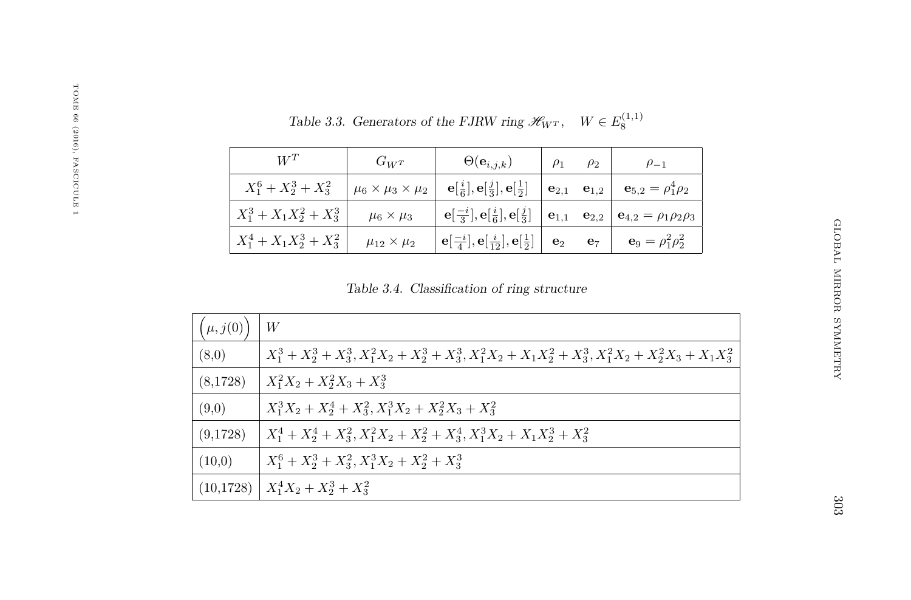*Table 3.3. Generators of the FJRW ring $\mathscr{H}_{W^T}$, $\quad W \in E_8^{(1,1)}$*

| $W^T$ | $G_{W^T}$ | $\Theta(\mathbf{e}_{i,j,k})$ | $\rho_1$ | $\rho_2$ | $\rho_{-1}$ |
|---|---|---|---|---|---|
| $X_1^6 + X_2^3 + X_3^2$ | $\mu_6 \times \mu_3 \times \mu_2$ | $\mathbf{e}[\frac{i}{6}], \mathbf{e}[\frac{j}{3}], \mathbf{e}[\frac{1}{2}]$ | $\mathbf{e}_{2,1}$ | $\mathbf{e}_{1,2}$ | $\mathbf{e}_{5,2} = \rho_1^4\rho_2$ |
| $X_1^3 + X_1X_2^2 + X_3^3$ | $\mu_6 \times \mu_3$ | $\mathbf{e}[\frac{-i}{3}], \mathbf{e}[\frac{i}{6}], \mathbf{e}[\frac{j}{3}]$ | $\mathbf{e}_{1,1}$ | $\mathbf{e}_{2,2}$ | $\mathbf{e}_{4,2} = \rho_1\rho_2\rho_3$ |
| $X_1^4 + X_1X_2^3 + X_3^2$ | $\mu_{12} \times \mu_2$ | $\mathbf{e}[\frac{-i}{4}], \mathbf{e}[\frac{i}{12}], \mathbf{e}[\frac{1}{2}]$ | $\mathbf{e}_2$ | $\mathbf{e}_7$ | $\mathbf{e}_9 = \rho_1^2\rho_2^2$ |

*Table 3.4. Classification of ring structure*

| $\Big(\mu, j(0)\Big)$ | $W$ |
|---|---|
| (8,0) | $X_1^3 + X_2^3 + X_3^3, X_1^2X_2 + X_2^3 + X_3^3, X_1^2X_2 + X_1X_2^2 + X_3^3, X_1^2X_2 + X_2^2X_3 + X_1X_3^2$ |
| (8,1728) | $X_1^2X_2 + X_2^2X_3 + X_3^3$ |
| (9,0) | $X_1^3X_2 + X_2^4 + X_3^2, X_1^3X_2 + X_2^2X_3 + X_3^2$ |
| (9,1728) | $X_1^4 + X_2^4 + X_3^2, X_1^2X_2 + X_2^2 + X_3^4, X_1^3X_2 + X_1X_2^3 + X_3^2$ |
| (10,0) | $X_1^6 + X_2^3 + X_3^2, X_1^3X_2 + X_2^2 + X_3^3$ |
| (10,1728) | $X_1^4X_2 + X_2^3 + X_3^2$ |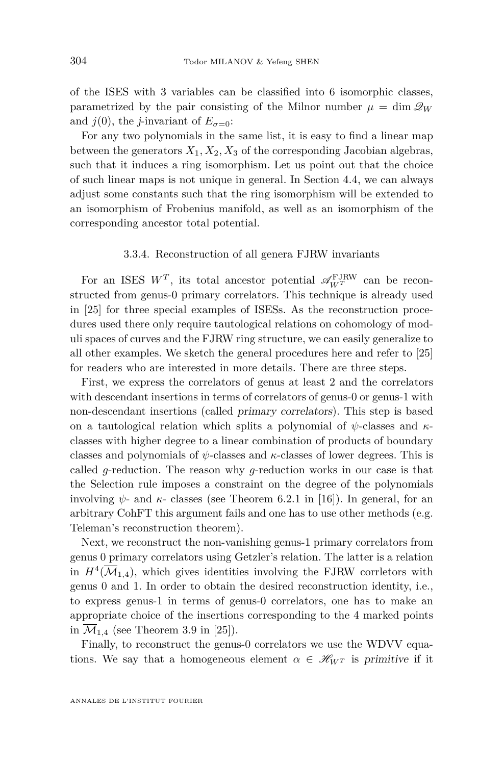of the ISES with 3 variables can be classified into 6 isomorphic classes, parametrized by the pair consisting of the Milnor number $\mu = \dim \mathscr{Q}_W$ and $j(0)$, the $j$-invariant of $E_{\sigma=0}$:

For any two polynomials in the same list, it is easy to find a linear map between the generators $X_1, X_2, X_3$ of the corresponding Jacobian algebras, such that it induces a ring isomorphism. Let us point out that the choice of such linear maps is not unique in general. In Section 4.4, we can always adjust some constants such that the ring isomorphism will be extended to an isomorphism of Frobenius manifold, as well as an isomorphism of the corresponding ancestor total potential.

### 3.3.4. Reconstruction of all genera FJRW invariants

For an ISES $W^T$, its total ancestor potential $\mathscr{A}_{W^T}^{\mathrm{FJRW}}$ can be reconstructed from genus-0 primary correlators. This technique is already used in [25] for three special examples of ISESs. As the reconstruction procedures used there only require tautological relations on cohomology of moduli spaces of curves and the FJRW ring structure, we can easily generalize to all other examples. We sketch the general procedures here and refer to [25] for readers who are interested in more details. There are three steps.

First, we express the correlators of genus at least 2 and the correlators with descendant insertions in terms of correlators of genus-0 or genus-1 with non-descendant insertions (called *primary correlators*). This step is based on a tautological relation which splits a polynomial of $\psi$-classes and $\kappa$-classes with higher degree to a linear combination of products of boundary classes and polynomials of $\psi$-classes and $\kappa$-classes of lower degrees. This is called $g$-reduction. The reason why $g$-reduction works in our case is that the Selection rule imposes a constraint on the degree of the polynomials involving $\psi$- and $\kappa$- classes (see Theorem 6.2.1 in [16]). In general, for an arbitrary CohFT this argument fails and one has to use other methods (e.g. Teleman's reconstruction theorem).

Next, we reconstruct the non-vanishing genus-1 primary correlators from genus 0 primary correlators using Getzler's relation. The latter is a relation in $H^4(\overline{\mathcal{M}}_{1,4})$, which gives identities involving the FJRW corrletors with genus 0 and 1. In order to obtain the desired reconstruction identity, i.e., to express genus-1 in terms of genus-0 correlators, one has to make an appropriate choice of the insertions corresponding to the 4 marked points in $\overline{\mathcal{M}}_{1,4}$ (see Theorem 3.9 in [25]).

Finally, to reconstruct the genus-0 correlators we use the WDVV equations. We say that a homogeneous element $\alpha \in \mathscr{H}_{W^T}$ is *primitive* if it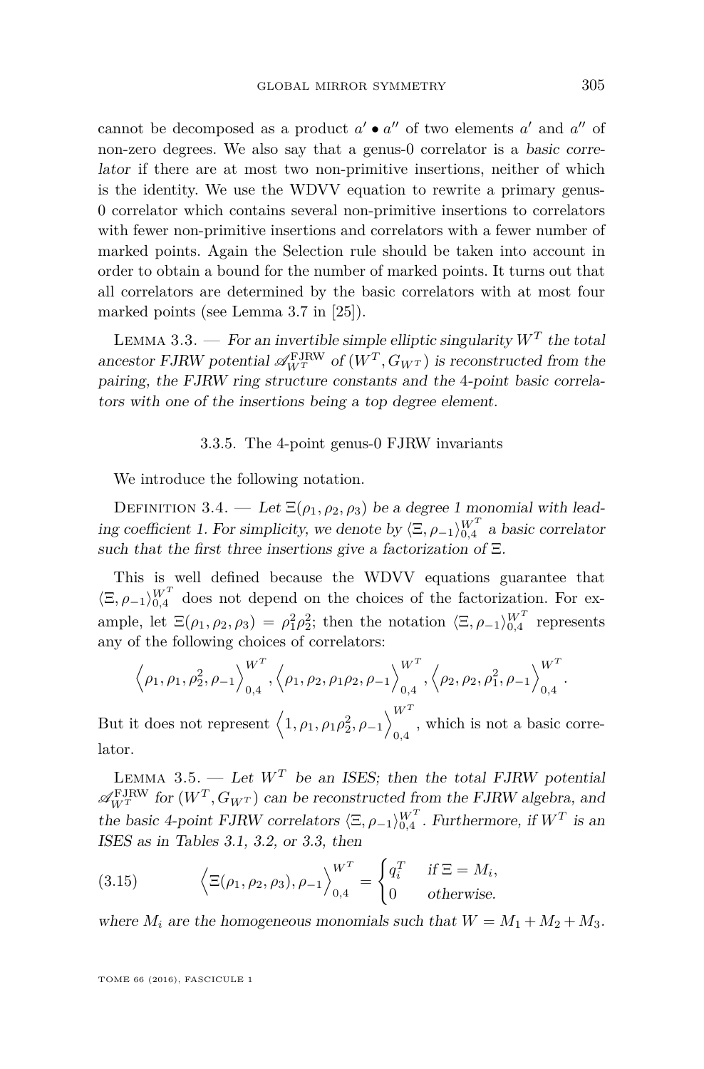cannot be decomposed as a product $a' \bullet a''$ of two elements $a'$ and $a''$ of non-zero degrees. We also say that a genus-0 correlator is a *basic correlator* if there are at most two non-primitive insertions, neither of which is the identity. We use the WDVV equation to rewrite a primary genus-0 correlator which contains several non-primitive insertions to correlators with fewer non-primitive insertions and correlators with a fewer number of marked points. Again the Selection rule should be taken into account in order to obtain a bound for the number of marked points. It turns out that all correlators are determined by the basic correlators with at most four marked points (see Lemma 3.7 in [25]).

Lemma 3.3. — *For an invertible simple elliptic singularity $W^T$ the total ancestor FJRW potential $\mathscr{A}_{W^T}^{\mathrm{FJRW}}$ of $(W^T, G_{W^T})$ is reconstructed from the pairing, the FJRW ring structure constants and the 4-point basic correlators with one of the insertions being a top degree element.*

### 3.3.5. The 4-point genus-0 FJRW invariants

We introduce the following notation.

Definition 3.4. — *Let $\Xi(\rho_1, \rho_2, \rho_3)$ be a degree 1 monomial with leading coefficient 1. For simplicity, we denote by $\langle \Xi, \rho_{-1}\rangle_{0,4}^{W^T}$ a basic correlator such that the first three insertions give a factorization of $\Xi$.*

This is well defined because the WDVV equations guarantee that $\langle \Xi, \rho_{-1}\rangle_{0,4}^{W^T}$ does not depend on the choices of the factorization. For example, let $\Xi(\rho_1, \rho_2, \rho_3) = \rho_1^2\rho_2^2$; then the notation $\langle \Xi, \rho_{-1}\rangle_{0,4}^{W^T}$ represents any of the following choices of correlators:

$$\left\langle \rho_1, \rho_1, \rho_2^2, \rho_{-1}\right\rangle_{0,4}^{W^T}, \left\langle \rho_1, \rho_2, \rho_1\rho_2, \rho_{-1}\right\rangle_{0,4}^{W^T}, \left\langle \rho_2, \rho_2, \rho_1^2, \rho_{-1}\right\rangle_{0,4}^{W^T}.$$

But it does not represent $\left\langle 1, \rho_1, \rho_1\rho_2^2, \rho_{-1}\right\rangle_{0,4}^{W^T}$, which is not a basic correlator.

Lemma 3.5. — *Let $W^T$ be an ISES; then the total FJRW potential $\mathscr{A}_{W^T}^{\mathrm{FJRW}}$ for $(W^T, G_{W^T})$ can be reconstructed from the FJRW algebra, and the basic 4-point FJRW correlators $\langle \Xi, \rho_{-1}\rangle_{0,4}^{W^T}$. Furthermore, if $W^T$ is an ISES as in Tables 3.1, 3.2, or 3.3, then*

$$\left\langle \Xi(\rho_1, \rho_2, \rho_3), \rho_{-1}\right\rangle_{0,4}^{W^T} = \begin{cases} q_i^T & \text{if } \Xi = M_i, \\ 0 & \text{otherwise.} \end{cases} \tag{3.15}$$

*where $M_i$ are the homogeneous monomials such that $W = M_1 + M_2 + M_3$.*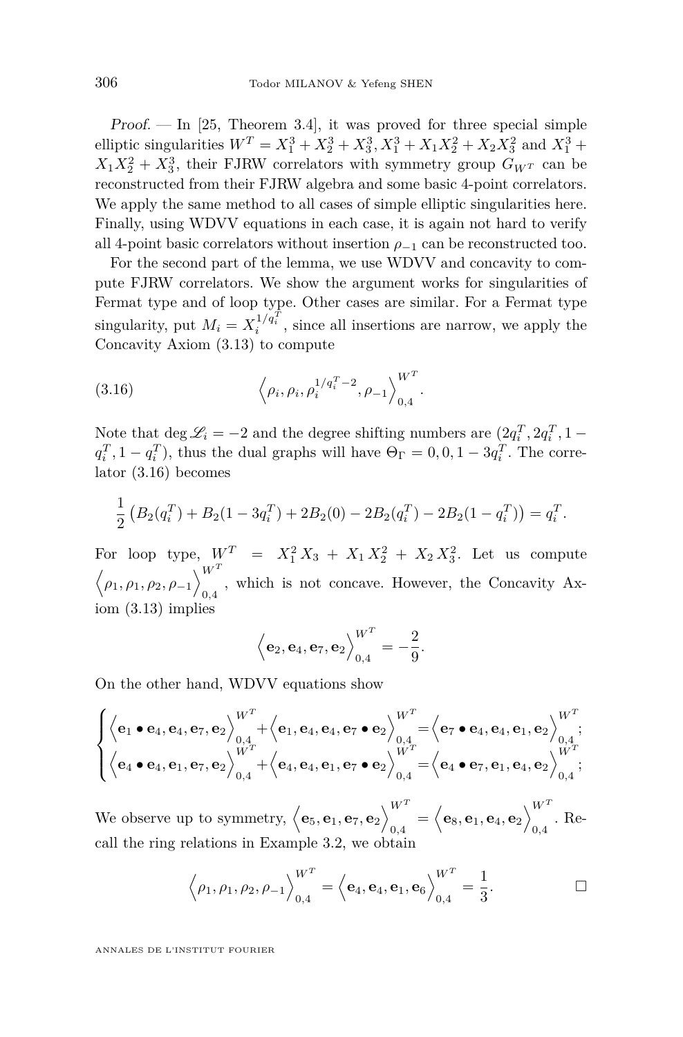*Proof.* — In [25, Theorem 3.4], it was proved for three special simple elliptic singularities $W^T = X_1^3 + X_2^3 + X_3^3, X_1^3 + X_1X_2^2 + X_2X_3^2$ and $X_1^3 + X_1X_2^2 + X_3^3$, their FJRW correlators with symmetry group $G_{W^T}$ can be reconstructed from their FJRW algebra and some basic 4-point correlators. We apply the same method to all cases of simple elliptic singularities here. Finally, using WDVV equations in each case, it is again not hard to verify all 4-point basic correlators without insertion $\rho_{-1}$ can be reconstructed too.

For the second part of the lemma, we use WDVV and concavity to compute FJRW correlators. We show the argument works for singularities of Fermat type and of loop type. Other cases are similar. For a Fermat type singularity, put $M_i = X_i^{1/q_i^T}$, since all insertions are narrow, we apply the Concavity Axiom (3.13) to compute

$$\left\langle \rho_i, \rho_i, \rho_i^{1/q_i^T - 2}, \rho_{-1} \right\rangle_{0,4}^{W^T}. \tag{3.16}$$

Note that $\deg \mathscr{L}_i = -2$ and the degree shifting numbers are $(2q_i^T, 2q_i^T, 1 - q_i^T, 1 - q_i^T)$, thus the dual graphs will have $\Theta_\Gamma = 0, 0, 1 - 3q_i^T$. The correlator (3.16) becomes

$$\frac{1}{2}\left(B_2(q_i^T) + B_2(1 - 3q_i^T) + 2B_2(0) - 2B_2(q_i^T) - 2B_2(1 - q_i^T)\right) = q_i^T.$$

For loop type, $W^T = X_1^2 X_3 + X_1 X_2^2 + X_2 X_3^2$. Let us compute $\left\langle \rho_1, \rho_1, \rho_2, \rho_{-1} \right\rangle_{0,4}^{W^T}$, which is not concave. However, the Concavity Axiom (3.13) implies

$$\left\langle \mathbf{e}_2, \mathbf{e}_4, \mathbf{e}_7, \mathbf{e}_2 \right\rangle_{0,4}^{W^T} = -\frac{2}{9}.$$

On the other hand, WDVV equations show

$$\begin{cases} \left\langle \mathbf{e}_1 \bullet \mathbf{e}_4, \mathbf{e}_4, \mathbf{e}_7, \mathbf{e}_2 \right\rangle_{0,4}^{W^T} + \left\langle \mathbf{e}_1, \mathbf{e}_4, \mathbf{e}_4, \mathbf{e}_7 \bullet \mathbf{e}_2 \right\rangle_{0,4}^{W^T} = \left\langle \mathbf{e}_7 \bullet \mathbf{e}_4, \mathbf{e}_4, \mathbf{e}_1, \mathbf{e}_2 \right\rangle_{0,4}^{W^T}; \\ \left\langle \mathbf{e}_4 \bullet \mathbf{e}_4, \mathbf{e}_1, \mathbf{e}_7, \mathbf{e}_2 \right\rangle_{0,4}^{W^T} + \left\langle \mathbf{e}_4, \mathbf{e}_4, \mathbf{e}_1, \mathbf{e}_7 \bullet \mathbf{e}_2 \right\rangle_{0,4}^{W^T} = \left\langle \mathbf{e}_4 \bullet \mathbf{e}_7, \mathbf{e}_1, \mathbf{e}_4, \mathbf{e}_2 \right\rangle_{0,4}^{W^T}; \end{cases}$$

We observe up to symmetry, $\left\langle \mathbf{e}_5, \mathbf{e}_1, \mathbf{e}_7, \mathbf{e}_2 \right\rangle_{0,4}^{W^T} = \left\langle \mathbf{e}_8, \mathbf{e}_1, \mathbf{e}_4, \mathbf{e}_2 \right\rangle_{0,4}^{W^T}$. Recall the ring relations in Example 3.2, we obtain

$$\left\langle \rho_1, \rho_1, \rho_2, \rho_{-1} \right\rangle_{0,4}^{W^T} = \left\langle \mathbf{e}_4, \mathbf{e}_4, \mathbf{e}_1, \mathbf{e}_6 \right\rangle_{0,4}^{W^T} = \frac{1}{3}.$$

□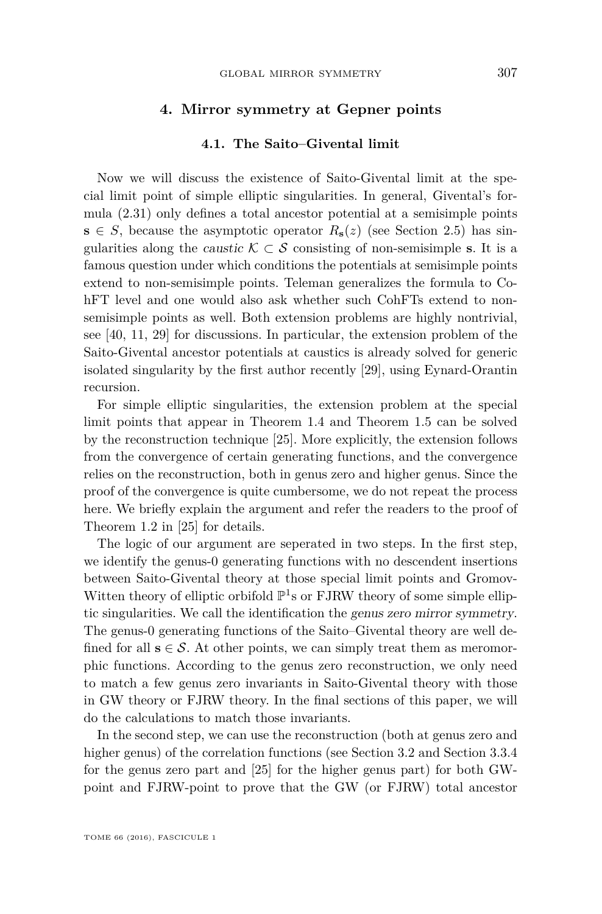## 4. Mirror symmetry at Gepner points

### 4.1. The Saito–Givental limit

Now we will discuss the existence of Saito-Givental limit at the special limit point of simple elliptic singularities. In general, Givental's formula (2.31) only defines a total ancestor potential at a semisimple points $\mathbf{s} \in S$, because the asymptotic operator $R_{\mathbf{s}}(z)$ (see Section 2.5) has singularities along the *caustic* $\mathcal{K} \subset \mathcal{S}$ consisting of non-semisimple $\mathbf{s}$. It is a famous question under which conditions the potentials at semisimple points extend to non-semisimple points. Teleman generalizes the formula to CohFT level and one would also ask whether such CohFTs extend to non-semisimple points as well. Both extension problems are highly nontrivial, see [40, 11, 29] for discussions. In particular, the extension problem of the Saito-Givental ancestor potentials at caustics is already solved for generic isolated singularity by the first author recently [29], using Eynard-Orantin recursion.

For simple elliptic singularities, the extension problem at the special limit points that appear in Theorem 1.4 and Theorem 1.5 can be solved by the reconstruction technique [25]. More explicitly, the extension follows from the convergence of certain generating functions, and the convergence relies on the reconstruction, both in genus zero and higher genus. Since the proof of the convergence is quite cumbersome, we do not repeat the process here. We briefly explain the argument and refer the readers to the proof of Theorem 1.2 in [25] for details.

The logic of our argument are seperated in two steps. In the first step, we identify the genus-0 generating functions with no descendent insertions between Saito-Givental theory at those special limit points and Gromov-Witten theory of elliptic orbifold $\mathbb{P}^1$s or FJRW theory of some simple elliptic singularities. We call the identification the *genus zero mirror symmetry*. The genus-0 generating functions of the Saito–Givental theory are well defined for all $\mathbf{s} \in \mathcal{S}$. At other points, we can simply treat them as meromorphic functions. According to the genus zero reconstruction, we only need to match a few genus zero invariants in Saito-Givental theory with those in GW theory or FJRW theory. In the final sections of this paper, we will do the calculations to match those invariants.

In the second step, we can use the reconstruction (both at genus zero and higher genus) of the correlation functions (see Section 3.2 and Section 3.3.4 for the genus zero part and [25] for the higher genus part) for both GW-point and FJRW-point to prove that the GW (or FJRW) total ancestor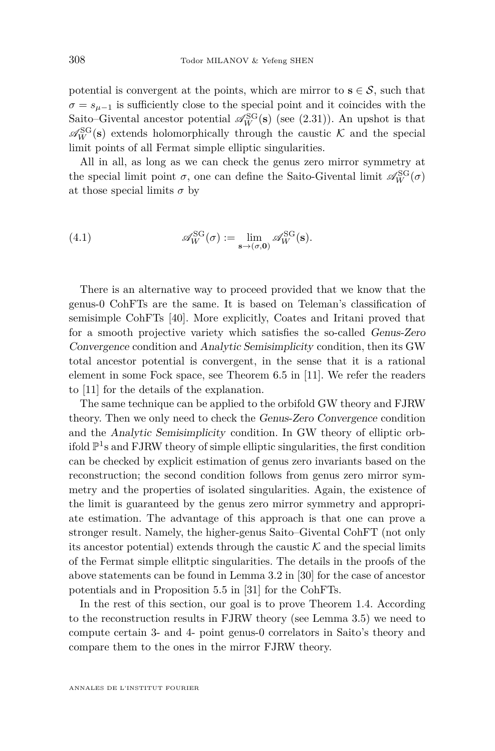potential is convergent at the points, which are mirror to $\mathbf{s} \in \mathcal{S}$, such that $\sigma = s_{\mu-1}$ is sufficiently close to the special point and it coincides with the Saito–Givental ancestor potential $\mathscr{A}_W^{\mathrm{SG}}(\mathbf{s})$ (see (2.31)). An upshot is that $\mathscr{A}_W^{\mathrm{SG}}(\mathbf{s})$ extends holomorphically through the caustic $\mathcal{K}$ and the special limit points of all Fermat simple elliptic singularities.

All in all, as long as we can check the genus zero mirror symmetry at the special limit point $\sigma$, one can define the Saito-Givental limit $\mathscr{A}_W^{\mathrm{SG}}(\sigma)$ at those special limits $\sigma$ by

$$\mathscr{A}_W^{\mathrm{SG}}(\sigma) := \lim_{\mathbf{s}\to(\sigma,\mathbf{0})} \mathscr{A}_W^{\mathrm{SG}}(\mathbf{s}). \tag{4.1}$$

There is an alternative way to proceed provided that we know that the genus-0 CohFTs are the same. It is based on Teleman's classification of semisimple CohFTs [40]. More explicitly, Coates and Iritani proved that for a smooth projective variety which satisfies the so-called *Genus-Zero Convergence* condition and *Analytic Semisimplicity* condition, then its GW total ancestor potential is convergent, in the sense that it is a rational element in some Fock space, see Theorem 6.5 in [11]. We refer the readers to [11] for the details of the explanation.

The same technique can be applied to the orbifold GW theory and FJRW theory. Then we only need to check the *Genus-Zero Convergence* condition and the *Analytic Semisimplicity* condition. In GW theory of elliptic orbifold $\mathbb{P}^1$s and FJRW theory of simple elliptic singularities, the first condition can be checked by explicit estimation of genus zero invariants based on the reconstruction; the second condition follows from genus zero mirror symmetry and the properties of isolated singularities. Again, the existence of the limit is guaranteed by the genus zero mirror symmetry and appropriate estimation. The advantage of this approach is that one can prove a stronger result. Namely, the higher-genus Saito–Givental CohFT (not only its ancestor potential) extends through the caustic $\mathcal{K}$ and the special limits of the Fermat simple ellitptic singularities. The details in the proofs of the above statements can be found in Lemma 3.2 in [30] for the case of ancestor potentials and in Proposition 5.5 in [31] for the CohFTs.

In the rest of this section, our goal is to prove Theorem 1.4. According to the reconstruction results in FJRW theory (see Lemma 3.5) we need to compute certain 3- and 4- point genus-0 correlators in Saito's theory and compare them to the ones in the mirror FJRW theory.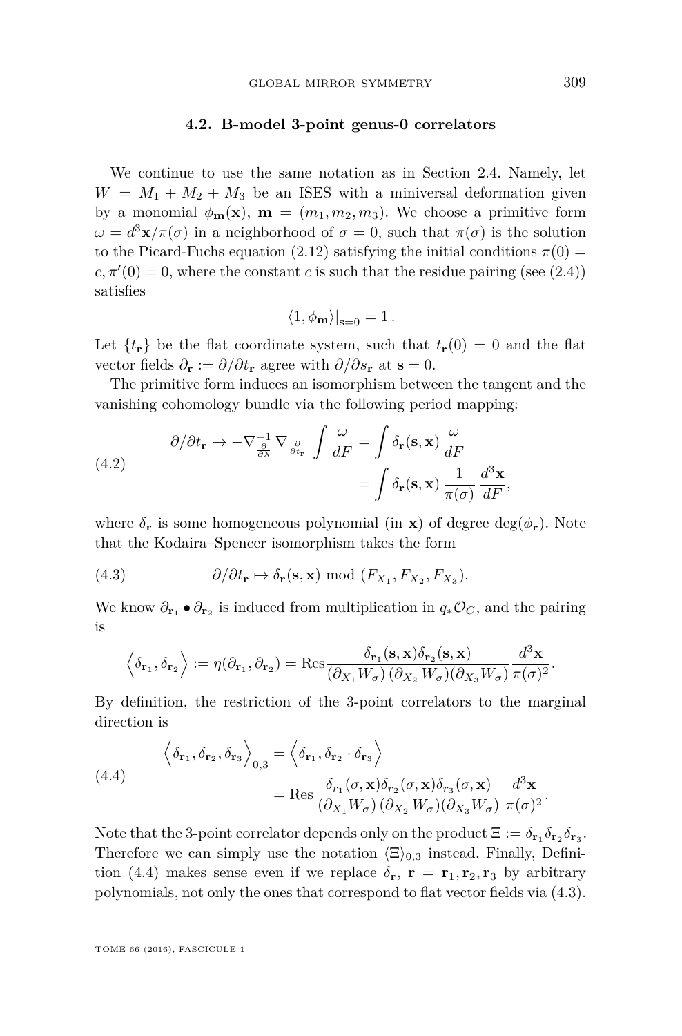### 4.2. B-model 3-point genus-0 correlators

We continue to use the same notation as in Section 2.4. Namely, let $W = M_1 + M_2 + M_3$ be an ISES with a miniversal deformation given by a monomial $\phi_{\mathbf{m}}(\mathbf{x})$, $\mathbf{m} = (m_1, m_2, m_3)$. We choose a primitive form $\omega = d^3\mathbf{x}/\pi(\sigma)$ in a neighborhood of $\sigma = 0$, such that $\pi(\sigma)$ is the solution to the Picard-Fuchs equation (2.12) satisfying the initial conditions $\pi(0) = c, \pi'(0) = 0$, where the constant $c$ is such that the residue pairing (see (2.4)) satisfies

$$\langle 1, \phi_{\mathbf{m}} \rangle|_{\mathbf{s}=0} = 1\,.$$

Let $\{t_{\mathbf{r}}\}$ be the flat coordinate system, such that $t_{\mathbf{r}}(0) = 0$ and the flat vector fields $\partial_{\mathbf{r}} := \partial/\partial t_{\mathbf{r}}$ agree with $\partial/\partial s_{\mathbf{r}}$ at $\mathbf{s} = 0$.

The primitive form induces an isomorphism between the tangent and the vanishing cohomology bundle via the following period mapping:

$$\begin{aligned}
\partial/\partial t_{\mathbf{r}} \mapsto -\nabla^{-1}_{\frac{\partial}{\partial \lambda}} \nabla_{\frac{\partial}{\partial t_{\mathbf{r}}}} \int \frac{\omega}{dF} &= \int \delta_{\mathbf{r}}(\mathbf{s}, \mathbf{x}) \, \frac{\omega}{dF} \\
&= \int \delta_{\mathbf{r}}(\mathbf{s}, \mathbf{x}) \, \frac{1}{\pi(\sigma)} \, \frac{d^3\mathbf{x}}{dF},
\end{aligned} \tag{4.2}$$

where $\delta_{\mathbf{r}}$ is some homogeneous polynomial (in $\mathbf{x}$) of degree $\deg(\phi_{\mathbf{r}})$. Note that the Kodaira–Spencer isomorphism takes the form

$$\partial/\partial t_{\mathbf{r}} \mapsto \delta_{\mathbf{r}}(\mathbf{s}, \mathbf{x}) \bmod (F_{X_1}, F_{X_2}, F_{X_3}). \tag{4.3}$$

We know $\partial_{\mathbf{r}_1} \bullet \partial_{\mathbf{r}_2}$ is induced from multiplication in $q_*\mathcal{O}_C$, and the pairing is

$$\Big\langle \delta_{\mathbf{r}_1}, \delta_{\mathbf{r}_2} \Big\rangle := \eta(\partial_{\mathbf{r}_1}, \partial_{\mathbf{r}_2}) = \operatorname{Res} \frac{\delta_{\mathbf{r}_1}(\mathbf{s}, \mathbf{x}) \delta_{\mathbf{r}_2}(\mathbf{s}, \mathbf{x})}{(\partial_{X_1} W_\sigma)\,(\partial_{X_2} W_\sigma)(\partial_{X_3} W_\sigma)} \frac{d^3\mathbf{x}}{\pi(\sigma)^2}.$$

By definition, the restriction of the 3-point correlators to the marginal direction is

$$\begin{aligned}
\Big\langle \delta_{\mathbf{r}_1}, \delta_{\mathbf{r}_2}, \delta_{\mathbf{r}_3} \Big\rangle_{0,3} &= \Big\langle \delta_{\mathbf{r}_1}, \delta_{\mathbf{r}_2} \cdot \delta_{\mathbf{r}_3} \Big\rangle \\
&= \operatorname{Res} \frac{\delta_{r_1}(\sigma, \mathbf{x}) \delta_{r_2}(\sigma, \mathbf{x}) \delta_{r_3}(\sigma, \mathbf{x})}{(\partial_{X_1} W_\sigma)\,(\partial_{X_2} W_\sigma)(\partial_{X_3} W_\sigma)} \, \frac{d^3\mathbf{x}}{\pi(\sigma)^2}.
\end{aligned} \tag{4.4}$$

Note that the 3-point correlator depends only on the product $\Xi := \delta_{\mathbf{r}_1} \delta_{\mathbf{r}_2} \delta_{\mathbf{r}_3}$. Therefore we can simply use the notation $\langle \Xi \rangle_{0,3}$ instead. Finally, Definition (4.4) makes sense even if we replace $\delta_{\mathbf{r}}$, $\mathbf{r} = \mathbf{r}_1, \mathbf{r}_2, \mathbf{r}_3$ by arbitrary polynomials, not only the ones that correspond to flat vector fields via (4.3).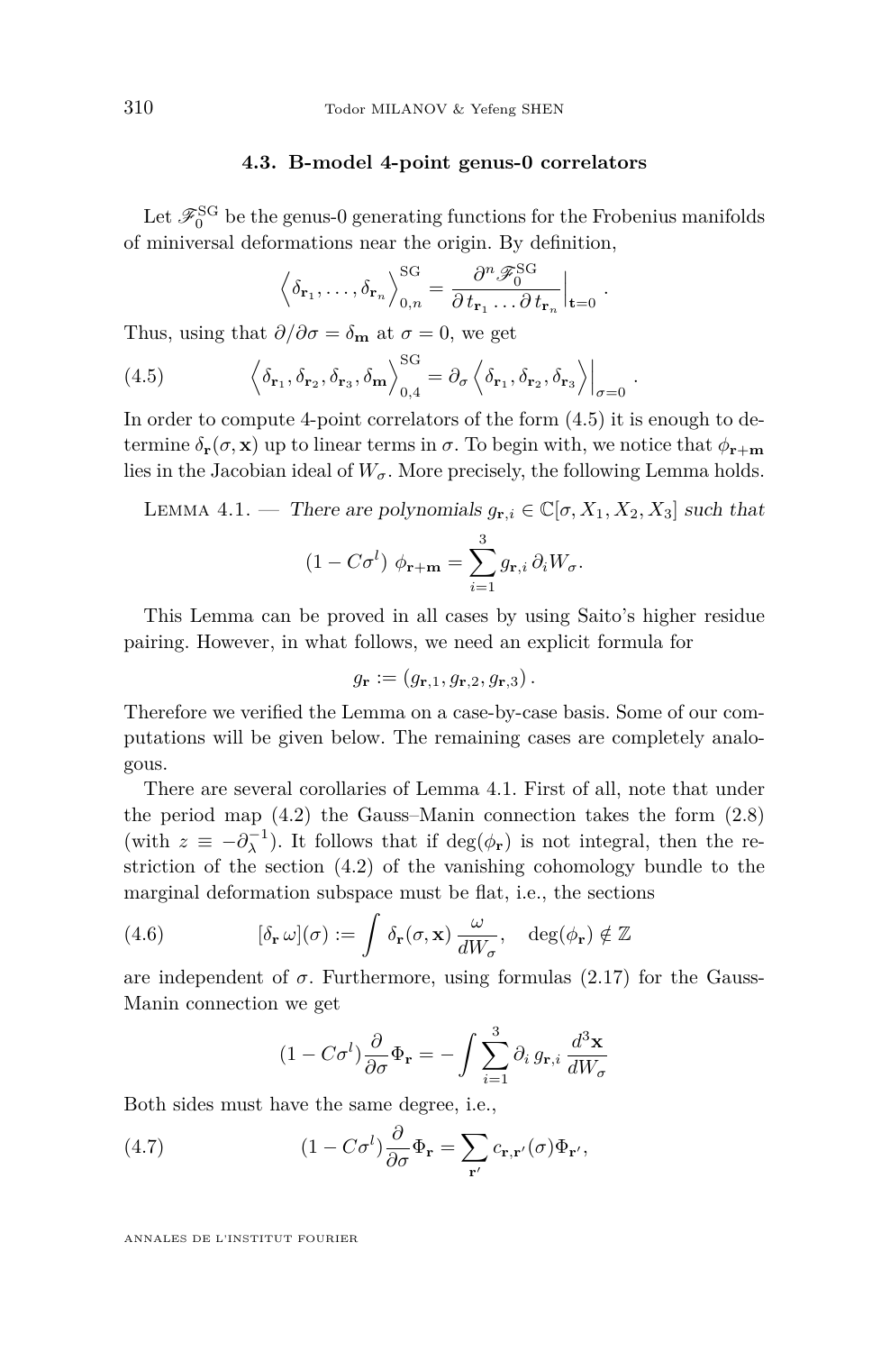### 4.3. B-model 4-point genus-0 correlators

Let $\mathscr{F}_0^{\rm SG}$ be the genus-0 generating functions for the Frobenius manifolds of miniversal deformations near the origin. By definition,

$$\left\langle \delta_{\mathbf{r}_1}, \ldots, \delta_{\mathbf{r}_n} \right\rangle_{0,n}^{\rm SG} = \frac{\partial^n \mathscr{F}_0^{\rm SG}}{\partial t_{\mathbf{r}_1} \ldots \partial t_{\mathbf{r}_n}}\Big|_{\mathbf{t}=0}.$$

Thus, using that $\partial/\partial\sigma = \delta_{\mathbf{m}}$ at $\sigma = 0$, we get

$$\left\langle \delta_{\mathbf{r}_1}, \delta_{\mathbf{r}_2}, \delta_{\mathbf{r}_3}, \delta_{\mathbf{m}} \right\rangle_{0,4}^{\rm SG} = \partial_\sigma \left\langle \delta_{\mathbf{r}_1}, \delta_{\mathbf{r}_2}, \delta_{\mathbf{r}_3} \right\rangle\Big|_{\sigma=0}. \tag{4.5}$$

In order to compute 4-point correlators of the form (4.5) it is enough to determine $\delta_{\mathbf{r}}(\sigma, \mathbf{x})$ up to linear terms in $\sigma$. To begin with, we notice that $\phi_{\mathbf{r}+\mathbf{m}}$ lies in the Jacobian ideal of $W_\sigma$. More precisely, the following Lemma holds.

Lemma 4.1. — *There are polynomials $g_{\mathbf{r},i} \in \mathbb{C}[\sigma, X_1, X_2, X_3]$ such that*

$$(1 - C\sigma^l)\ \phi_{\mathbf{r}+\mathbf{m}} = \sum_{i=1}^{3} g_{\mathbf{r},i}\, \partial_i W_\sigma.$$

This Lemma can be proved in all cases by using Saito's higher residue pairing. However, in what follows, we need an explicit formula for

$$g_{\mathbf{r}} := (g_{\mathbf{r},1}, g_{\mathbf{r},2}, g_{\mathbf{r},3}).$$

Therefore we verified the Lemma on a case-by-case basis. Some of our computations will be given below. The remaining cases are completely analogous.

There are several corollaries of Lemma 4.1. First of all, note that under the period map (4.2) the Gauss–Manin connection takes the form (2.8) (with $z \equiv -\partial_\lambda^{-1}$). It follows that if $\deg(\phi_{\mathbf{r}})$ is not integral, then the restriction of the section (4.2) of the vanishing cohomology bundle to the marginal deformation subspace must be flat, i.e., the sections

$$[\delta_{\mathbf{r}}\, \omega](\sigma) := \int \delta_{\mathbf{r}}(\sigma, \mathbf{x})\, \frac{\omega}{dW_\sigma}, \quad \deg(\phi_{\mathbf{r}}) \notin \mathbb{Z} \tag{4.6}$$

are independent of $\sigma$. Furthermore, using formulas (2.17) for the Gauss-Manin connection we get

$$(1 - C\sigma^l)\frac{\partial}{\partial\sigma}\Phi_{\mathbf{r}} = -\int \sum_{i=1}^{3} \partial_i\, g_{\mathbf{r},i}\, \frac{d^3\mathbf{x}}{dW_\sigma}$$

Both sides must have the same degree, i.e.,

$$(1 - C\sigma^l)\frac{\partial}{\partial\sigma}\Phi_{\mathbf{r}} = \sum_{\mathbf{r}'} c_{\mathbf{r},\mathbf{r}'}(\sigma)\Phi_{\mathbf{r}'}, \tag{4.7}$$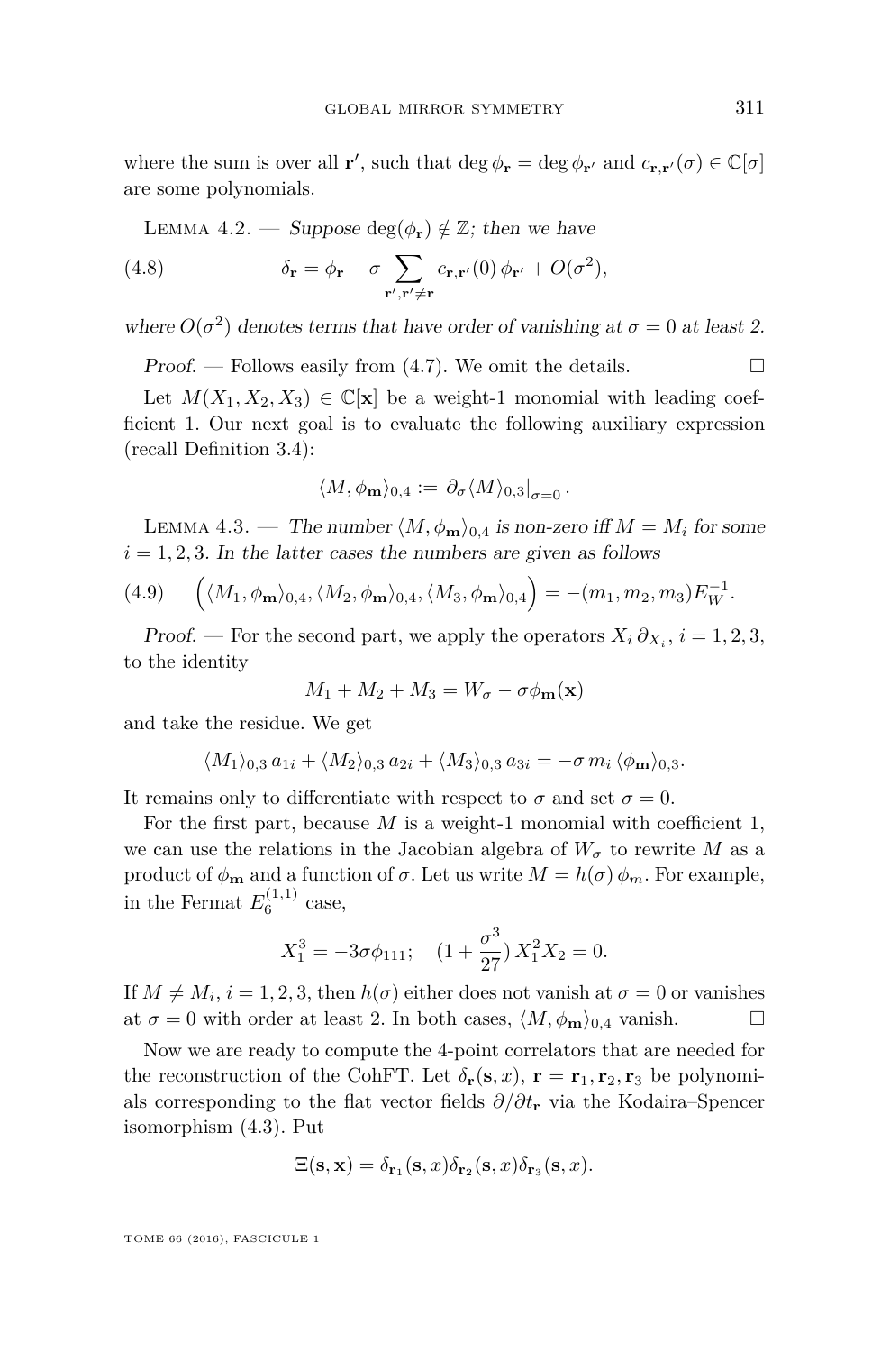where the sum is over all $\mathbf{r}'$, such that $\deg \phi_{\mathbf{r}} = \deg \phi_{\mathbf{r}'}$ and $c_{\mathbf{r},\mathbf{r}'}(\sigma) \in \mathbb{C}[\sigma]$ are some polynomials.

Lemma 4.2. — *Suppose $\deg(\phi_{\mathbf{r}}) \notin \mathbb{Z}$; then we have*

$$\delta_{\mathbf{r}} = \phi_{\mathbf{r}} - \sigma \sum_{\mathbf{r}',\mathbf{r}'\neq \mathbf{r}} c_{\mathbf{r},\mathbf{r}'}(0)\, \phi_{\mathbf{r}'} + O(\sigma^2), \tag{4.8}$$

*where $O(\sigma^2)$ denotes terms that have order of vanishing at $\sigma = 0$ at least 2.*

*Proof.* — Follows easily from (4.7). We omit the details. □

Let $M(X_1, X_2, X_3) \in \mathbb{C}[\mathbf{x}]$ be a weight-1 monomial with leading coefficient 1. Our next goal is to evaluate the following auxiliary expression (recall Definition 3.4):

$$\langle M, \phi_{\mathbf{m}} \rangle_{0,4} := \partial_\sigma \langle M \rangle_{0,3}\big|_{\sigma=0}.$$

Lemma 4.3. — *The number $\langle M, \phi_{\mathbf{m}} \rangle_{0,4}$ is non-zero iff $M = M_i$ for some $i = 1, 2, 3$. In the latter cases the numbers are given as follows*

$$\Big(\langle M_1, \phi_{\mathbf{m}} \rangle_{0,4}, \langle M_2, \phi_{\mathbf{m}} \rangle_{0,4}, \langle M_3, \phi_{\mathbf{m}} \rangle_{0,4}\Big) = -(m_1, m_2, m_3) E_W^{-1}. \tag{4.9}$$

*Proof.* — For the second part, we apply the operators $X_i\, \partial_{X_i}$, $i = 1, 2, 3$, to the identity

$$M_1 + M_2 + M_3 = W_\sigma - \sigma \phi_{\mathbf{m}}(\mathbf{x})$$

and take the residue. We get

$$\langle M_1 \rangle_{0,3}\, a_{1i} + \langle M_2 \rangle_{0,3}\, a_{2i} + \langle M_3 \rangle_{0,3}\, a_{3i} = -\sigma\, m_i\, \langle \phi_{\mathbf{m}} \rangle_{0,3}.$$

It remains only to differentiate with respect to $\sigma$ and set $\sigma = 0$.

For the first part, because $M$ is a weight-1 monomial with coefficient 1, we can use the relations in the Jacobian algebra of $W_\sigma$ to rewrite $M$ as a product of $\phi_{\mathbf{m}}$ and a function of $\sigma$. Let us write $M = h(\sigma)\, \phi_m$. For example, in the Fermat $E_6^{(1,1)}$ case,

$$X_1^3 = -3\sigma \phi_{111}; \quad (1 + \frac{\sigma^3}{27})\, X_1^2 X_2 = 0.$$

If $M \neq M_i$, $i = 1, 2, 3$, then $h(\sigma)$ either does not vanish at $\sigma = 0$ or vanishes at $\sigma = 0$ with order at least 2. In both cases, $\langle M, \phi_{\mathbf{m}} \rangle_{0,4}$ vanish. □

Now we are ready to compute the 4-point correlators that are needed for the reconstruction of the CohFT. Let $\delta_{\mathbf{r}}(\mathbf{s}, x)$, $\mathbf{r} = \mathbf{r}_1, \mathbf{r}_2, \mathbf{r}_3$ be polynomials corresponding to the flat vector fields $\partial/\partial t_{\mathbf{r}}$ via the Kodaira–Spencer isomorphism (4.3). Put

$$\Xi(\mathbf{s}, \mathbf{x}) = \delta_{\mathbf{r}_1}(\mathbf{s}, x)\delta_{\mathbf{r}_2}(\mathbf{s}, x)\delta_{\mathbf{r}_3}(\mathbf{s}, x).$$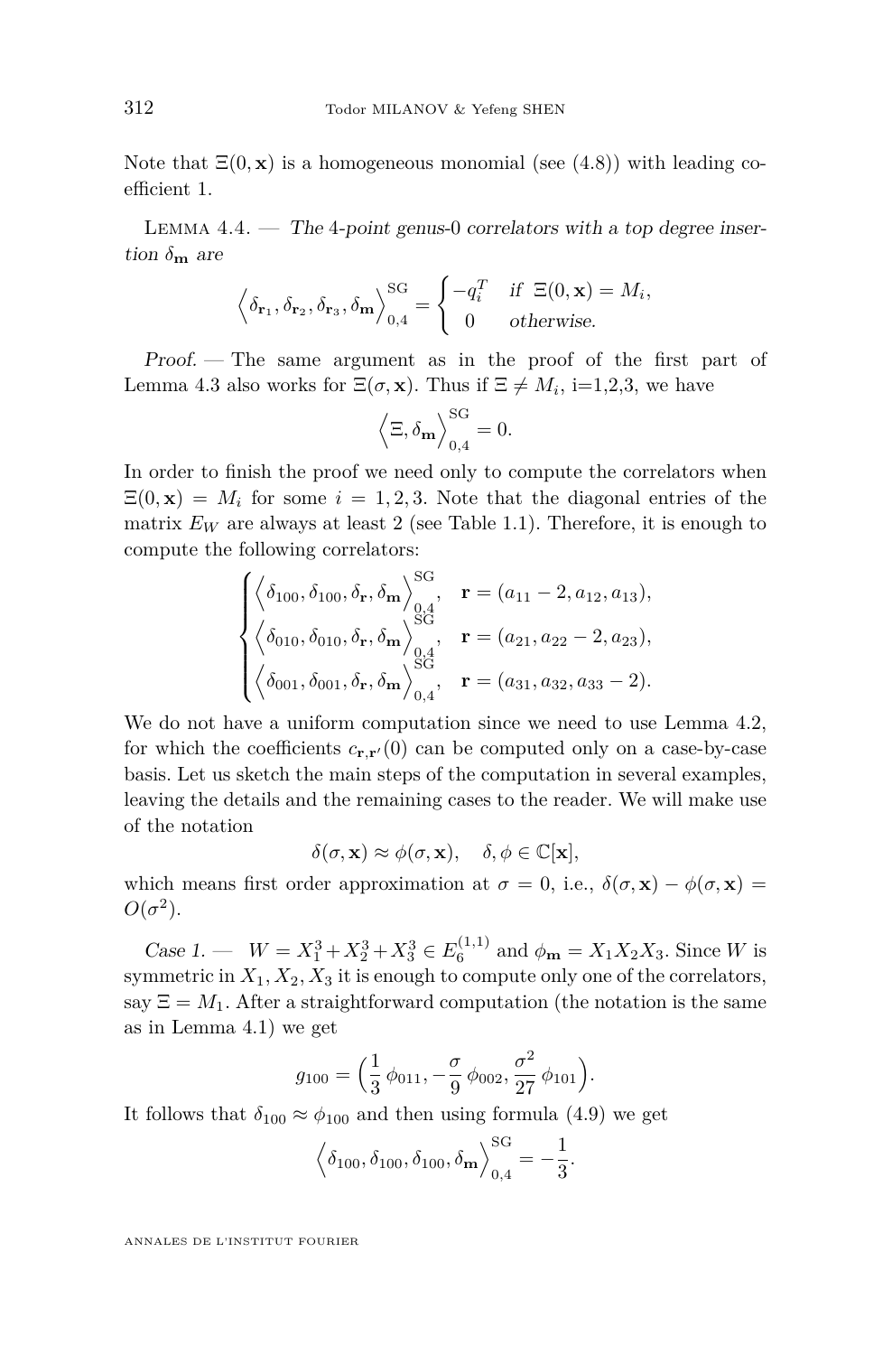Note that $\Xi(0, \mathbf{x})$ is a homogeneous monomial (see (4.8)) with leading coefficient 1.

Lemma 4.4. — *The 4-point genus-0 correlators with a top degree insertion $\delta_{\mathbf{m}}$ are*

$$\Big\langle \delta_{\mathbf{r}_1}, \delta_{\mathbf{r}_2}, \delta_{\mathbf{r}_3}, \delta_{\mathbf{m}} \Big\rangle_{0,4}^{\mathrm{SG}} = \begin{cases} -q_i^T & \text{if } \Xi(0,\mathbf{x}) = M_i, \\ 0 & \text{otherwise.} \end{cases}$$

*Proof.* — The same argument as in the proof of the first part of Lemma 4.3 also works for $\Xi(\sigma, \mathbf{x})$. Thus if $\Xi \neq M_i$, i=1,2,3, we have

$$\Big\langle \Xi, \delta_{\mathbf{m}} \Big\rangle_{0,4}^{\mathrm{SG}} = 0.$$

In order to finish the proof we need only to compute the correlators when $\Xi(0, \mathbf{x}) = M_i$ for some $i = 1, 2, 3$. Note that the diagonal entries of the matrix $E_W$ are always at least 2 (see Table 1.1). Therefore, it is enough to compute the following correlators:

$$\begin{cases} \Big\langle \delta_{100}, \delta_{100}, \delta_{\mathbf{r}}, \delta_{\mathbf{m}} \Big\rangle_{0,4}^{\mathrm{SG}}, & \mathbf{r} = (a_{11}-2, a_{12}, a_{13}), \\ \Big\langle \delta_{010}, \delta_{010}, \delta_{\mathbf{r}}, \delta_{\mathbf{m}} \Big\rangle_{0,4}^{\mathrm{SG}}, & \mathbf{r} = (a_{21}, a_{22}-2, a_{23}), \\ \Big\langle \delta_{001}, \delta_{001}, \delta_{\mathbf{r}}, \delta_{\mathbf{m}} \Big\rangle_{0,4}^{\mathrm{SG}}, & \mathbf{r} = (a_{31}, a_{32}, a_{33}-2). \end{cases}$$

We do not have a uniform computation since we need to use Lemma 4.2, for which the coefficients $c_{\mathbf{r},\mathbf{r}'}(0)$ can be computed only on a case-by-case basis. Let us sketch the main steps of the computation in several examples, leaving the details and the remaining cases to the reader. We will make use of the notation

$$\delta(\sigma, \mathbf{x}) \approx \phi(\sigma, \mathbf{x}), \quad \delta, \phi \in \mathbb{C}[\mathbf{x}],$$

which means first order approximation at $\sigma = 0$, i.e., $\delta(\sigma, \mathbf{x}) - \phi(\sigma, \mathbf{x}) = O(\sigma^2)$.

*Case 1.* — $W = X_1^3 + X_2^3 + X_3^3 \in E_6^{(1,1)}$ and $\phi_{\mathbf{m}} = X_1X_2X_3$. Since $W$ is symmetric in $X_1, X_2, X_3$ it is enough to compute only one of the correlators, say $\Xi = M_1$. After a straightforward computation (the notation is the same as in Lemma 4.1) we get

$$g_{100} = \Big(\frac{1}{3}\,\phi_{011}, -\frac{\sigma}{9}\,\phi_{002}, \frac{\sigma^2}{27}\,\phi_{101}\Big).$$

It follows that $\delta_{100} \approx \phi_{100}$ and then using formula (4.9) we get

$$\Big\langle \delta_{100}, \delta_{100}, \delta_{100}, \delta_{\mathbf{m}} \Big\rangle_{0,4}^{\mathrm{SG}} = -\frac{1}{3}.$$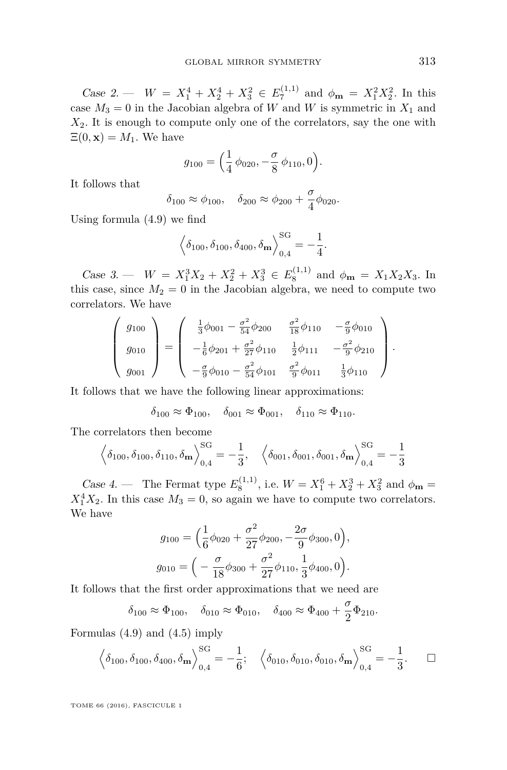*Case 2.* — $W = X_1^4 + X_2^4 + X_3^2 \in E_7^{(1,1)}$ and $\phi_{\mathbf{m}} = X_1^2 X_2^2$. In this case $M_3 = 0$ in the Jacobian algebra of $W$ and $W$ is symmetric in $X_1$ and $X_2$. It is enough to compute only one of the correlators, say the one with $\Xi(0, \mathbf{x}) = M_1$. We have

$$g_{100} = \Big(\frac{1}{4}\,\phi_{020}, -\frac{\sigma}{8}\,\phi_{110}, 0\Big).$$

It follows that

$$\delta_{100} \approx \phi_{100}, \quad \delta_{200} \approx \phi_{200} + \frac{\sigma}{4}\phi_{020}.$$

Using formula (4.9) we find

$$\Big\langle \delta_{100}, \delta_{100}, \delta_{400}, \delta_{\mathbf{m}} \Big\rangle_{0,4}^{\mathrm{SG}} = -\frac{1}{4}.$$

*Case 3.* — $W = X_1^3 X_2 + X_2^2 + X_3^3 \in E_8^{(1,1)}$ and $\phi_{\mathbf{m}} = X_1 X_2 X_3$. In this case, since $M_2 = 0$ in the Jacobian algebra, we need to compute two correlators. We have

$$\begin{pmatrix} g_{100} \\ g_{010} \\ g_{001} \end{pmatrix} = \begin{pmatrix} \frac{1}{3}\phi_{001} - \frac{\sigma^2}{54}\phi_{200} & \frac{\sigma^2}{18}\phi_{110} & -\frac{\sigma}{9}\phi_{010} \\ -\frac{1}{6}\phi_{201} + \frac{\sigma^2}{27}\phi_{110} & \frac{1}{2}\phi_{111} & -\frac{\sigma^2}{9}\phi_{210} \\ -\frac{\sigma}{9}\phi_{010} - \frac{\sigma^2}{54}\phi_{101} & \frac{\sigma^2}{9}\phi_{011} & \frac{1}{3}\phi_{110} \end{pmatrix}.$$

It follows that we have the following linear approximations:

$$\delta_{100} \approx \Phi_{100}, \quad \delta_{001} \approx \Phi_{001}, \quad \delta_{110} \approx \Phi_{110}.$$

The correlators then become

$$\Big\langle \delta_{100}, \delta_{100}, \delta_{110}, \delta_{\mathbf{m}} \Big\rangle_{0,4}^{\mathrm{SG}} = -\frac{1}{3}, \quad \Big\langle \delta_{001}, \delta_{001}, \delta_{001}, \delta_{\mathbf{m}} \Big\rangle_{0,4}^{\mathrm{SG}} = -\frac{1}{3}$$

*Case 4.* — The Fermat type $E_8^{(1,1)}$, i.e. $W = X_1^6 + X_2^3 + X_3^2$ and $\phi_{\mathbf{m}} = X_1^4 X_2$. In this case $M_3 = 0$, so again we have to compute two correlators. We have

$$g_{100} = \Big(\frac{1}{6}\phi_{020} + \frac{\sigma^2}{27}\phi_{200}, -\frac{2\sigma}{9}\phi_{300}, 0\Big),$$

$$g_{010} = \Big(-\frac{\sigma}{18}\phi_{300} + \frac{\sigma^2}{27}\phi_{110}, \frac{1}{3}\phi_{400}, 0\Big).$$

It follows that the first order approximations that we need are

$$\delta_{100} \approx \Phi_{100}, \quad \delta_{010} \approx \Phi_{010}, \quad \delta_{400} \approx \Phi_{400} + \frac{\sigma}{2}\Phi_{210}.$$

Formulas (4.9) and (4.5) imply

$$\Big\langle \delta_{100}, \delta_{100}, \delta_{400}, \delta_{\mathbf{m}} \Big\rangle_{0,4}^{\mathrm{SG}} = -\frac{1}{6}; \quad \Big\langle \delta_{010}, \delta_{010}, \delta_{010}, \delta_{\mathbf{m}} \Big\rangle_{0,4}^{\mathrm{SG}} = -\frac{1}{3}. \qquad \square$$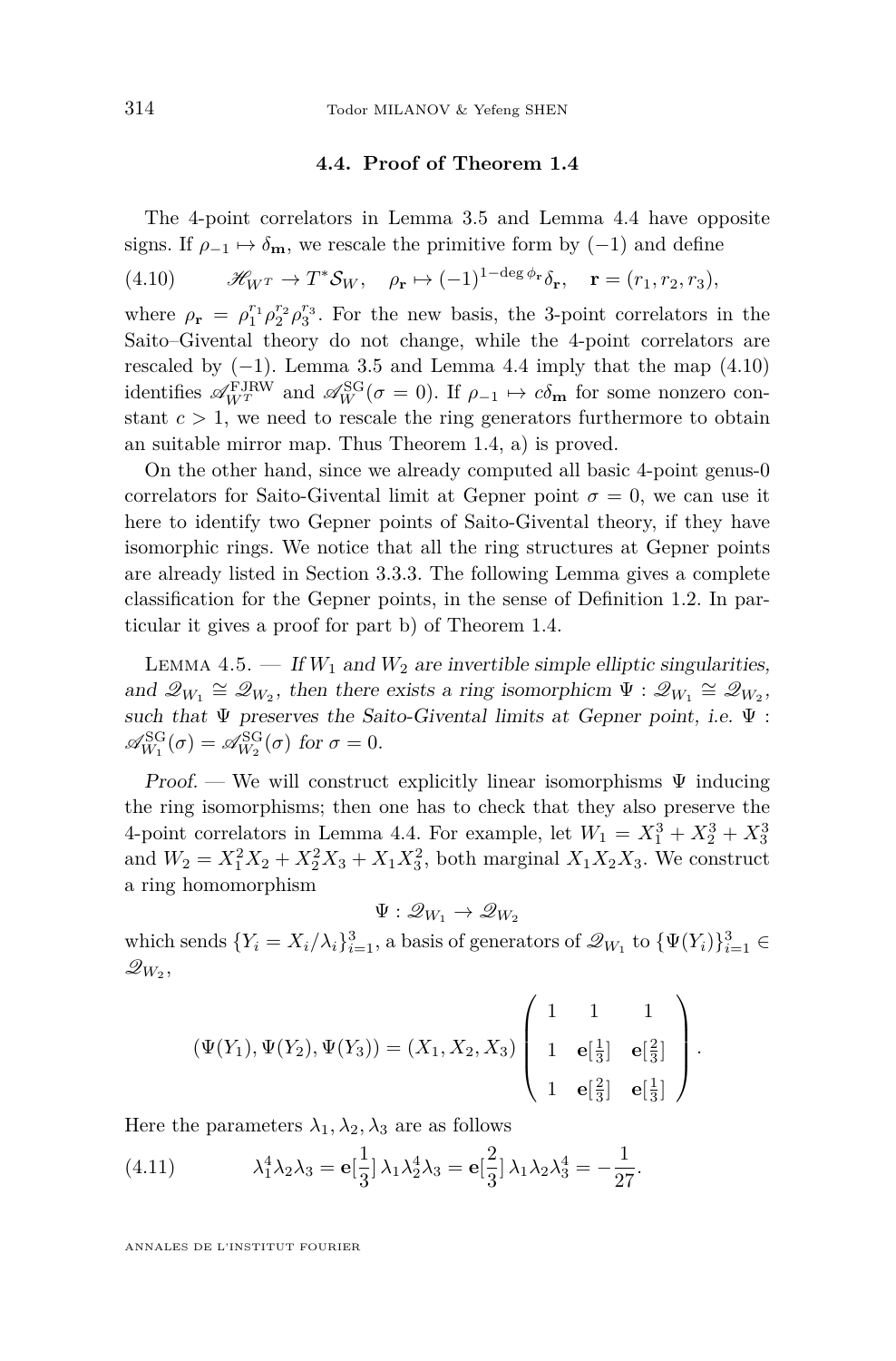### 4.4. Proof of Theorem 1.4

The 4-point correlators in Lemma 3.5 and Lemma 4.4 have opposite signs. If $\rho_{-1} \mapsto \delta_{\mathbf{m}}$, we rescale the primitive form by $(-1)$ and define

$$\mathscr{H}_{W^T} \to T^*\mathcal{S}_W, \quad \rho_{\mathbf{r}} \mapsto (-1)^{1-\deg \phi_{\mathbf{r}}}\delta_{\mathbf{r}}, \quad \mathbf{r} = (r_1, r_2, r_3), \tag{4.10}$$

where $\rho_{\mathbf{r}} = \rho_1^{r_1}\rho_2^{r_2}\rho_3^{r_3}$. For the new basis, the 3-point correlators in the Saito–Givental theory do not change, while the 4-point correlators are rescaled by $(-1)$. Lemma 3.5 and Lemma 4.4 imply that the map (4.10) identifies $\mathscr{A}_{W^T}^{\mathrm{FJRW}}$ and $\mathscr{A}_W^{\mathrm{SG}}(\sigma = 0)$. If $\rho_{-1} \mapsto c\delta_{\mathbf{m}}$ for some nonzero constant $c > 1$, we need to rescale the ring generators furthermore to obtain an suitable mirror map. Thus Theorem 1.4, a) is proved.

On the other hand, since we already computed all basic 4-point genus-0 correlators for Saito-Givental limit at Gepner point $\sigma = 0$, we can use it here to identify two Gepner points of Saito-Givental theory, if they have isomorphic rings. We notice that all the ring structures at Gepner points are already listed in Section 3.3.3. The following Lemma gives a complete classification for the Gepner points, in the sense of Definition 1.2. In particular it gives a proof for part b) of Theorem 1.4.

Lemma 4.5. — *If $W_1$ and $W_2$ are invertible simple elliptic singularities, and $\mathscr{Q}_{W_1} \cong \mathscr{Q}_{W_2}$, then there exists a ring isomorphicm $\Psi : \mathscr{Q}_{W_1} \cong \mathscr{Q}_{W_2}$, such that $\Psi$ preserves the Saito-Givental limits at Gepner point, i.e. $\Psi : \mathscr{A}_{W_1}^{\mathrm{SG}}(\sigma) = \mathscr{A}_{W_2}^{\mathrm{SG}}(\sigma)$ for $\sigma = 0$.*

*Proof.* — We will construct explicitly linear isomorphisms $\Psi$ inducing the ring isomorphisms; then one has to check that they also preserve the 4-point correlators in Lemma 4.4. For example, let $W_1 = X_1^3 + X_2^3 + X_3^3$ and $W_2 = X_1^2X_2 + X_2^2X_3 + X_1X_3^2$, both marginal $X_1X_2X_3$. We construct a ring homomorphism

$$\Psi : \mathscr{Q}_{W_1} \to \mathscr{Q}_{W_2}$$

which sends $\{Y_i = X_i/\lambda_i\}_{i=1}^3$, a basis of generators of $\mathscr{Q}_{W_1}$ to $\{\Psi(Y_i)\}_{i=1}^3 \in \mathscr{Q}_{W_2}$,

$$(\Psi(Y_1), \Psi(Y_2), \Psi(Y_3)) = (X_1, X_2, X_3)\begin{pmatrix} 1 & 1 & 1 \\ 1 & \mathbf{e}[\frac{1}{3}] & \mathbf{e}[\frac{2}{3}] \\ 1 & \mathbf{e}[\frac{2}{3}] & \mathbf{e}[\frac{1}{3}] \end{pmatrix}.$$

Here the parameters $\lambda_1, \lambda_2, \lambda_3$ are as follows

$$\lambda_1^4\lambda_2\lambda_3 = \mathbf{e}[\frac{1}{3}]\,\lambda_1\lambda_2^4\lambda_3 = \mathbf{e}[\frac{2}{3}]\,\lambda_1\lambda_2\lambda_3^4 = -\frac{1}{27}. \tag{4.11}$$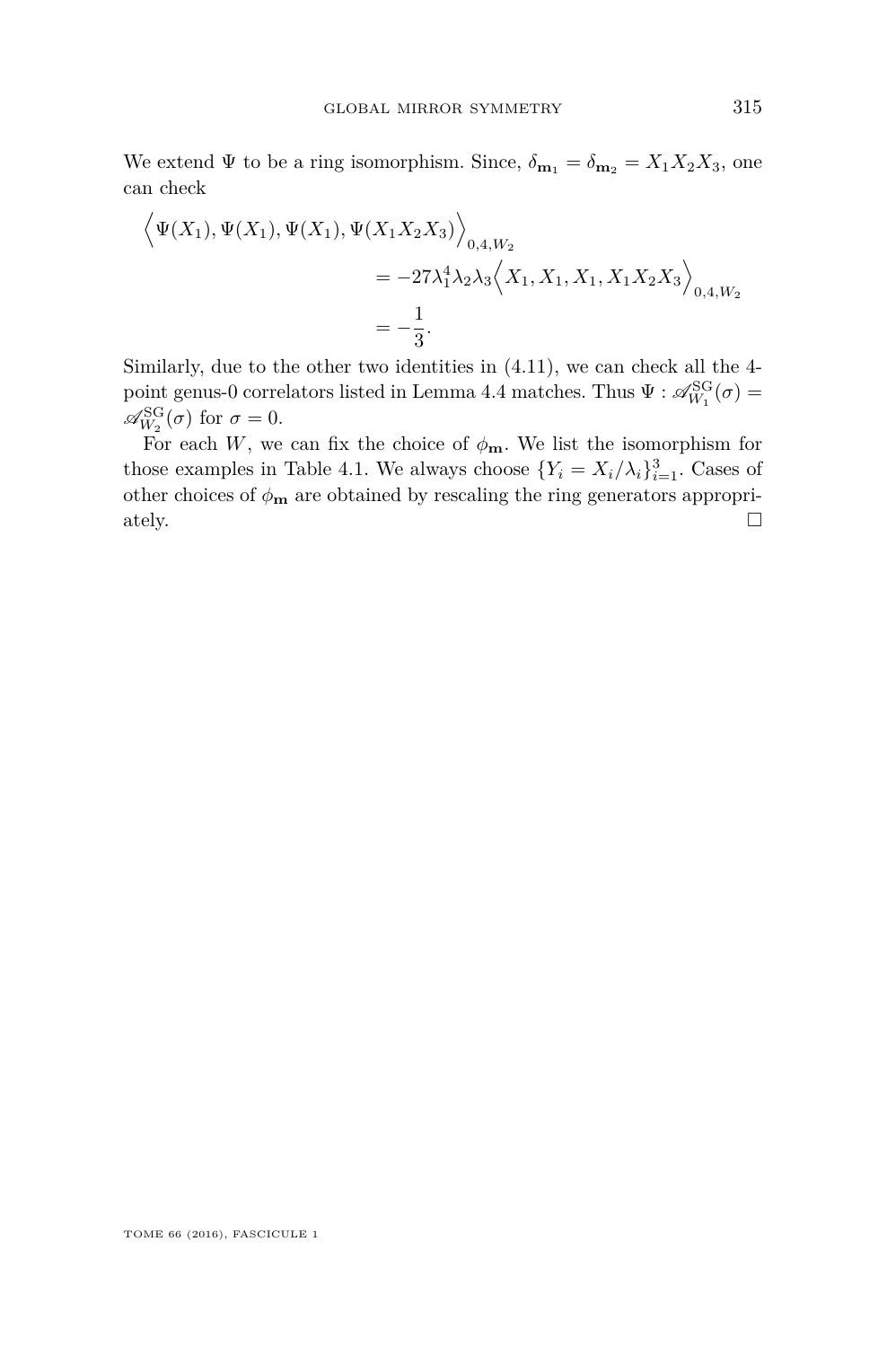We extend $\Psi$ to be a ring isomorphism. Since, $\delta_{\mathbf{m}_1} = \delta_{\mathbf{m}_2} = X_1X_2X_3$, one can check

$$\begin{aligned}
\Big\langle \Psi(X_1), \Psi(X_1), \Psi(X_1), \Psi(X_1X_2X_3) \Big\rangle_{0,4,W_2} \\
&= -27\lambda_1^4\lambda_2\lambda_3 \Big\langle X_1, X_1, X_1, X_1X_2X_3 \Big\rangle_{0,4,W_2} \\
&= -\frac{1}{3}.
\end{aligned}$$

Similarly, due to the other two identities in (4.11), we can check all the 4-point genus-0 correlators listed in Lemma 4.4 matches. Thus $\Psi : \mathscr{A}^{\mathrm{SG}}_{W_1}(\sigma) = \mathscr{A}^{\mathrm{SG}}_{W_2}(\sigma)$ for $\sigma = 0$.

For each $W$, we can fix the choice of $\phi_{\mathbf{m}}$. We list the isomorphism for those examples in Table 4.1. We always choose $\{Y_i = X_i/\lambda_i\}_{i=1}^3$. Cases of other choices of $\phi_{\mathbf{m}}$ are obtained by rescaling the ring generators appropriately. □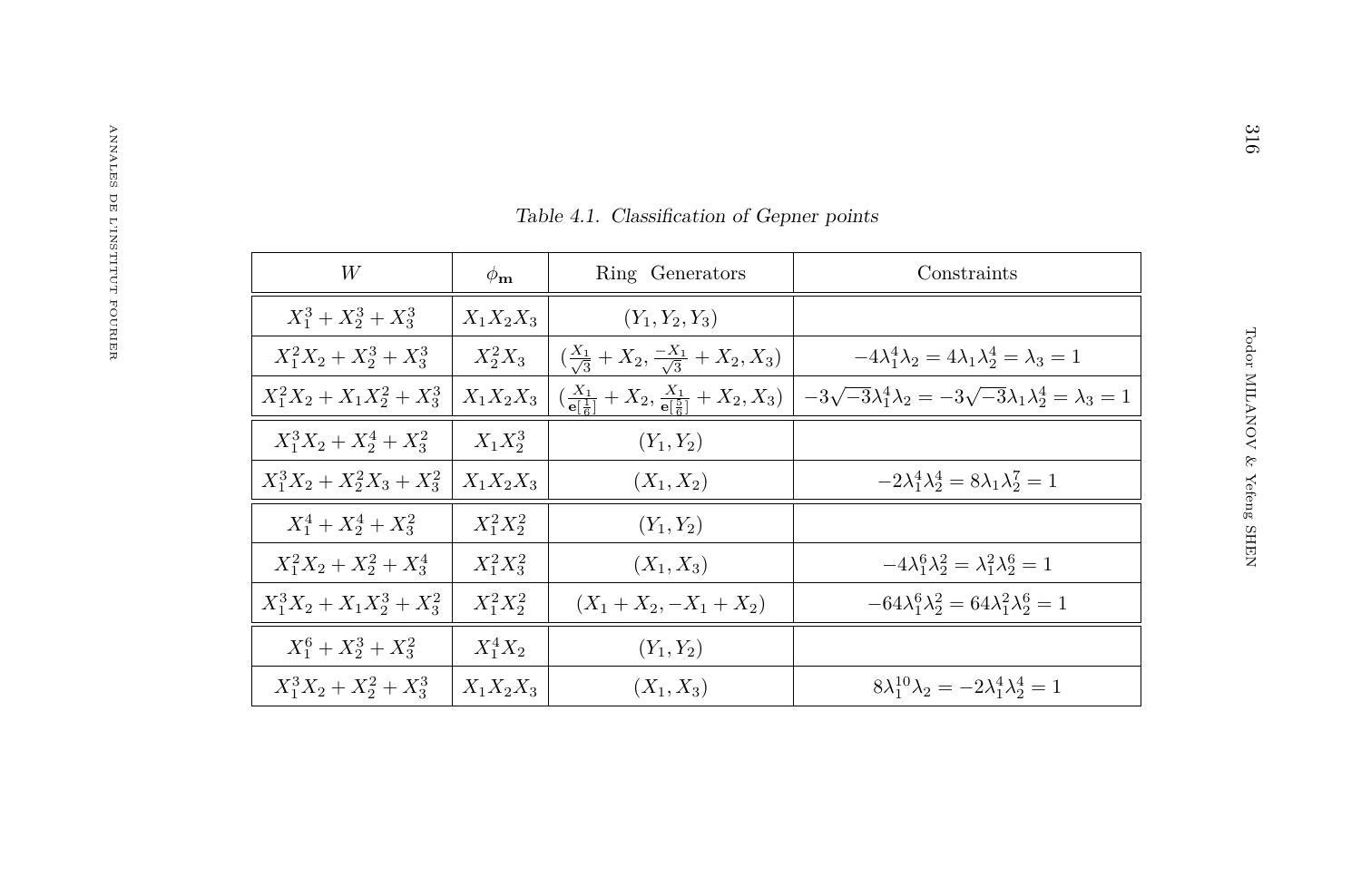*Table 4.1. Classification of Gepner points*

| $W$ | $\phi_{\mathbf{m}}$ | Ring Generators | Constraints |
|---|---|---|---|
| $X_1^3+X_2^3+X_3^3$ | $X_1X_2X_3$ | $(Y_1, Y_2, Y_3)$ | |
| $X_1^2X_2+X_2^3+X_3^3$ | $X_2^2X_3$ | $(\frac{X_1}{\sqrt{3}}+X_2, \frac{-X_1}{\sqrt{3}}+X_2, X_3)$ | $-4\lambda_1^4\lambda_2=4\lambda_1\lambda_2^4=\lambda_3=1$ |
| $X_1^2X_2+X_1X_2^2+X_3^3$ | $X_1X_2X_3$ | $(\frac{X_1}{\mathbf{e}[\frac{1}{6}]}+X_2, \frac{X_1}{\mathbf{e}[\frac{5}{6}]}+X_2, X_3)$ | $-3\sqrt{-3}\lambda_1^4\lambda_2=-3\sqrt{-3}\lambda_1\lambda_2^4=\lambda_3=1$ |
| $X_1^3X_2+X_2^4+X_3^2$ | $X_1X_2^3$ | $(Y_1, Y_2)$ | |
| $X_1^3X_2+X_2^2X_3+X_3^2$ | $X_1X_2X_3$ | $(X_1, X_2)$ | $-2\lambda_1^4\lambda_2^4=8\lambda_1\lambda_2^7=1$ |
| $X_1^4+X_2^4+X_3^2$ | $X_1^2X_2^2$ | $(Y_1, Y_2)$ | |
| $X_1^2X_2+X_2^2+X_3^4$ | $X_1^2X_3^2$ | $(X_1, X_3)$ | $-4\lambda_1^6\lambda_2^2=\lambda_1^2\lambda_2^6=1$ |
| $X_1^3X_2+X_1X_2^3+X_3^2$ | $X_1^2X_2^2$ | $(X_1+X_2, -X_1+X_2)$ | $-64\lambda_1^6\lambda_2^2=64\lambda_1^2\lambda_2^6=1$ |
| $X_1^6+X_2^3+X_3^2$ | $X_1^4X_2$ | $(Y_1, Y_2)$ | |
| $X_1^3X_2+X_2^2+X_3^3$ | $X_1X_2X_3$ | $(X_1, X_3)$ | $8\lambda_1^{10}\lambda_2=-2\lambda_1^4\lambda_2^4=1$ |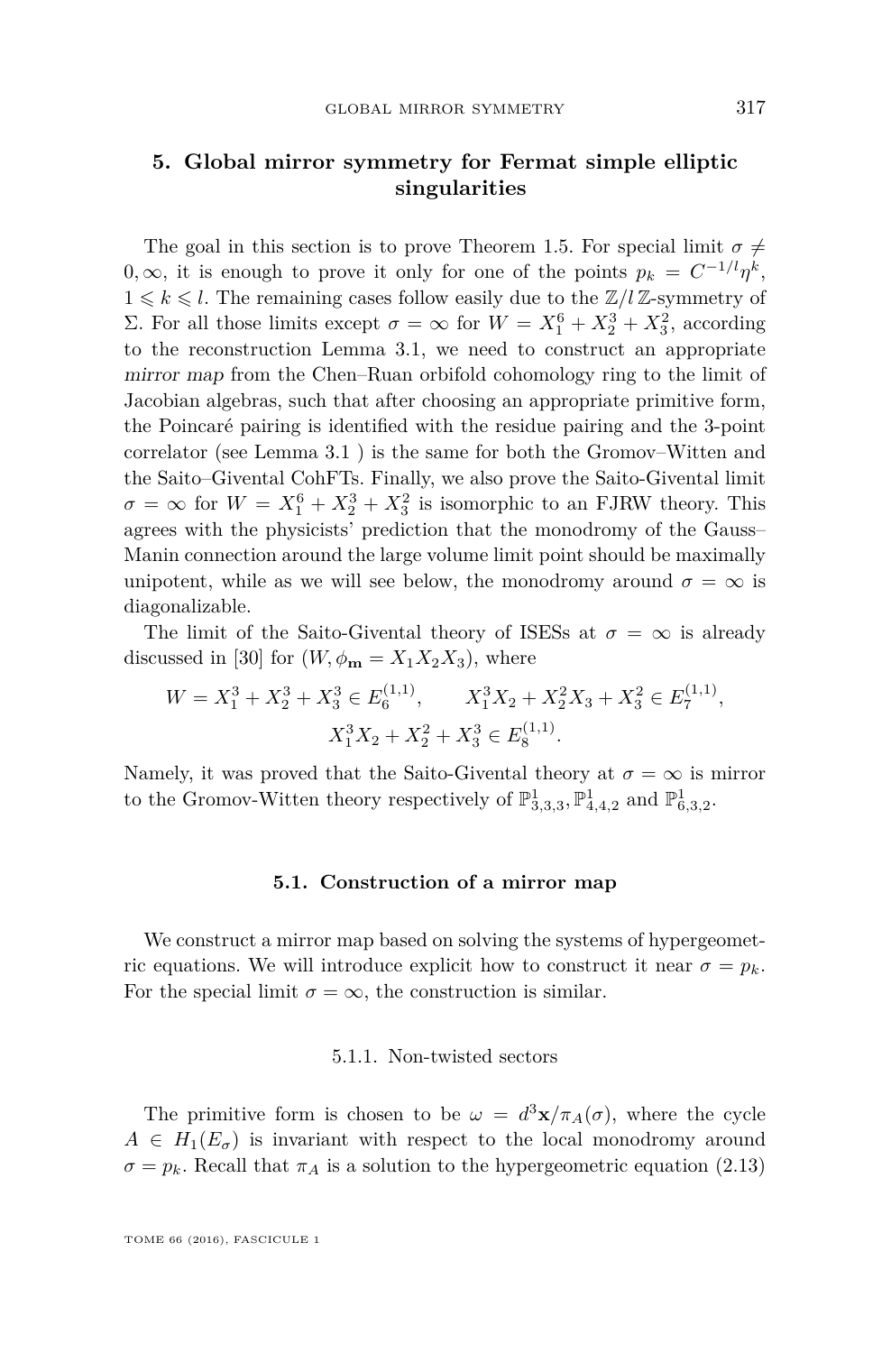## 5. Global mirror symmetry for Fermat simple elliptic singularities

The goal in this section is to prove Theorem 1.5. For special limit $\sigma \neq 0, \infty$, it is enough to prove it only for one of the points $p_k = C^{-1/l}\eta^k$, $1 \leqslant k \leqslant l$. The remaining cases follow easily due to the $\mathbb{Z}/l\,\mathbb{Z}$-symmetry of $\Sigma$. For all those limits except $\sigma = \infty$ for $W = X_1^6 + X_2^3 + X_3^2$, according to the reconstruction Lemma 3.1, we need to construct an appropriate *mirror map* from the Chen–Ruan orbifold cohomology ring to the limit of Jacobian algebras, such that after choosing an appropriate primitive form, the Poincaré pairing is identified with the residue pairing and the 3-point correlator (see Lemma 3.1 ) is the same for both the Gromov–Witten and the Saito–Givental CohFTs. Finally, we also prove the Saito-Givental limit $\sigma = \infty$ for $W = X_1^6 + X_2^3 + X_3^2$ is isomorphic to an FJRW theory. This agrees with the physicists' prediction that the monodromy of the Gauss–Manin connection around the large volume limit point should be maximally unipotent, while as we will see below, the monodromy around $\sigma = \infty$ is diagonalizable.

The limit of the Saito-Givental theory of ISESs at $\sigma = \infty$ is already discussed in [30] for $(W, \phi_{\mathbf{m}} = X_1X_2X_3)$, where

$$W = X_1^3 + X_2^3 + X_3^3 \in E_6^{(1,1)}, \qquad X_1^3X_2 + X_2^2X_3 + X_3^2 \in E_7^{(1,1)},$$
$$X_1^3X_2 + X_2^2 + X_3^3 \in E_8^{(1,1)}.$$

Namely, it was proved that the Saito-Givental theory at $\sigma = \infty$ is mirror to the Gromov-Witten theory respectively of $\mathbb{P}^1_{3,3,3}, \mathbb{P}^1_{4,4,2}$ and $\mathbb{P}^1_{6,3,2}$.

### 5.1. Construction of a mirror map

We construct a mirror map based on solving the systems of hypergeometric equations. We will introduce explicit how to construct it near $\sigma = p_k$. For the special limit $\sigma = \infty$, the construction is similar.

#### 5.1.1. Non-twisted sectors

The primitive form is chosen to be $\omega = d^3\mathbf{x}/\pi_A(\sigma)$, where the cycle $A \in H_1(E_\sigma)$ is invariant with respect to the local monodromy around $\sigma = p_k$. Recall that $\pi_A$ is a solution to the hypergeometric equation (2.13)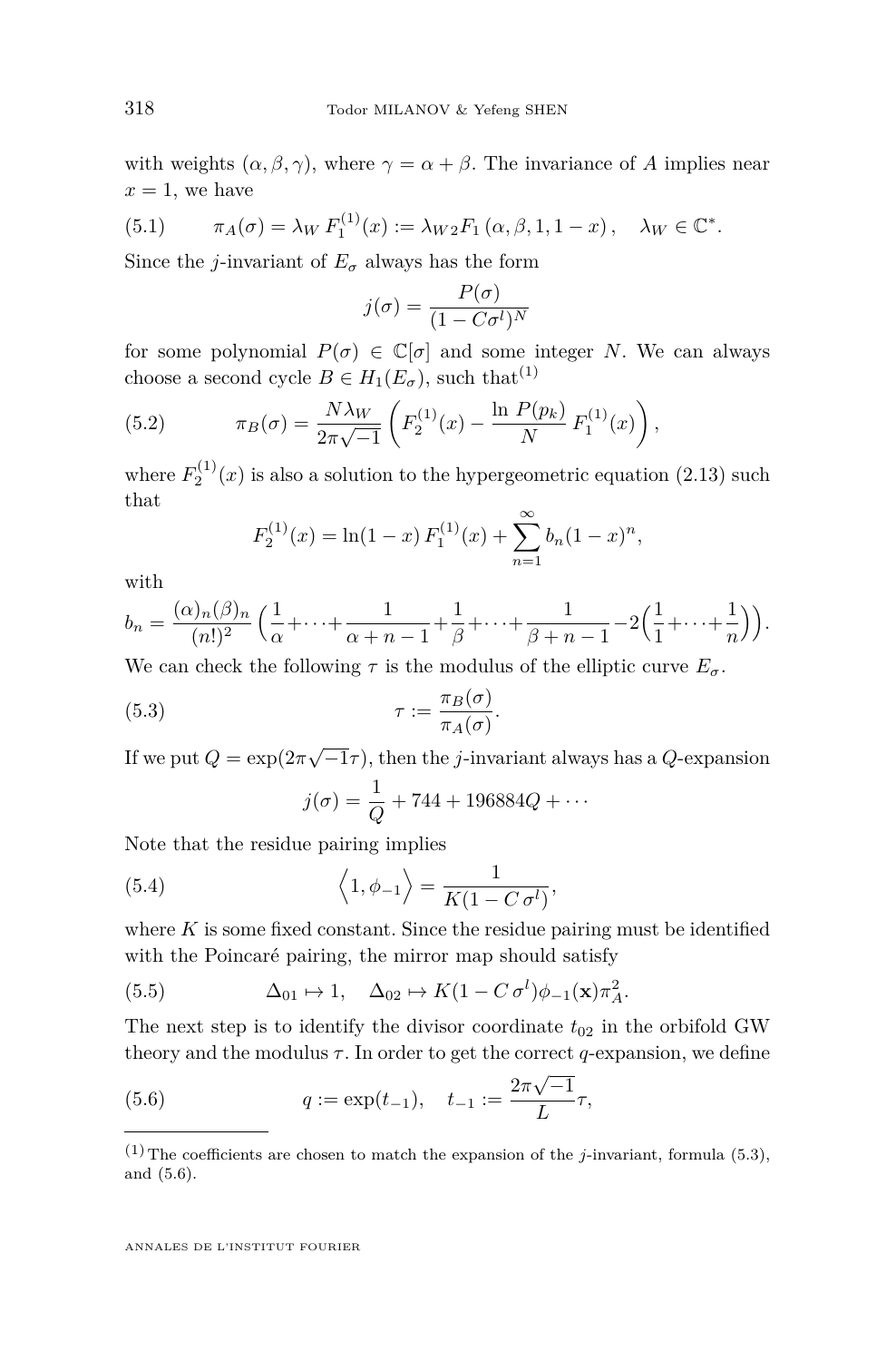with weights $(\alpha, \beta, \gamma)$, where $\gamma = \alpha + \beta$. The invariance of $A$ implies near $x = 1$, we have

$$\pi_A(\sigma) = \lambda_W \, F_1^{(1)}(x) := \lambda_W \, {}_2F_1\left(\alpha, \beta, 1, 1-x\right), \quad \lambda_W \in \mathbb{C}^*. \tag{5.1}$$

Since the $j$-invariant of $E_\sigma$ always has the form

$$j(\sigma) = \frac{P(\sigma)}{(1 - C\sigma^l)^N}$$

for some polynomial $P(\sigma) \in \mathbb{C}[\sigma]$ and some integer $N$. We can always choose a second cycle $B \in H_1(E_\sigma)$, such that[1]

$$\pi_B(\sigma) = \frac{N \lambda_W}{2\pi\sqrt{-1}} \left( F_2^{(1)}(x) - \frac{\ln\, P(p_k)}{N} \, F_1^{(1)}(x) \right), \tag{5.2}$$

where $F_2^{(1)}(x)$ is also a solution to the hypergeometric equation (2.13) such that

$$F_2^{(1)}(x) = \ln(1-x) \, F_1^{(1)}(x) + \sum_{n=1}^{\infty} b_n (1-x)^n,$$

with

$$b_n = \frac{(\alpha)_n (\beta)_n}{(n!)^2} \Big( \frac{1}{\alpha} + \cdots + \frac{1}{\alpha + n - 1} + \frac{1}{\beta} + \cdots + \frac{1}{\beta + n - 1} - 2\Big( \frac{1}{1} + \cdots + \frac{1}{n} \Big) \Big).$$

We can check the following $\tau$ is the modulus of the elliptic curve $E_\sigma$.

$$\tau := \frac{\pi_B(\sigma)}{\pi_A(\sigma)}. \tag{5.3}$$

If we put $Q = \exp(2\pi\sqrt{-1}\tau)$, then the $j$-invariant always has a $Q$-expansion

$$j(\sigma) = \frac{1}{Q} + 744 + 196884Q + \cdots$$

Note that the residue pairing implies

$$\Big\langle 1, \phi_{-1} \Big\rangle = \frac{1}{K(1 - C\,\sigma^l)}, \tag{5.4}$$

where $K$ is some fixed constant. Since the residue pairing must be identified with the Poincaré pairing, the mirror map should satisfy

$$\Delta_{01} \mapsto 1, \quad \Delta_{02} \mapsto K(1 - C\,\sigma^l) \phi_{-1}(\mathbf{x}) \pi_A^2. \tag{5.5}$$

The next step is to identify the divisor coordinate $t_{02}$ in the orbifold GW theory and the modulus $\tau$. In order to get the correct $q$-expansion, we define

$$q := \exp(t_{-1}), \quad t_{-1} := \frac{2\pi\sqrt{-1}}{L}\tau, \tag{5.6}$$

[1] The coefficients are chosen to match the expansion of the $j$-invariant, formula (5.3), and (5.6).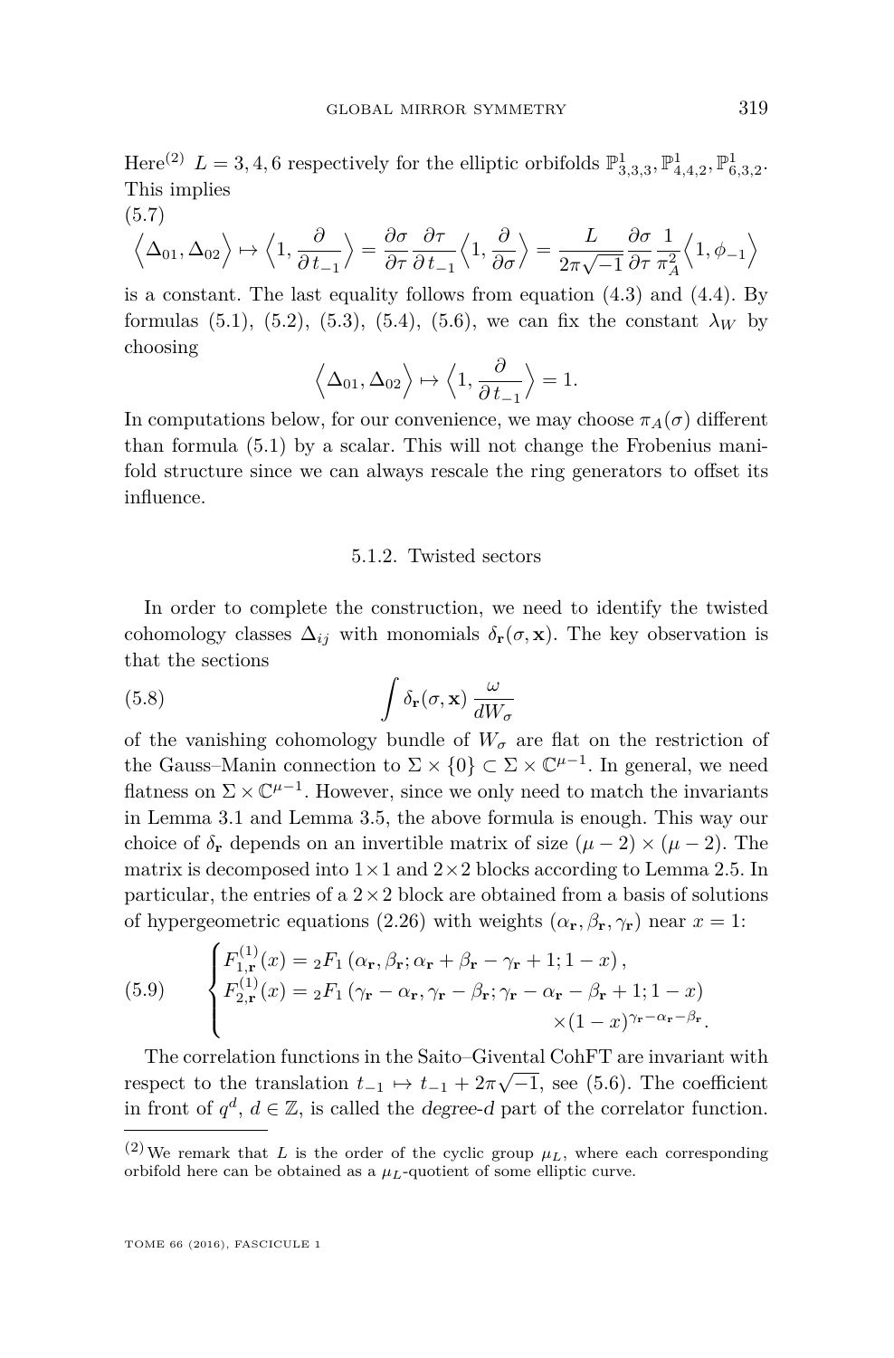Here[2] $L = 3, 4, 6$ respectively for the elliptic orbifolds $\mathbb{P}^1_{3,3,3}, \mathbb{P}^1_{4,4,2}, \mathbb{P}^1_{6,3,2}$. This implies

(5.7)
$$\Big\langle \Delta_{01}, \Delta_{02} \Big\rangle \mapsto \Big\langle 1, \frac{\partial}{\partial t_{-1}} \Big\rangle = \frac{\partial \sigma}{\partial \tau} \frac{\partial \tau}{\partial t_{-1}} \Big\langle 1, \frac{\partial}{\partial \sigma} \Big\rangle = \frac{L}{2\pi\sqrt{-1}} \frac{\partial \sigma}{\partial \tau} \frac{1}{\pi_A^2} \Big\langle 1, \phi_{-1} \Big\rangle$$

is a constant. The last equality follows from equation (4.3) and (4.4). By formulas (5.1), (5.2), (5.3), (5.4), (5.6), we can fix the constant $\lambda_W$ by choosing

$$\Big\langle \Delta_{01}, \Delta_{02} \Big\rangle \mapsto \Big\langle 1, \frac{\partial}{\partial t_{-1}} \Big\rangle = 1.$$

In computations below, for our convenience, we may choose $\pi_A(\sigma)$ different than formula (5.1) by a scalar. This will not change the Frobenius manifold structure since we can always rescale the ring generators to offset its influence.

### 5.1.2. Twisted sectors

In order to complete the construction, we need to identify the twisted cohomology classes $\Delta_{ij}$ with monomials $\delta_{\mathbf{r}}(\sigma, \mathbf{x})$. The key observation is that the sections

$$\int \delta_{\mathbf{r}}(\sigma, \mathbf{x}) \, \frac{\omega}{dW_\sigma} \tag{5.8}$$

of the vanishing cohomology bundle of $W_\sigma$ are flat on the restriction of the Gauss–Manin connection to $\Sigma \times \{0\} \subset \Sigma \times \mathbb{C}^{\mu-1}$. In general, we need flatness on $\Sigma \times \mathbb{C}^{\mu-1}$. However, since we only need to match the invariants in Lemma 3.1 and Lemma 3.5, the above formula is enough. This way our choice of $\delta_{\mathbf{r}}$ depends on an invertible matrix of size $(\mu-2) \times (\mu-2)$. The matrix is decomposed into $1 \times 1$ and $2 \times 2$ blocks according to Lemma 2.5. In particular, the entries of a $2 \times 2$ block are obtained from a basis of solutions of hypergeometric equations (2.26) with weights $(\alpha_{\mathbf{r}}, \beta_{\mathbf{r}}, \gamma_{\mathbf{r}})$ near $x = 1$:

$$\begin{cases} F^{(1)}_{1,\mathbf{r}}(x) = {}_2F_1\left(\alpha_{\mathbf{r}}, \beta_{\mathbf{r}}; \alpha_{\mathbf{r}} + \beta_{\mathbf{r}} - \gamma_{\mathbf{r}} + 1; 1-x\right), \\ F^{(1)}_{2,\mathbf{r}}(x) = {}_2F_1\left(\gamma_{\mathbf{r}} - \alpha_{\mathbf{r}}, \gamma_{\mathbf{r}} - \beta_{\mathbf{r}}; \gamma_{\mathbf{r}} - \alpha_{\mathbf{r}} - \beta_{\mathbf{r}} + 1; 1-x\right) \\ \qquad\qquad\qquad\qquad\qquad\qquad \times (1-x)^{\gamma_{\mathbf{r}} - \alpha_{\mathbf{r}} - \beta_{\mathbf{r}}}. \end{cases} \tag{5.9}$$

The correlation functions in the Saito–Givental CohFT are invariant with respect to the translation $t_{-1} \mapsto t_{-1} + 2\pi\sqrt{-1}$, see (5.6). The coefficient in front of $q^d$, $d \in \mathbb{Z}$, is called the *degree-$d$* part of the correlator function.

---

[2] We remark that $L$ is the order of the cyclic group $\mu_L$, where each corresponding orbifold here can be obtained as a $\mu_L$-quotient of some elliptic curve.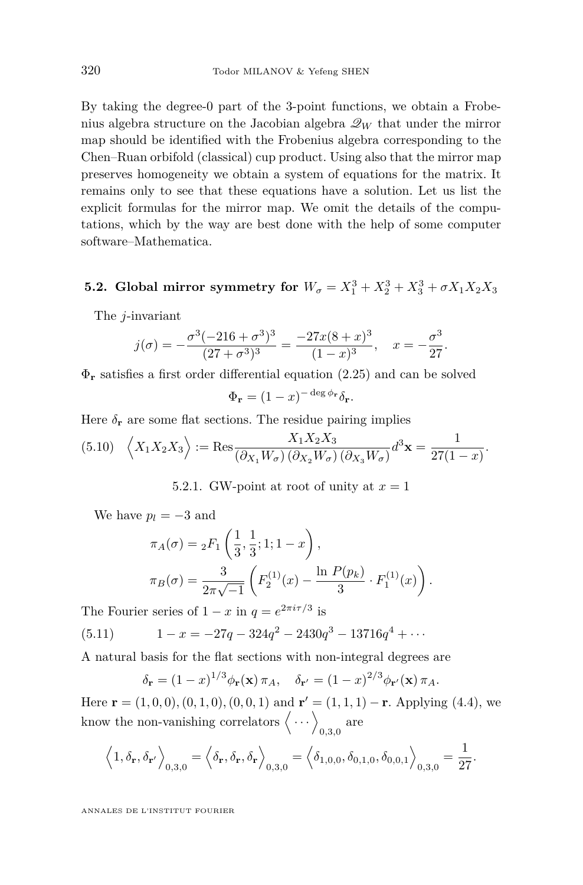By taking the degree-0 part of the 3-point functions, we obtain a Frobenius algebra structure on the Jacobian algebra $\mathscr{Q}_W$ that under the mirror map should be identified with the Frobenius algebra corresponding to the Chen–Ruan orbifold (classical) cup product. Using also that the mirror map preserves homogeneity we obtain a system of equations for the matrix. It remains only to see that these equations have a solution. Let us list the explicit formulas for the mirror map. We omit the details of the computations, which by the way are best done with the help of some computer software–Mathematica.

## 5.2. Global mirror symmetry for $W_\sigma = X_1^3 + X_2^3 + X_3^3 + \sigma X_1X_2X_3$

The $j$-invariant

$$j(\sigma) = -\frac{\sigma^3(-216+\sigma^3)^3}{(27+\sigma^3)^3} = \frac{-27x(8+x)^3}{(1-x)^3}, \quad x = -\frac{\sigma^3}{27}.$$

$\Phi_{\mathbf{r}}$ satisfies a first order differential equation (2.25) and can be solved

$$\Phi_{\mathbf{r}} = (1-x)^{-\deg\phi_{\mathbf{r}}}\delta_{\mathbf{r}}.$$

Here $\delta_{\mathbf{r}}$ are some flat sections. The residue pairing implies

$$\text{(5.10)}\quad \Big\langle X_1X_2X_3 \Big\rangle := \operatorname{Res}\frac{X_1X_2X_3}{(\partial_{X_1}W_\sigma)(\partial_{X_2}W_\sigma)(\partial_{X_3}W_\sigma)}d^3\mathbf{x} = \frac{1}{27(1-x)}.$$

### 5.2.1. GW-point at root of unity at $x=1$

We have $p_l = -3$ and

$$\pi_A(\sigma) = {}_2F_1\left(\frac{1}{3},\frac{1}{3};1;1-x\right),$$

$$\pi_B(\sigma) = \frac{3}{2\pi\sqrt{-1}}\left(F_2^{(1)}(x) - \frac{\ln P(p_k)}{3}\cdot F_1^{(1)}(x)\right).$$

The Fourier series of $1-x$ in $q = e^{2\pi i\tau/3}$ is

$$\text{(5.11)}\qquad 1-x = -27q - 324q^2 - 2430q^3 - 13716q^4 + \cdots$$

A natural basis for the flat sections with non-integral degrees are

$$\delta_{\mathbf{r}} = (1-x)^{1/3}\phi_{\mathbf{r}}(\mathbf{x})\,\pi_A, \quad \delta_{\mathbf{r}'} = (1-x)^{2/3}\phi_{\mathbf{r}'}(\mathbf{x})\,\pi_A.$$

Here $\mathbf{r} = (1,0,0),(0,1,0),(0,0,1)$ and $\mathbf{r}' = (1,1,1)-\mathbf{r}$. Applying (4.4), we know the non-vanishing correlators $\Big\langle \cdots \Big\rangle_{0,3,0}$ are

$$\Big\langle 1, \delta_{\mathbf{r}}, \delta_{\mathbf{r}'} \Big\rangle_{0,3,0} = \Big\langle \delta_{\mathbf{r}}, \delta_{\mathbf{r}}, \delta_{\mathbf{r}} \Big\rangle_{0,3,0} = \Big\langle \delta_{1,0,0}, \delta_{0,1,0}, \delta_{0,0,1} \Big\rangle_{0,3,0} = \frac{1}{27}.$$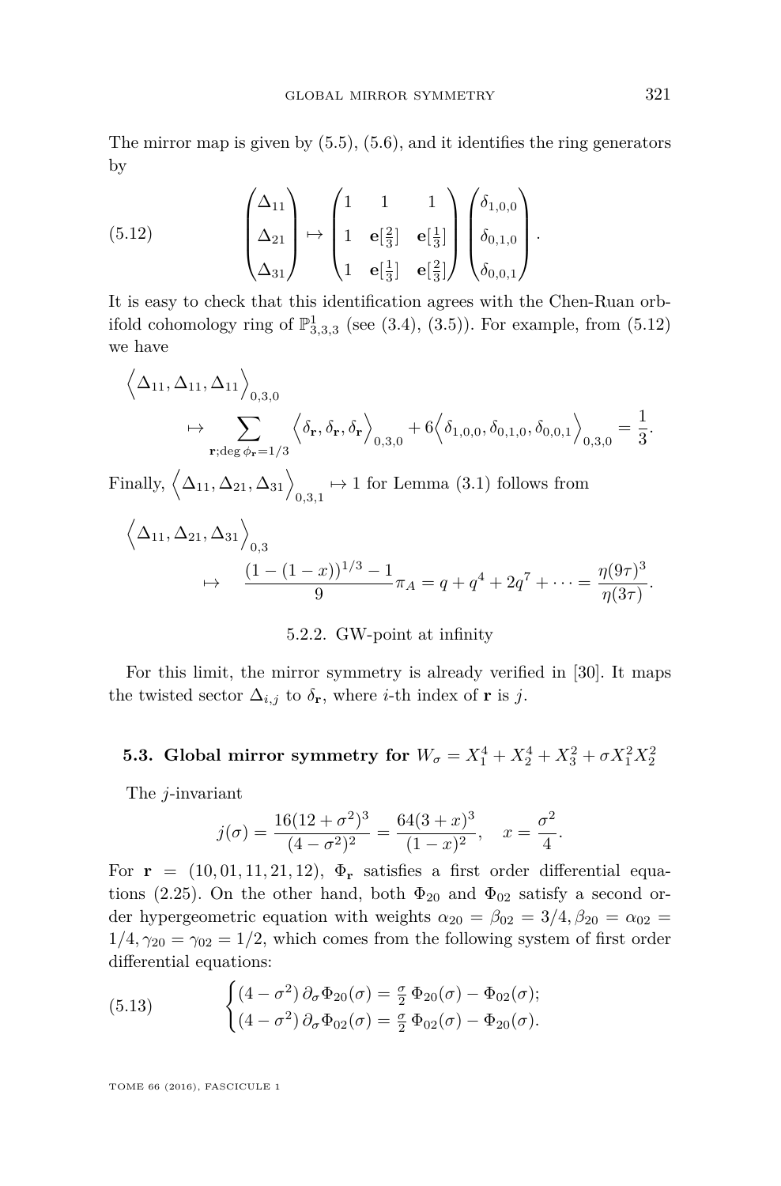The mirror map is given by (5.5), (5.6), and it identifies the ring generators by

$$
\begin{pmatrix} \Delta_{11} \\ \Delta_{21} \\ \Delta_{31} \end{pmatrix} \mapsto \begin{pmatrix} 1 & 1 & 1 \\ 1 & \mathbf{e}[\frac{2}{3}] & \mathbf{e}[\frac{1}{3}] \\ 1 & \mathbf{e}[\frac{1}{3}] & \mathbf{e}[\frac{2}{3}] \end{pmatrix} \begin{pmatrix} \delta_{1,0,0} \\ \delta_{0,1,0} \\ \delta_{0,0,1} \end{pmatrix}. \tag{5.12}
$$

It is easy to check that this identification agrees with the Chen-Ruan orbifold cohomology ring of $\mathbb{P}^1_{3,3,3}$ (see (3.4), (3.5)). For example, from (5.12) we have

$$
\Big\langle \Delta_{11}, \Delta_{11}, \Delta_{11} \Big\rangle_{0,3,0} \mapsto \sum_{\mathbf{r};\deg \phi_{\mathbf{r}}=1/3} \Big\langle \delta_{\mathbf{r}}, \delta_{\mathbf{r}}, \delta_{\mathbf{r}} \Big\rangle_{0,3,0} + 6\Big\langle \delta_{1,0,0}, \delta_{0,1,0}, \delta_{0,0,1} \Big\rangle_{0,3,0} = \frac{1}{3}.
$$

Finally, $\Big\langle \Delta_{11}, \Delta_{21}, \Delta_{31} \Big\rangle_{0,3,1} \mapsto 1$ for Lemma (3.1) follows from

$$
\Big\langle \Delta_{11}, \Delta_{21}, \Delta_{31} \Big\rangle_{0,3} \mapsto \frac{(1-(1-x))^{1/3}-1}{9}\pi_A = q + q^4 + 2q^7 + \cdots = \frac{\eta(9\tau)^3}{\eta(3\tau)}.
$$

#### 5.2.2. GW-point at infinity

For this limit, the mirror symmetry is already verified in [30]. It maps the twisted sector $\Delta_{i,j}$ to $\delta_{\mathbf{r}}$, where $i$-th index of $\mathbf{r}$ is $j$.

### 5.3. Global mirror symmetry for $W_\sigma = X_1^4 + X_2^4 + X_3^2 + \sigma X_1^2 X_2^2$

The $j$-invariant

$$
j(\sigma) = \frac{16(12+\sigma^2)^3}{(4-\sigma^2)^2} = \frac{64(3+x)^3}{(1-x)^2}, \quad x = \frac{\sigma^2}{4}.
$$

For $\mathbf{r} = (10, 01, 11, 21, 12)$, $\Phi_{\mathbf{r}}$ satisfies a first order differential equations (2.25). On the other hand, both $\Phi_{20}$ and $\Phi_{02}$ satisfy a second order hypergeometric equation with weights $\alpha_{20} = \beta_{02} = 3/4, \beta_{20} = \alpha_{02} = 1/4, \gamma_{20} = \gamma_{02} = 1/2$, which comes from the following system of first order differential equations:

$$
\begin{cases} (4-\sigma^2)\,\partial_\sigma \Phi_{20}(\sigma) = \frac{\sigma}{2}\,\Phi_{20}(\sigma) - \Phi_{02}(\sigma); \\ (4-\sigma^2)\,\partial_\sigma \Phi_{02}(\sigma) = \frac{\sigma}{2}\,\Phi_{02}(\sigma) - \Phi_{20}(\sigma). \end{cases} \tag{5.13}
$$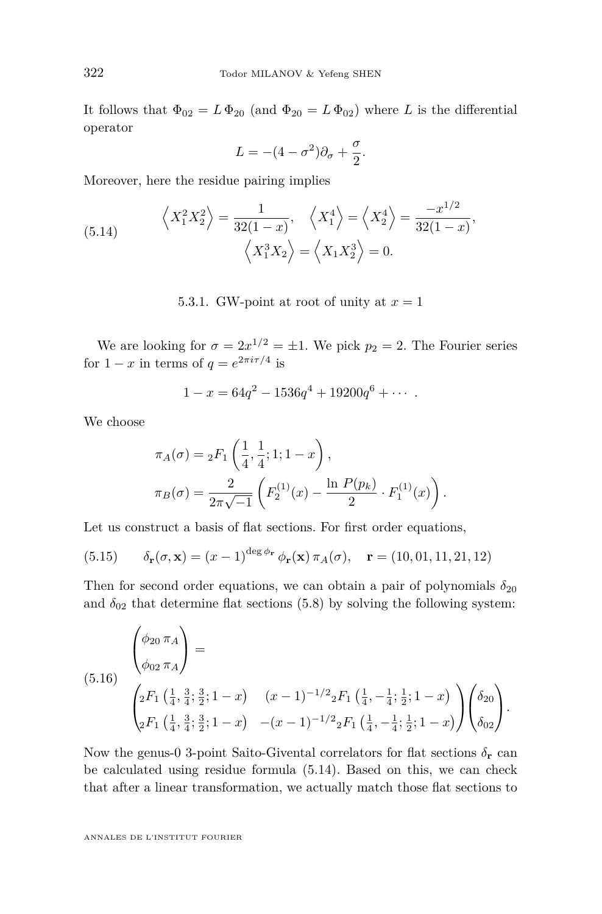It follows that $\Phi_{02} = L\,\Phi_{20}$ (and $\Phi_{20} = L\,\Phi_{02}$) where $L$ is the differential operator

$$L = -(4-\sigma^2)\partial_\sigma + \frac{\sigma}{2}.$$

Moreover, here the residue pairing implies

$$\begin{gathered}\left\langle X_1^2 X_2^2 \right\rangle = \frac{1}{32(1-x)}, \quad \left\langle X_1^4 \right\rangle = \left\langle X_2^4 \right\rangle = \frac{-x^{1/2}}{32(1-x)},\\ \left\langle X_1^3 X_2 \right\rangle = \left\langle X_1 X_2^3 \right\rangle = 0.\end{gathered} \tag{5.14}$$

### 5.3.1. GW-point at root of unity at $x = 1$

We are looking for $\sigma = 2x^{1/2} = \pm 1$. We pick $p_2 = 2$. The Fourier series for $1-x$ in terms of $q = e^{2\pi i\tau/4}$ is

$$1 - x = 64q^2 - 1536q^4 + 19200q^6 + \cdots .$$

We choose

$$\begin{aligned}\pi_A(\sigma) &= {}_2F_1\left(\frac{1}{4},\frac{1}{4};1;1-x\right),\\ \pi_B(\sigma) &= \frac{2}{2\pi\sqrt{-1}}\left(F_2^{(1)}(x) - \frac{\ln\,P(p_k)}{2}\cdot F_1^{(1)}(x)\right).\end{aligned}$$

Let us construct a basis of flat sections. For first order equations,

$$\delta_{\mathbf{r}}(\sigma,\mathbf{x}) = (x-1)^{\deg\phi_{\mathbf{r}}}\,\phi_{\mathbf{r}}(\mathbf{x})\,\pi_A(\sigma), \quad \mathbf{r} = (10,01,11,21,12) \tag{5.15}$$

Then for second order equations, we can obtain a pair of polynomials $\delta_{20}$ and $\delta_{02}$ that determine flat sections (5.8) by solving the following system:

$$\begin{pmatrix}\phi_{20}\,\pi_A\\ \phi_{02}\,\pi_A\end{pmatrix} = \begin{pmatrix}{}_2F_1\left(\frac14,\frac34;\frac32;1-x\right) & (x-1)^{-1/2}{}_2F_1\left(\frac14,-\frac14;\frac12;1-x\right)\\ {}_2F_1\left(\frac14,\frac34;\frac32;1-x\right) & -(x-1)^{-1/2}{}_2F_1\left(\frac14,-\frac14;\frac12;1-x\right)\end{pmatrix}\begin{pmatrix}\delta_{20}\\ \delta_{02}\end{pmatrix}. \tag{5.16}$$

Now the genus-0 3-point Saito-Givental correlators for flat sections $\delta_{\mathbf{r}}$ can be calculated using residue formula (5.14). Based on this, we can check that after a linear transformation, we actually match those flat sections to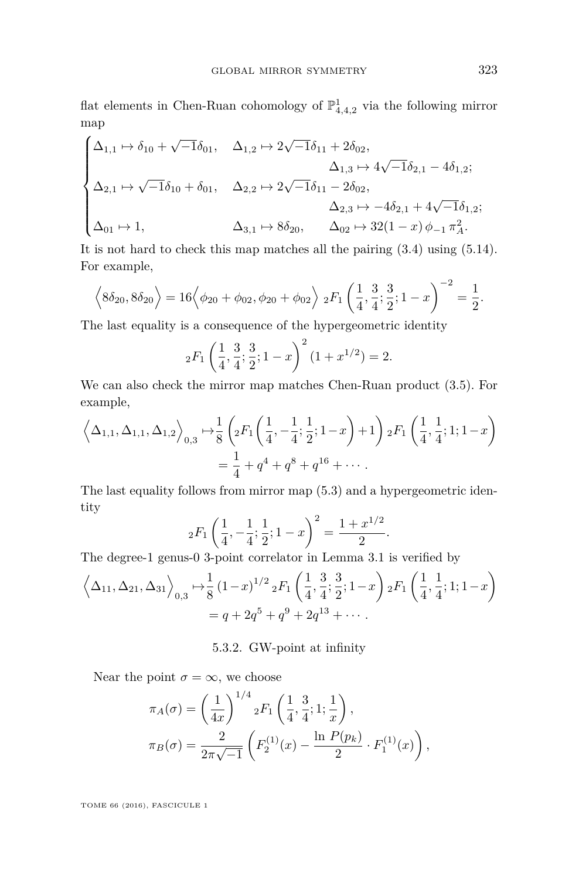flat elements in Chen-Ruan cohomology of $\mathbb{P}^1_{4,4,2}$ via the following mirror map

$$
\begin{cases}
\Delta_{1,1} \mapsto \delta_{10} + \sqrt{-1}\delta_{01}, \quad \Delta_{1,2} \mapsto 2\sqrt{-1}\delta_{11} + 2\delta_{02}, \\
\qquad\qquad\qquad\qquad\qquad\qquad\qquad \Delta_{1,3} \mapsto 4\sqrt{-1}\delta_{2,1} - 4\delta_{1,2}; \\
\Delta_{2,1} \mapsto \sqrt{-1}\delta_{10} + \delta_{01}, \quad \Delta_{2,2} \mapsto 2\sqrt{-1}\delta_{11} - 2\delta_{02}, \\
\qquad\qquad\qquad\qquad\qquad\qquad\qquad \Delta_{2,3} \mapsto -4\delta_{2,1} + 4\sqrt{-1}\delta_{1,2}; \\
\Delta_{01} \mapsto 1, \qquad\qquad \Delta_{3,1} \mapsto 8\delta_{20}, \qquad \Delta_{02} \mapsto 32(1-x)\,\phi_{-1}\,\pi_A^2.
\end{cases}
$$

It is not hard to check this map matches all the pairing (3.4) using (5.14). For example,

$$
\Big\langle 8\delta_{20}, 8\delta_{20}\Big\rangle = 16\Big\langle \phi_{20}+\phi_{02}, \phi_{20}+\phi_{02}\Big\rangle \;{}_2F_1\left(\frac{1}{4},\frac{3}{4};\frac{3}{2};1-x\right)^{-2} = \frac{1}{2}.
$$

The last equality is a consequence of the hypergeometric identity

$$
{}_2F_1\left(\frac{1}{4},\frac{3}{4};\frac{3}{2};1-x\right)^2 (1+x^{1/2}) = 2.
$$

We can also check the mirror map matches Chen-Ruan product (3.5). For example,

$$
\begin{aligned}
\Big\langle \Delta_{1,1}, \Delta_{1,1}, \Delta_{1,2}\Big\rangle_{0,3} &\mapsto \frac{1}{8}\left({}_2F_1\left(\frac{1}{4},-\frac{1}{4};\frac{1}{2};1-x\right)+1\right){}_2F_1\left(\frac{1}{4},\frac{1}{4};1;1-x\right) \\
&= \frac{1}{4} + q^4 + q^8 + q^{16} + \cdots.
\end{aligned}
$$

The last equality follows from mirror map (5.3) and a hypergeometric identity

$$
{}_2F_1\left(\frac{1}{4},-\frac{1}{4};\frac{1}{2};1-x\right)^2 = \frac{1+x^{1/2}}{2}.
$$

The degree-1 genus-0 3-point correlator in Lemma 3.1 is verified by

$$
\begin{aligned}
\Big\langle \Delta_{11}, \Delta_{21}, \Delta_{31}\Big\rangle_{0,3} &\mapsto \frac{1}{8}\,(1-x)^{1/2}\,{}_2F_1\left(\frac{1}{4},\frac{3}{4};\frac{3}{2};1-x\right){}_2F_1\left(\frac{1}{4},\frac{1}{4};1;1-x\right) \\
&= q + 2q^5 + q^9 + 2q^{13} + \cdots.
\end{aligned}
$$

### 5.3.2. GW-point at infinity

Near the point $\sigma = \infty$, we choose

$$
\begin{aligned}
\pi_A(\sigma) &= \left(\frac{1}{4x}\right)^{1/4} {}_2F_1\left(\frac{1}{4},\frac{3}{4};1;\frac{1}{x}\right), \\
\pi_B(\sigma) &= \frac{2}{2\pi\sqrt{-1}}\left(F_2^{(1)}(x) - \frac{\ln\, P(p_k)}{2}\cdot F_1^{(1)}(x)\right),
\end{aligned}
$$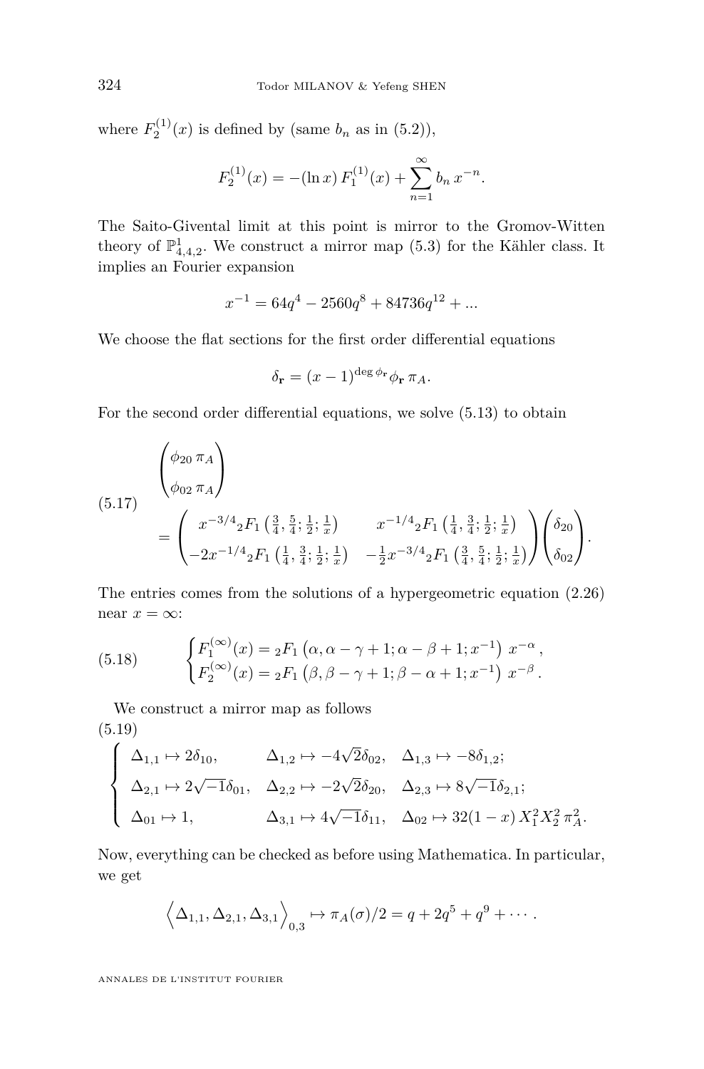where $F_2^{(1)}(x)$ is defined by (same $b_n$ as in (5.2)),

$$F_2^{(1)}(x) = -(\ln x)\, F_1^{(1)}(x) + \sum_{n=1}^{\infty} b_n\, x^{-n}.$$

The Saito-Givental limit at this point is mirror to the Gromov-Witten theory of $\mathbb{P}^1_{4,4,2}$. We construct a mirror map (5.3) for the Kähler class. It implies an Fourier expansion

$$x^{-1} = 64q^4 - 2560q^8 + 84736q^{12} + \ldots$$

We choose the flat sections for the first order differential equations

$$\delta_{\mathbf{r}} = (x-1)^{\deg \phi_{\mathbf{r}}} \phi_{\mathbf{r}}\, \pi_A.$$

For the second order differential equations, we solve (5.13) to obtain

$$\begin{pmatrix} \phi_{20}\, \pi_A \\ \phi_{02}\, \pi_A \end{pmatrix} = \begin{pmatrix} x^{-3/4}{}_2F_1\left(\frac{3}{4}, \frac{5}{4}; \frac{1}{2}; \frac{1}{x}\right) & x^{-1/4}{}_2F_1\left(\frac{1}{4}, \frac{3}{4}; \frac{1}{2}; \frac{1}{x}\right) \\ -2x^{-1/4}{}_2F_1\left(\frac{1}{4}, \frac{3}{4}; \frac{1}{2}; \frac{1}{x}\right) & -\frac{1}{2}x^{-3/4}{}_2F_1\left(\frac{3}{4}, \frac{5}{4}; \frac{1}{2}; \frac{1}{x}\right) \end{pmatrix} \begin{pmatrix} \delta_{20} \\ \delta_{02} \end{pmatrix}. \tag{5.17}$$

The entries comes from the solutions of a hypergeometric equation (2.26) near $x = \infty$:

$$\begin{cases} F_1^{(\infty)}(x) = {}_2F_1\left(\alpha, \alpha - \gamma + 1; \alpha - \beta + 1; x^{-1}\right)\, x^{-\alpha}, \\ F_2^{(\infty)}(x) = {}_2F_1\left(\beta, \beta - \gamma + 1; \beta - \alpha + 1; x^{-1}\right)\, x^{-\beta}. \end{cases} \tag{5.18}$$

We construct a mirror map as follows

$$\begin{cases} \Delta_{1,1} \mapsto 2\delta_{10}, & \Delta_{1,2} \mapsto -4\sqrt{2}\delta_{02}, & \Delta_{1,3} \mapsto -8\delta_{1,2}; \\ \Delta_{2,1} \mapsto 2\sqrt{-1}\delta_{01}, & \Delta_{2,2} \mapsto -2\sqrt{2}\delta_{20}, & \Delta_{2,3} \mapsto 8\sqrt{-1}\delta_{2,1}; \\ \Delta_{01} \mapsto 1, & \Delta_{3,1} \mapsto 4\sqrt{-1}\delta_{11}, & \Delta_{02} \mapsto 32(1-x)\, X_1^2 X_2^2\, \pi_A^2. \end{cases} \tag{5.19}$$

Now, everything can be checked as before using Mathematica. In particular, we get

$$\Big\langle \Delta_{1,1}, \Delta_{2,1}, \Delta_{3,1} \Big\rangle_{0,3} \mapsto \pi_A(\sigma)/2 = q + 2q^5 + q^9 + \cdots.$$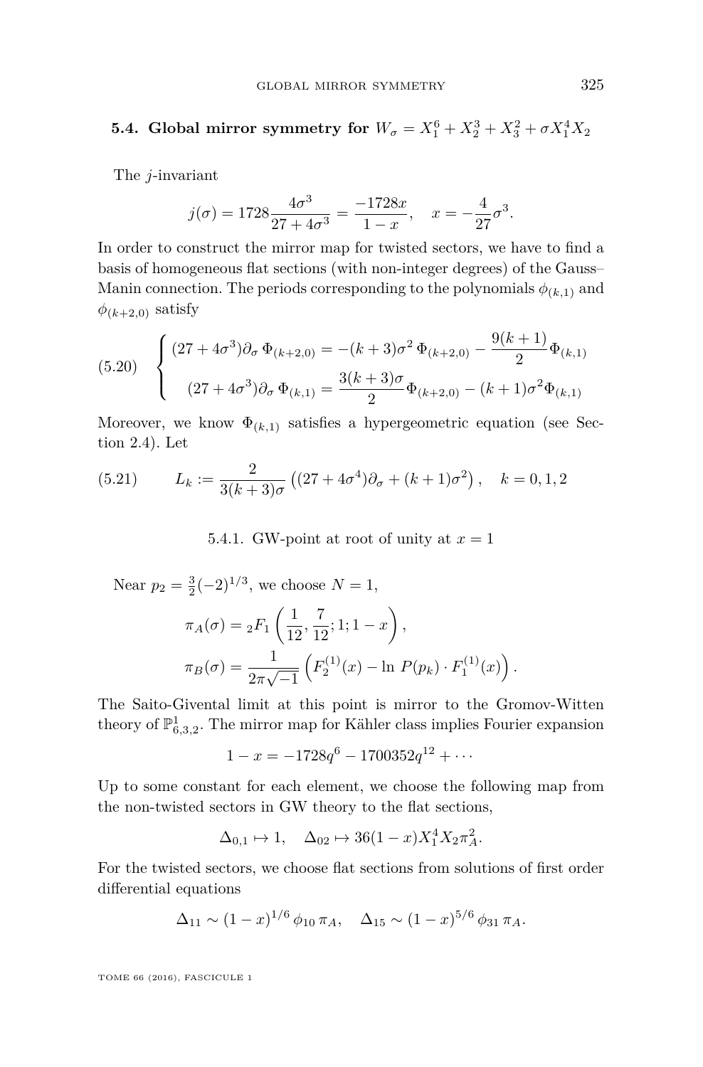### 5.4. Global mirror symmetry for $W_\sigma = X_1^6 + X_2^3 + X_3^2 + \sigma X_1^4 X_2$

The $j$-invariant

$$j(\sigma) = 1728 \frac{4\sigma^3}{27 + 4\sigma^3} = \frac{-1728x}{1-x}, \quad x = -\frac{4}{27}\sigma^3.$$

In order to construct the mirror map for twisted sectors, we have to find a basis of homogeneous flat sections (with non-integer degrees) of the Gauss–Manin connection. The periods corresponding to the polynomials $\phi_{(k,1)}$ and $\phi_{(k+2,0)}$ satisfy

$$(5.20) \quad \begin{cases} (27+4\sigma^3)\partial_\sigma \, \Phi_{(k+2,0)} = -(k+3)\sigma^2 \, \Phi_{(k+2,0)} - \dfrac{9(k+1)}{2} \Phi_{(k,1)} \\ (27+4\sigma^3)\partial_\sigma \, \Phi_{(k,1)} = \dfrac{3(k+3)\sigma}{2} \Phi_{(k+2,0)} - (k+1)\sigma^2 \Phi_{(k,1)} \end{cases}$$

Moreover, we know $\Phi_{(k,1)}$ satisfies a hypergeometric equation (see Section 2.4). Let

$$(5.21) \qquad L_k := \frac{2}{3(k+3)\sigma}\left((27+4\sigma^4)\partial_\sigma + (k+1)\sigma^2\right), \quad k = 0, 1, 2$$

#### 5.4.1. GW-point at root of unity at $x = 1$

Near $p_2 = \frac{3}{2}(-2)^{1/3}$, we choose $N = 1$,

$$\pi_A(\sigma) = {}_2F_1\left(\frac{1}{12}, \frac{7}{12}; 1; 1-x\right),$$

$$\pi_B(\sigma) = \frac{1}{2\pi\sqrt{-1}}\left(F_2^{(1)}(x) - \ln\, P(p_k) \cdot F_1^{(1)}(x)\right).$$

The Saito-Givental limit at this point is mirror to the Gromov-Witten theory of $\mathbb{P}^1_{6,3,2}$. The mirror map for Kähler class implies Fourier expansion

$$1 - x = -1728q^6 - 1700352q^{12} + \cdots$$

Up to some constant for each element, we choose the following map from the non-twisted sectors in GW theory to the flat sections,

$$\Delta_{0,1} \mapsto 1, \quad \Delta_{02} \mapsto 36(1-x)X_1^4 X_2 \pi_A^2.$$

For the twisted sectors, we choose flat sections from solutions of first order differential equations

$$\Delta_{11} \sim (1-x)^{1/6}\, \phi_{10}\, \pi_A, \quad \Delta_{15} \sim (1-x)^{5/6}\, \phi_{31}\, \pi_A.$$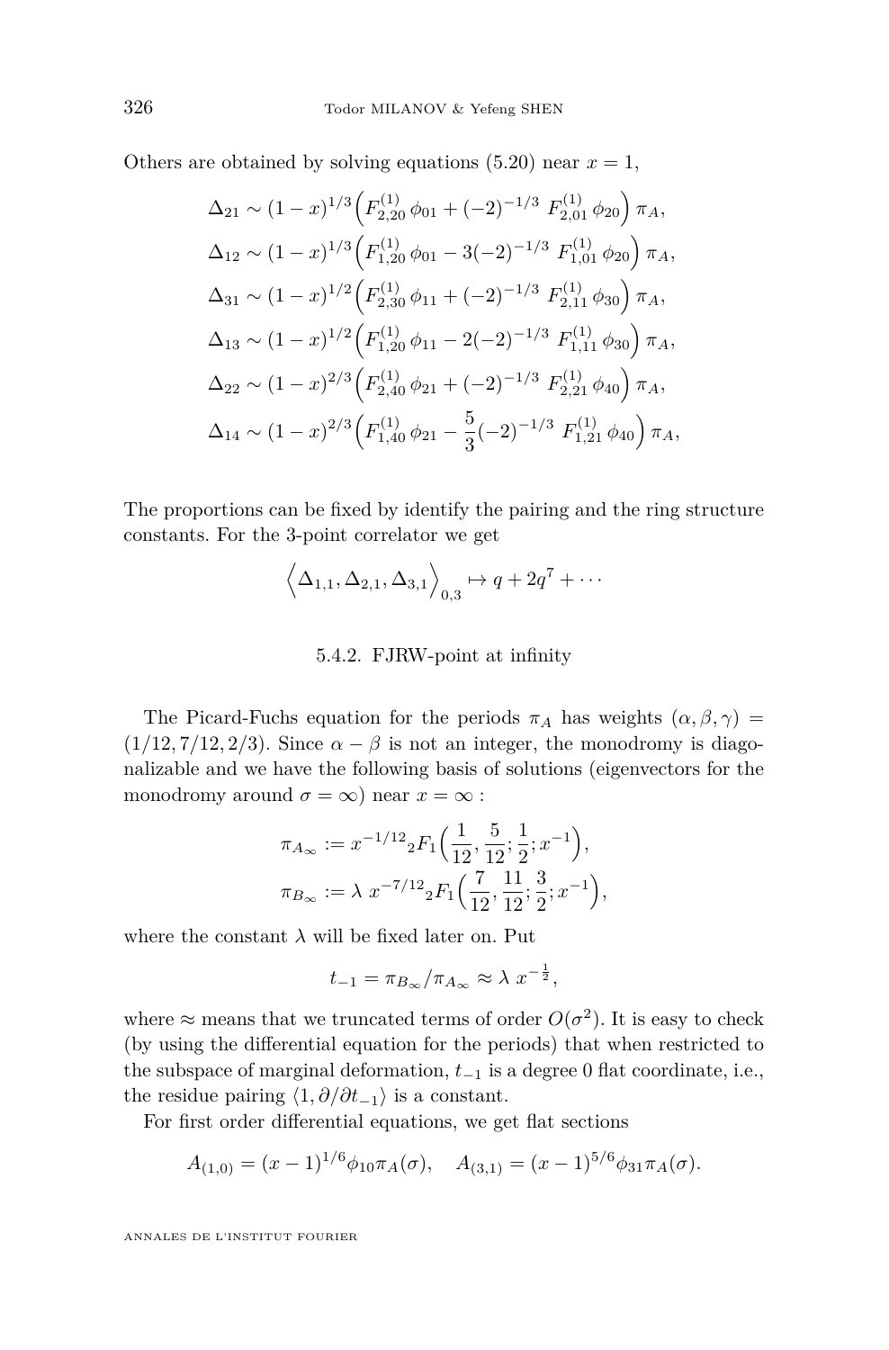Others are obtained by solving equations (5.20) near $x=1$,

$$
\begin{aligned}
\Delta_{21} &\sim (1-x)^{1/3}\Big(F^{(1)}_{2,20}\,\phi_{01} + (-2)^{-1/3}\ F^{(1)}_{2,01}\,\phi_{20}\Big)\,\pi_A,\\
\Delta_{12} &\sim (1-x)^{1/3}\Big(F^{(1)}_{1,20}\,\phi_{01} - 3(-2)^{-1/3}\ F^{(1)}_{1,01}\,\phi_{20}\Big)\,\pi_A,\\
\Delta_{31} &\sim (1-x)^{1/2}\Big(F^{(1)}_{2,30}\,\phi_{11} + (-2)^{-1/3}\ F^{(1)}_{2,11}\,\phi_{30}\Big)\,\pi_A,\\
\Delta_{13} &\sim (1-x)^{1/2}\Big(F^{(1)}_{1,20}\,\phi_{11} - 2(-2)^{-1/3}\ F^{(1)}_{1,11}\,\phi_{30}\Big)\,\pi_A,\\
\Delta_{22} &\sim (1-x)^{2/3}\Big(F^{(1)}_{2,40}\,\phi_{21} + (-2)^{-1/3}\ F^{(1)}_{2,21}\,\phi_{40}\Big)\,\pi_A,\\
\Delta_{14} &\sim (1-x)^{2/3}\Big(F^{(1)}_{1,40}\,\phi_{21} - \frac{5}{3}(-2)^{-1/3}\ F^{(1)}_{1,21}\,\phi_{40}\Big)\,\pi_A,
\end{aligned}
$$

The proportions can be fixed by identify the pairing and the ring structure constants. For the 3-point correlator we get

$$
\Big\langle \Delta_{1,1}, \Delta_{2,1}, \Delta_{3,1}\Big\rangle_{0,3} \mapsto q + 2q^7 + \cdots
$$

### 5.4.2. FJRW-point at infinity

The Picard-Fuchs equation for the periods $\pi_A$ has weights $(\alpha,\beta,\gamma) = (1/12, 7/12, 2/3)$. Since $\alpha-\beta$ is not an integer, the monodromy is diagonalizable and we have the following basis of solutions (eigenvectors for the monodromy around $\sigma=\infty$) near $x=\infty$ :

$$
\begin{aligned}
\pi_{A_\infty} &:= x^{-1/12}{}_2F_1\Big(\frac{1}{12},\frac{5}{12};\frac{1}{2};x^{-1}\Big),\\
\pi_{B_\infty} &:= \lambda\ x^{-7/12}{}_2F_1\Big(\frac{7}{12},\frac{11}{12};\frac{3}{2};x^{-1}\Big),
\end{aligned}
$$

where the constant $\lambda$ will be fixed later on. Put

$$
t_{-1} = \pi_{B_\infty}/\pi_{A_\infty} \approx \lambda\ x^{-\frac{1}{2}},
$$

where $\approx$ means that we truncated terms of order $O(\sigma^2)$. It is easy to check (by using the differential equation for the periods) that when restricted to the subspace of marginal deformation, $t_{-1}$ is a degree 0 flat coordinate, i.e., the residue pairing $\langle 1, \partial/\partial t_{-1}\rangle$ is a constant.

For first order differential equations, we get flat sections

$$
A_{(1,0)} = (x-1)^{1/6}\phi_{10}\pi_A(\sigma), \quad A_{(3,1)} = (x-1)^{5/6}\phi_{31}\pi_A(\sigma).
$$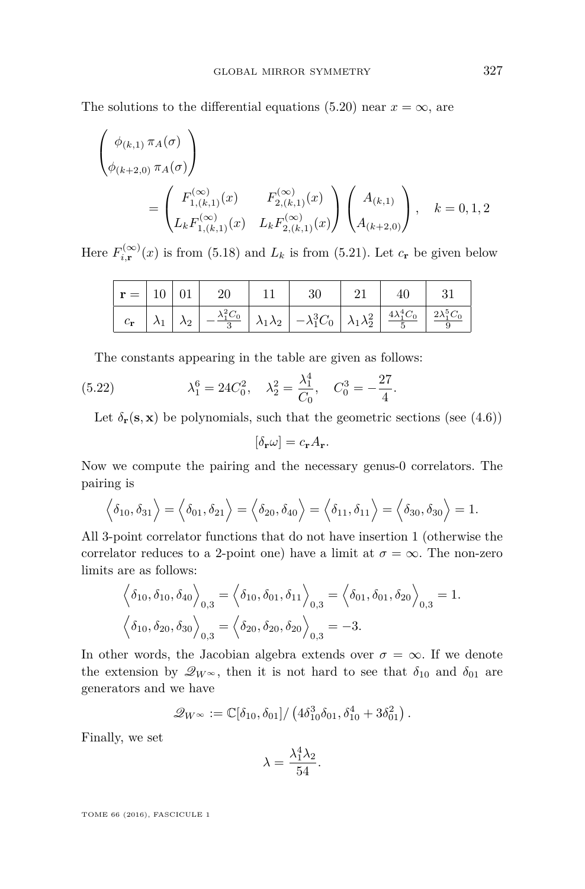The solutions to the differential equations (5.20) near $x = \infty$, are

$$\begin{pmatrix} \phi_{(k,1)}\,\pi_A(\sigma) \\ \phi_{(k+2,0)}\,\pi_A(\sigma) \end{pmatrix} = \begin{pmatrix} F^{(\infty)}_{1,(k,1)}(x) & F^{(\infty)}_{2,(k,1)}(x) \\ L_k F^{(\infty)}_{1,(k,1)}(x) & L_k F^{(\infty)}_{2,(k,1)}(x) \end{pmatrix} \begin{pmatrix} A_{(k,1)} \\ A_{(k+2,0)} \end{pmatrix}, \quad k = 0,1,2$$

Here $F^{(\infty)}_{i,\mathbf{r}}(x)$ is from (5.18) and $L_k$ is from (5.21). Let $c_{\mathbf{r}}$ be given below

| $\mathbf{r} =$ | 10 | 01 | 20 | 11 | 30 | 21 | 40 | 31 |
|---|---|---|---|---|---|---|---|---|
| $c_{\mathbf{r}}$ | $\lambda_1$ | $\lambda_2$ | $-\frac{\lambda_1^2 C_0}{3}$ | $\lambda_1\lambda_2$ | $-\lambda_1^3 C_0$ | $\lambda_1\lambda_2^2$ | $\frac{4\lambda_1^4 C_0}{5}$ | $\frac{2\lambda_1^5 C_0}{9}$ |

The constants appearing in the table are given as follows:

$$\lambda_1^6 = 24C_0^2, \quad \lambda_2^2 = \frac{\lambda_1^4}{C_0}, \quad C_0^3 = -\frac{27}{4}. \tag{5.22}$$

Let $\delta_{\mathbf{r}}(\mathbf{s},\mathbf{x})$ be polynomials, such that the geometric sections (see (4.6))

$$[\delta_{\mathbf{r}}\omega] = c_{\mathbf{r}} A_{\mathbf{r}}.$$

Now we compute the pairing and the necessary genus-0 correlators. The pairing is

$$\left\langle \delta_{10}, \delta_{31} \right\rangle = \left\langle \delta_{01}, \delta_{21} \right\rangle = \left\langle \delta_{20}, \delta_{40} \right\rangle = \left\langle \delta_{11}, \delta_{11} \right\rangle = \left\langle \delta_{30}, \delta_{30} \right\rangle = 1.$$

All 3-point correlator functions that do not have insertion 1 (otherwise the correlator reduces to a 2-point one) have a limit at $\sigma = \infty$. The non-zero limits are as follows:

$$\left\langle \delta_{10}, \delta_{10}, \delta_{40} \right\rangle_{0,3} = \left\langle \delta_{10}, \delta_{01}, \delta_{11} \right\rangle_{0,3} = \left\langle \delta_{01}, \delta_{01}, \delta_{20} \right\rangle_{0,3} = 1.$$

$$\left\langle \delta_{10}, \delta_{20}, \delta_{30} \right\rangle_{0,3} = \left\langle \delta_{20}, \delta_{20}, \delta_{20} \right\rangle_{0,3} = -3.$$

In other words, the Jacobian algebra extends over $\sigma = \infty$. If we denote the extension by $\mathscr{Q}_{W^\infty}$, then it is not hard to see that $\delta_{10}$ and $\delta_{01}$ are generators and we have

$$\mathscr{Q}_{W^\infty} := \mathbb{C}[\delta_{10}, \delta_{01}] / \left(4\delta_{10}^3\delta_{01}, \delta_{10}^4 + 3\delta_{01}^2\right).$$

Finally, we set

$$\lambda = \frac{\lambda_1^4 \lambda_2}{54}.$$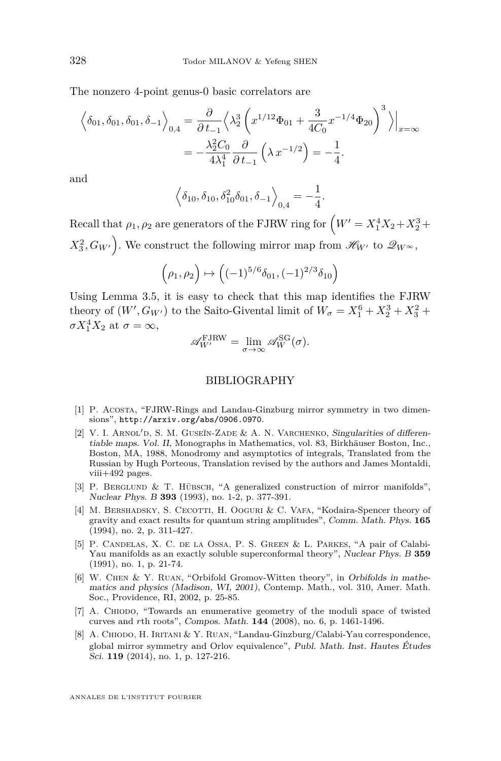The nonzero 4-point genus-0 basic correlators are

$$\Big\langle \delta_{01}, \delta_{01}, \delta_{01}, \delta_{-1} \Big\rangle_{0,4} = \frac{\partial}{\partial t_{-1}} \Big\langle \lambda_2^3 \left( x^{1/12} \Phi_{01} + \frac{3}{4C_0} x^{-1/4} \Phi_{20} \right)^3 \Big\rangle \Big|_{x=\infty}$$
$$= -\frac{\lambda_2^2 C_0}{4\lambda_1^4} \frac{\partial}{\partial t_{-1}} \left( \lambda \, x^{-1/2} \right) = -\frac{1}{4}.$$

and

$$\Big\langle \delta_{10}, \delta_{10}, \delta_{10}^2 \delta_{01}, \delta_{-1} \Big\rangle_{0,4} = -\frac{1}{4}.$$

Recall that $\rho_1, \rho_2$ are generators of the FJRW ring for $\left( W' = X_1^4 X_2 + X_2^3 + X_3^2, G_{W'} \right)$. We construct the following mirror map from $\mathscr{H}_{W'}$ to $\mathscr{Q}_{W^\infty}$,

$$\Big( \rho_1, \rho_2 \Big) \mapsto \Big( (-1)^{5/6} \delta_{01}, (-1)^{2/3} \delta_{10} \Big)$$

Using Lemma 3.5, it is easy to check that this map identifies the FJRW theory of $(W', G_{W'})$ to the Saito-Givental limit of $W_\sigma = X_1^6 + X_2^3 + X_3^2 + \sigma X_1^4 X_2$ at $\sigma = \infty$,

$$\mathscr{A}_{W'}^{\mathrm{FJRW}} = \lim_{\sigma \to \infty} \mathscr{A}_W^{\mathrm{SG}}(\sigma).$$

## BIBLIOGRAPHY

[1] P. Acosta, "FJRW-Rings and Landau-Ginzburg mirror symmetry in two dimensions", http://arxiv.org/abs/0906.0970.

[2] V. I. Arnol'd, S. M. Guseĭn-Zade & A. N. Varchenko, *Singularities of differentiable maps. Vol. II*, Monographs in Mathematics, vol. 83, Birkhäuser Boston, Inc., Boston, MA, 1988, Monodromy and asymptotics of integrals, Translated from the Russian by Hugh Porteous, Translation revised by the authors and James Montaldi, viii+492 pages.

[3] P. Berglund & T. Hübsch, "A generalized construction of mirror manifolds", *Nuclear Phys. B* **393** (1993), no. 1-2, p. 377-391.

[4] M. Bershadsky, S. Cecotti, H. Ooguri & C. Vafa, "Kodaira-Spencer theory of gravity and exact results for quantum string amplitudes", *Comm. Math. Phys.* **165** (1994), no. 2, p. 311-427.

[5] P. Candelas, X. C. de la Ossa, P. S. Green & L. Parkes, "A pair of Calabi-Yau manifolds as an exactly soluble superconformal theory", *Nuclear Phys. B* **359** (1991), no. 1, p. 21-74.

[6] W. Chen & Y. Ruan, "Orbifold Gromov-Witten theory", in *Orbifolds in mathematics and physics (Madison, WI, 2001)*, Contemp. Math., vol. 310, Amer. Math. Soc., Providence, RI, 2002, p. 25-85.

[7] A. Chiodo, "Towards an enumerative geometry of the moduli space of twisted curves and $r$th roots", *Compos. Math.* **144** (2008), no. 6, p. 1461-1496.

[8] A. Chiodo, H. Iritani & Y. Ruan, "Landau-Ginzburg/Calabi-Yau correspondence, global mirror symmetry and Orlov equivalence", *Publ. Math. Inst. Hautes Études Sci.* **119** (2014), no. 1, p. 127-216.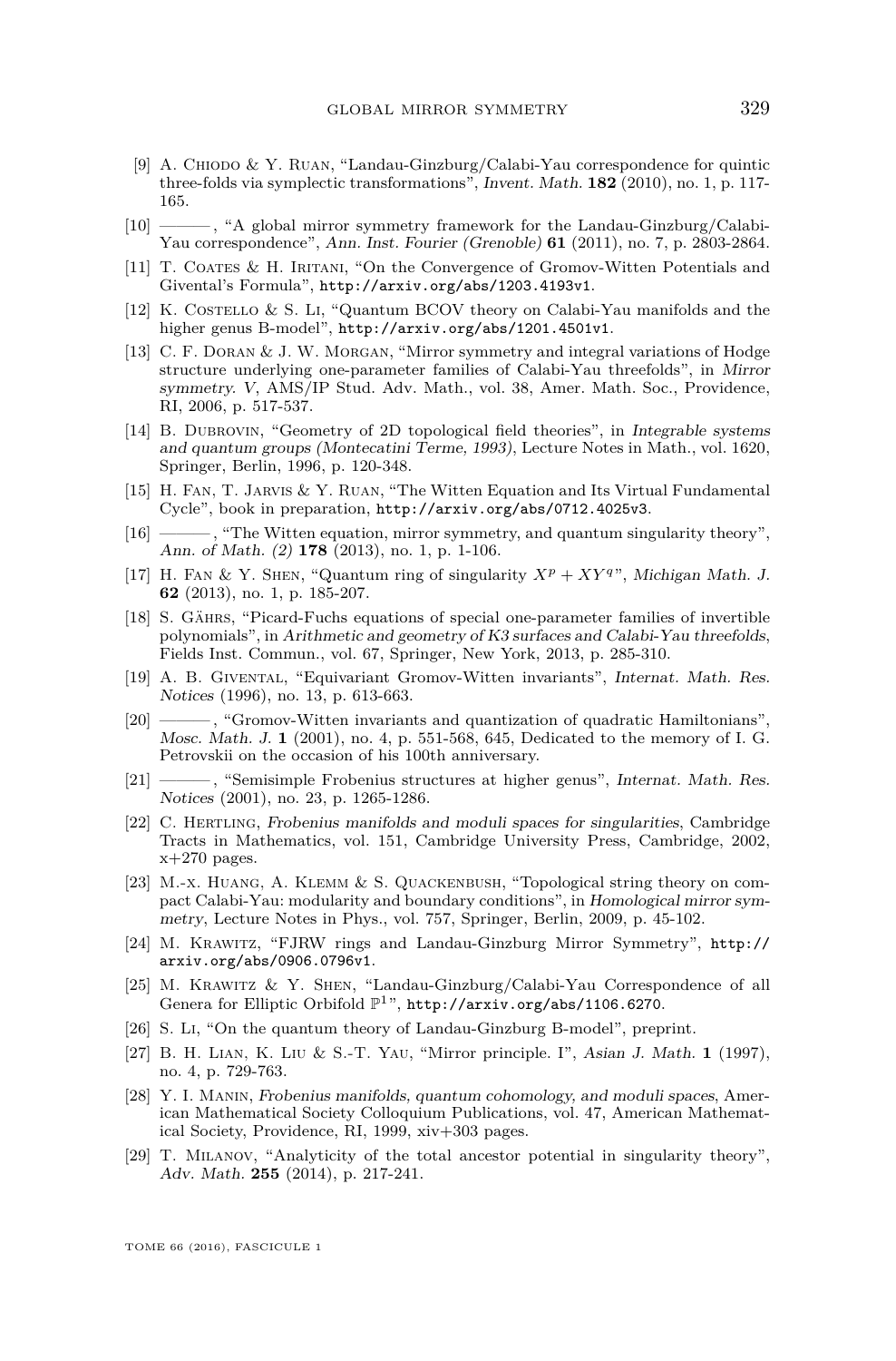[9] A. Chiodo & Y. Ruan, "Landau-Ginzburg/Calabi-Yau correspondence for quintic three-folds via symplectic transformations", *Invent. Math.* **182** (2010), no. 1, p. 117-165.

[10] ———, "A global mirror symmetry framework for the Landau-Ginzburg/Calabi-Yau correspondence", *Ann. Inst. Fourier (Grenoble)* **61** (2011), no. 7, p. 2803-2864.

[11] T. Coates & H. Iritani, "On the Convergence of Gromov-Witten Potentials and Givental's Formula", http://arxiv.org/abs/1203.4193v1.

[12] K. Costello & S. Li, "Quantum BCOV theory on Calabi-Yau manifolds and the higher genus B-model", http://arxiv.org/abs/1201.4501v1.

[13] C. F. Doran & J. W. Morgan, "Mirror symmetry and integral variations of Hodge structure underlying one-parameter families of Calabi-Yau threefolds", in *Mirror symmetry. V*, AMS/IP Stud. Adv. Math., vol. 38, Amer. Math. Soc., Providence, RI, 2006, p. 517-537.

[14] B. Dubrovin, "Geometry of 2D topological field theories", in *Integrable systems and quantum groups (Montecatini Terme, 1993)*, Lecture Notes in Math., vol. 1620, Springer, Berlin, 1996, p. 120-348.

[15] H. Fan, T. Jarvis & Y. Ruan, "The Witten Equation and Its Virtual Fundamental Cycle", book in preparation, http://arxiv.org/abs/0712.4025v3.

[16] ———, "The Witten equation, mirror symmetry, and quantum singularity theory", *Ann. of Math. (2)* **178** (2013), no. 1, p. 1-106.

[17] H. Fan & Y. Shen, "Quantum ring of singularity $X^p + XY^q$", *Michigan Math. J.* **62** (2013), no. 1, p. 185-207.

[18] S. Gährs, "Picard-Fuchs equations of special one-parameter families of invertible polynomials", in *Arithmetic and geometry of K3 surfaces and Calabi-Yau threefolds*, Fields Inst. Commun., vol. 67, Springer, New York, 2013, p. 285-310.

[19] A. B. Givental, "Equivariant Gromov-Witten invariants", *Internat. Math. Res. Notices* (1996), no. 13, p. 613-663.

[20] ———, "Gromov-Witten invariants and quantization of quadratic Hamiltonians", *Mosc. Math. J.* **1** (2001), no. 4, p. 551-568, 645, Dedicated to the memory of I. G. Petrovskii on the occasion of his 100th anniversary.

[21] ———, "Semisimple Frobenius structures at higher genus", *Internat. Math. Res. Notices* (2001), no. 23, p. 1265-1286.

[22] C. Hertling, *Frobenius manifolds and moduli spaces for singularities*, Cambridge Tracts in Mathematics, vol. 151, Cambridge University Press, Cambridge, 2002, x+270 pages.

[23] M.-x. Huang, A. Klemm & S. Quackenbush, "Topological string theory on compact Calabi-Yau: modularity and boundary conditions", in *Homological mirror symmetry*, Lecture Notes in Phys., vol. 757, Springer, Berlin, 2009, p. 45-102.

[24] M. Krawitz, "FJRW rings and Landau-Ginzburg Mirror Symmetry", http://arxiv.org/abs/0906.0796v1.

[25] M. Krawitz & Y. Shen, "Landau-Ginzburg/Calabi-Yau Correspondence of all Genera for Elliptic Orbifold $\mathbb{P}^1$", http://arxiv.org/abs/1106.6270.

[26] S. Li, "On the quantum theory of Landau-Ginzburg B-model", preprint.

[27] B. H. Lian, K. Liu & S.-T. Yau, "Mirror principle. I", *Asian J. Math.* **1** (1997), no. 4, p. 729-763.

[28] Y. I. Manin, *Frobenius manifolds, quantum cohomology, and moduli spaces*, American Mathematical Society Colloquium Publications, vol. 47, American Mathematical Society, Providence, RI, 1999, xiv+303 pages.

[29] T. Milanov, "Analyticity of the total ancestor potential in singularity theory", *Adv. Math.* **255** (2014), p. 217-241.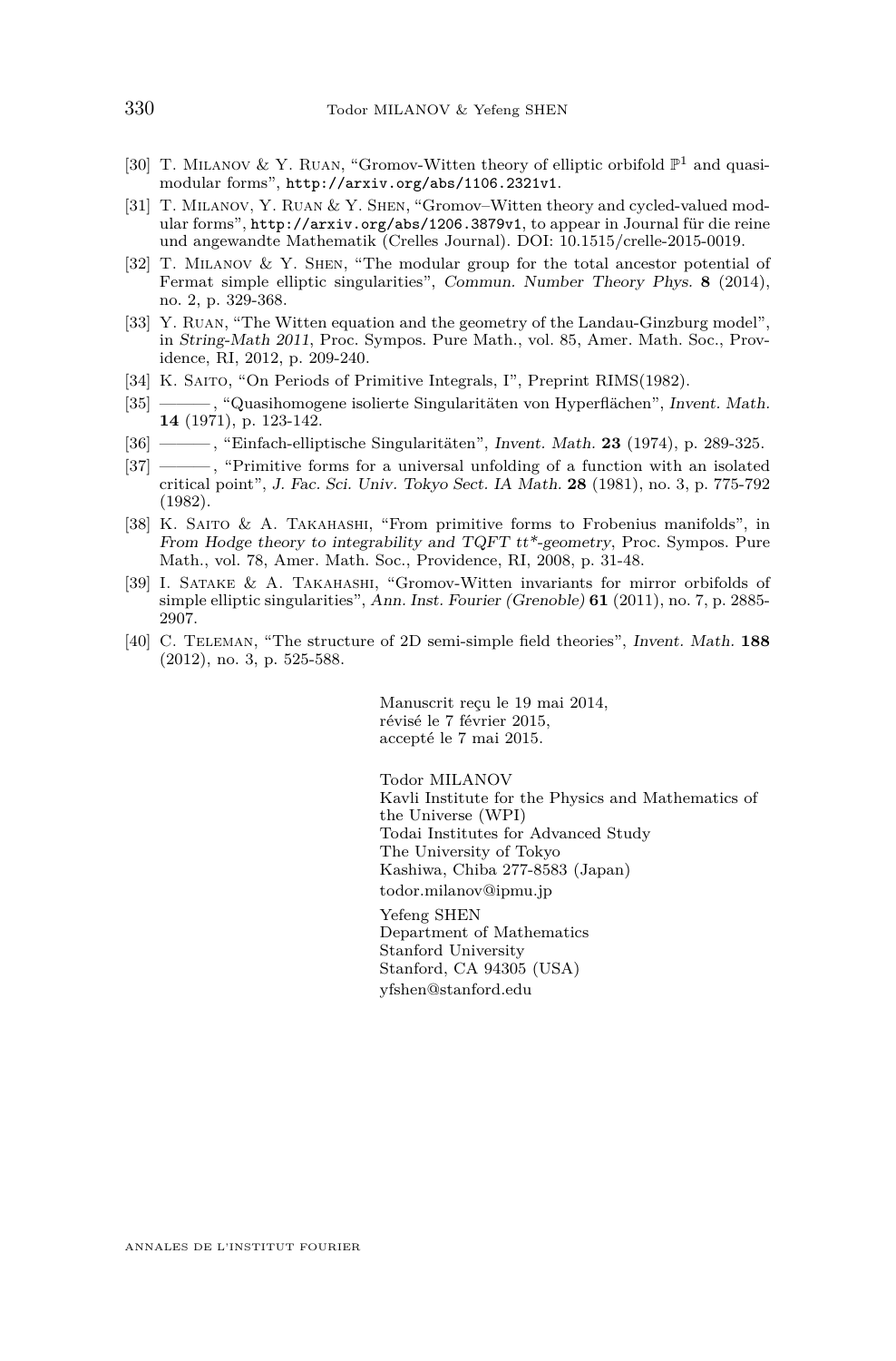[30] T. Milanov & Y. Ruan, "Gromov-Witten theory of elliptic orbifold $\mathbb{P}^1$ and quasi-modular forms", http://arxiv.org/abs/1106.2321v1.

[31] T. Milanov, Y. Ruan & Y. Shen, "Gromov–Witten theory and cycled-valued modular forms", http://arxiv.org/abs/1206.3879v1, to appear in Journal für die reine und angewandte Mathematik (Crelles Journal). DOI: 10.1515/crelle-2015-0019.

[32] T. Milanov & Y. Shen, "The modular group for the total ancestor potential of Fermat simple elliptic singularities", *Commun. Number Theory Phys.* **8** (2014), no. 2, p. 329-368.

[33] Y. Ruan, "The Witten equation and the geometry of the Landau-Ginzburg model", in *String-Math 2011*, Proc. Sympos. Pure Math., vol. 85, Amer. Math. Soc., Providence, RI, 2012, p. 209-240.

[34] K. Saito, "On Periods of Primitive Integrals, I", Preprint RIMS(1982).

[35] ———, "Quasihomogene isolierte Singularitäten von Hyperflächen", *Invent. Math.* **14** (1971), p. 123-142.

[36] ———, "Einfach-elliptische Singularitäten", *Invent. Math.* **23** (1974), p. 289-325.

[37] ———, "Primitive forms for a universal unfolding of a function with an isolated critical point", *J. Fac. Sci. Univ. Tokyo Sect. IA Math.* **28** (1981), no. 3, p. 775-792 (1982).

[38] K. Saito & A. Takahashi, "From primitive forms to Frobenius manifolds", in *From Hodge theory to integrability and TQFT tt\*-geometry*, Proc. Sympos. Pure Math., vol. 78, Amer. Math. Soc., Providence, RI, 2008, p. 31-48.

[39] I. Satake & A. Takahashi, "Gromov-Witten invariants for mirror orbifolds of simple elliptic singularities", *Ann. Inst. Fourier (Grenoble)* **61** (2011), no. 7, p. 2885-2907.

[40] C. Teleman, "The structure of 2D semi-simple field theories", *Invent. Math.* **188** (2012), no. 3, p. 525-588.

Manuscrit reçu le 19 mai 2014,
révisé le 7 février 2015,
accepté le 7 mai 2015.

Todor MILANOV
Kavli Institute for the Physics and Mathematics of the Universe (WPI)
Todai Institutes for Advanced Study
The University of Tokyo
Kashiwa, Chiba 277-8583 (Japan)
todor.milanov@ipmu.jp

Yefeng SHEN
Department of Mathematics
Stanford University
Stanford, CA 94305 (USA)
yfshen@stanford.edu